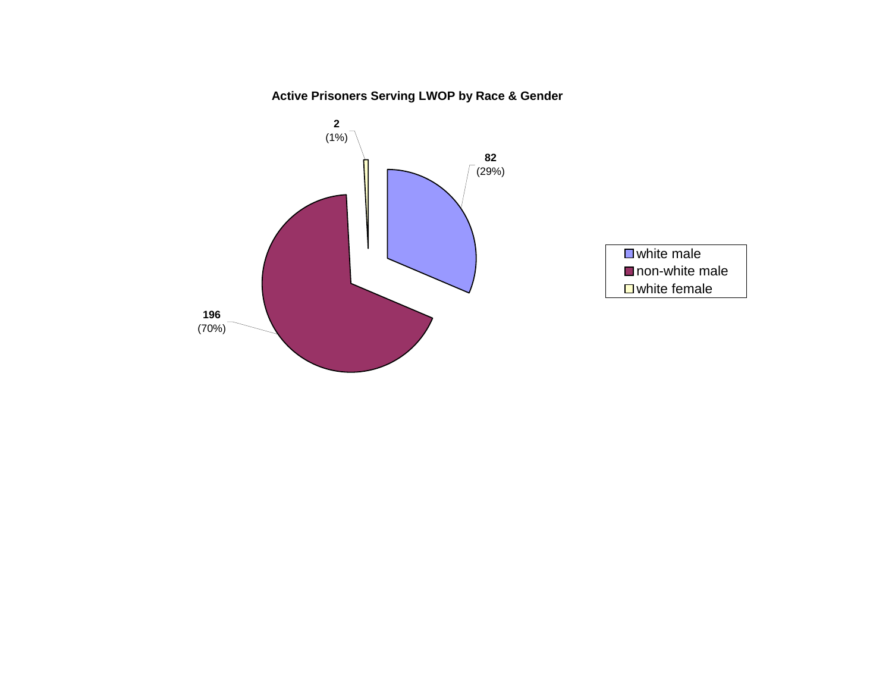**Active Prisoners Serving LWOP by Race & Gender**

| Category | Count | Percent |
| --- | --- | --- |
| white male | 82 | (29%) |
| non-white male | 196 | (70%) |
| white female | 2 | (1%) |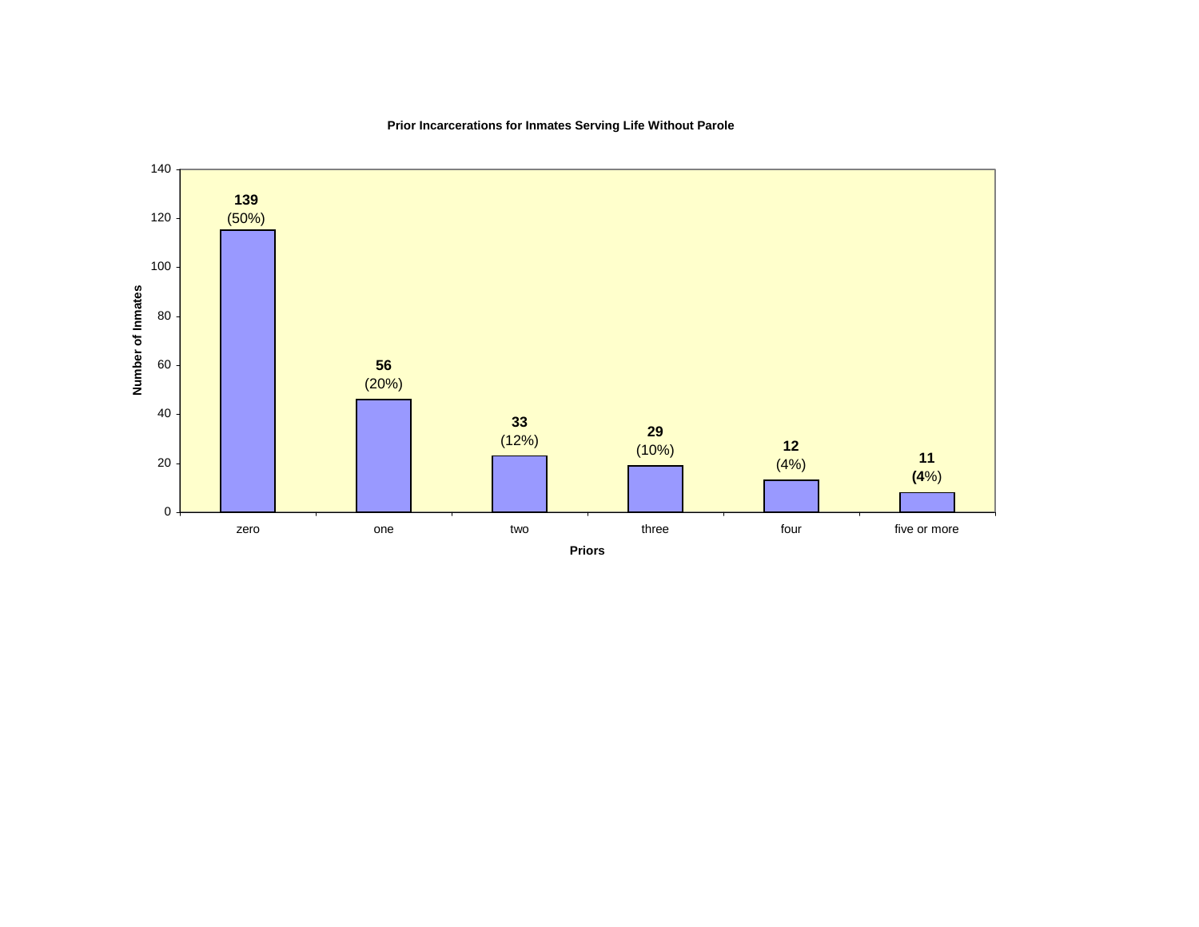**Prior Incarcerations for Inmates Serving Life Without Parole**

| Priors | Number of Inmates | Percent |
|---|---|---|
| zero | 139 | (50%) |
| one | 56 | (20%) |
| two | 33 | (12%) |
| three | 29 | (10%) |
| four | 12 | (4%) |
| five or more | 11 | (4%) |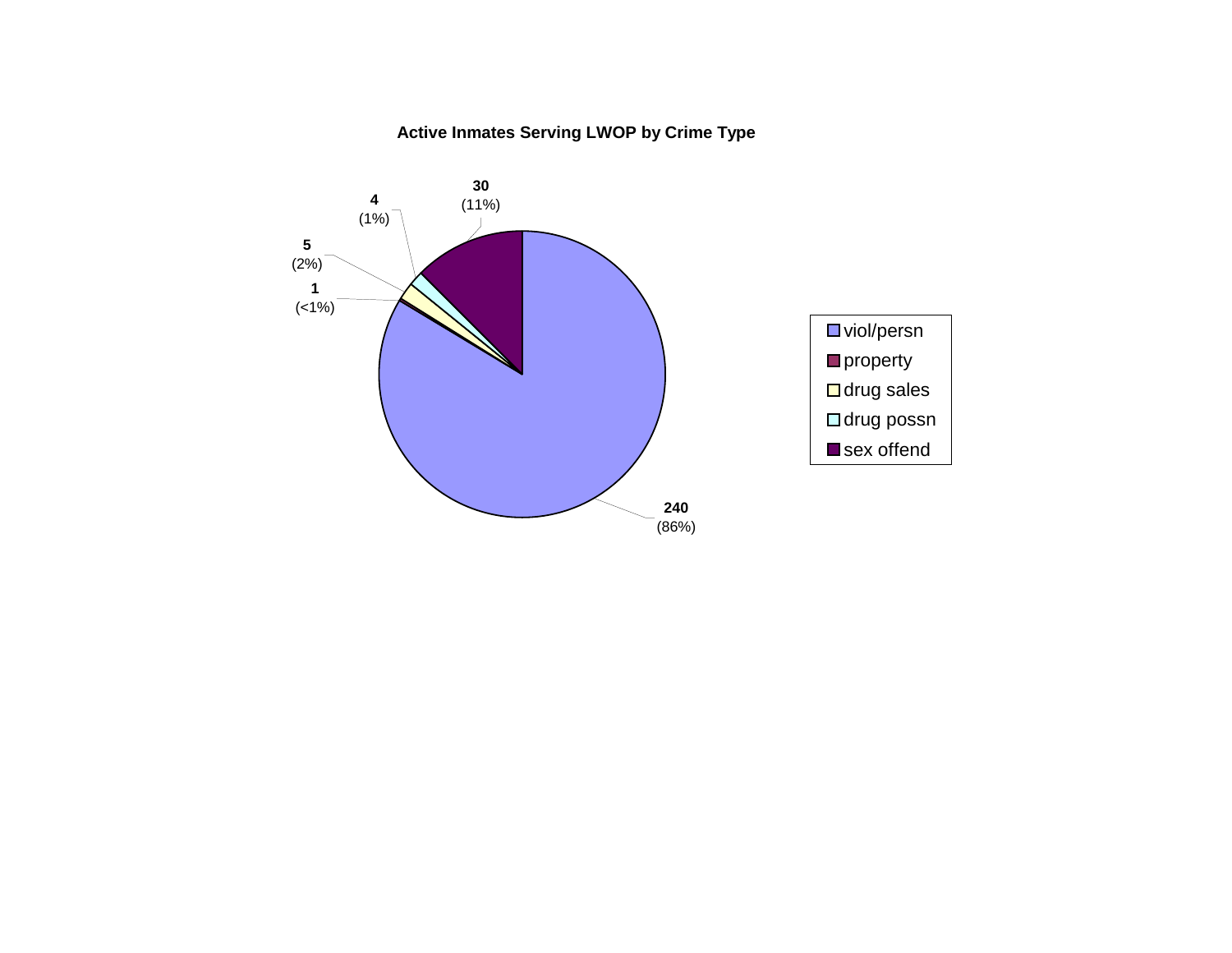**Active Inmates Serving LWOP by Crime Type**

| Crime Type | Count | Percent |
|---|---|---|
| viol/persn | 240 | (86%) |
| property | 1 | (<1%) |
| drug sales | 5 | (2%) |
| drug possn | 4 | (1%) |
| sex offend | 30 | (11%) |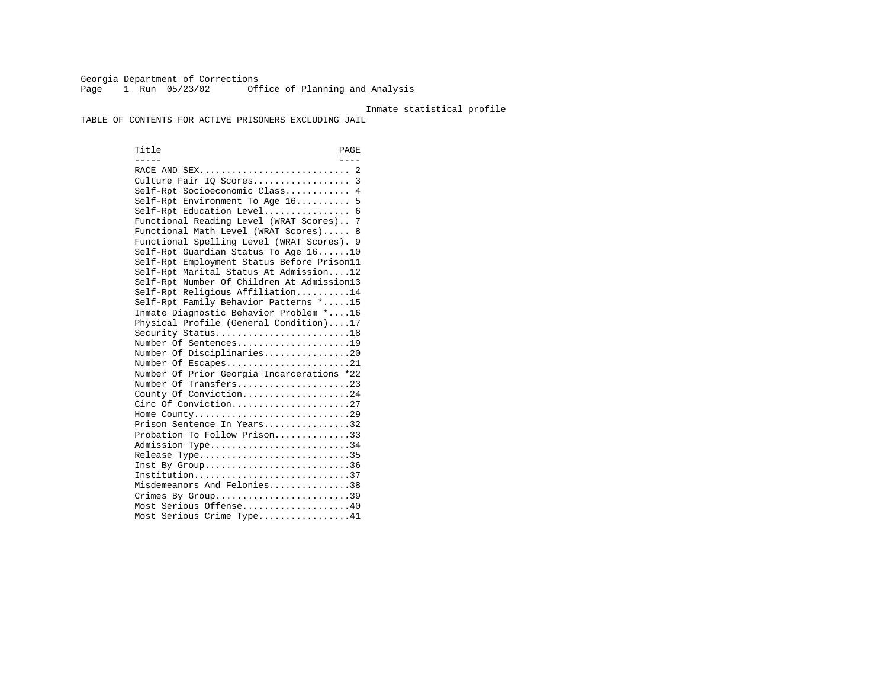Georgia Department of Corrections
Office of Planning and Analysis

Inmate statistical profile

# TABLE OF CONTENTS FOR ACTIVE PRISONERS EXCLUDING JAIL

| Title | PAGE |
|---|---|
| RACE AND SEX | 2 |
| Culture Fair IQ Scores | 3 |
| Self-Rpt Socioeconomic Class | 4 |
| Self-Rpt Environment To Age 16 | 5 |
| Self-Rpt Education Level | 6 |
| Functional Reading Level (WRAT Scores) | 7 |
| Functional Math Level (WRAT Scores) | 8 |
| Functional Spelling Level (WRAT Scores) | 9 |
| Self-Rpt Guardian Status To Age 16 | 10 |
| Self-Rpt Employment Status Before Prison | 11 |
| Self-Rpt Marital Status At Admission | 12 |
| Self-Rpt Number Of Children At Admission | 13 |
| Self-Rpt Religious Affiliation | 14 |
| Self-Rpt Family Behavior Patterns * | 15 |
| Inmate Diagnostic Behavior Problem * | 16 |
| Physical Profile (General Condition) | 17 |
| Security Status | 18 |
| Number Of Sentences | 19 |
| Number Of Disciplinaries | 20 |
| Number Of Escapes | 21 |
| Number Of Prior Georgia Incarcerations * | 22 |
| Number Of Transfers | 23 |
| County Of Conviction | 24 |
| Circ Of Conviction | 27 |
| Home County | 29 |
| Prison Sentence In Years | 32 |
| Probation To Follow Prison | 33 |
| Admission Type | 34 |
| Release Type | 35 |
| Inst By Group | 36 |
| Institution | 37 |
| Misdemeanors And Felonies | 38 |
| Crimes By Group | 39 |
| Most Serious Offense | 40 |
| Most Serious Crime Type | 41 |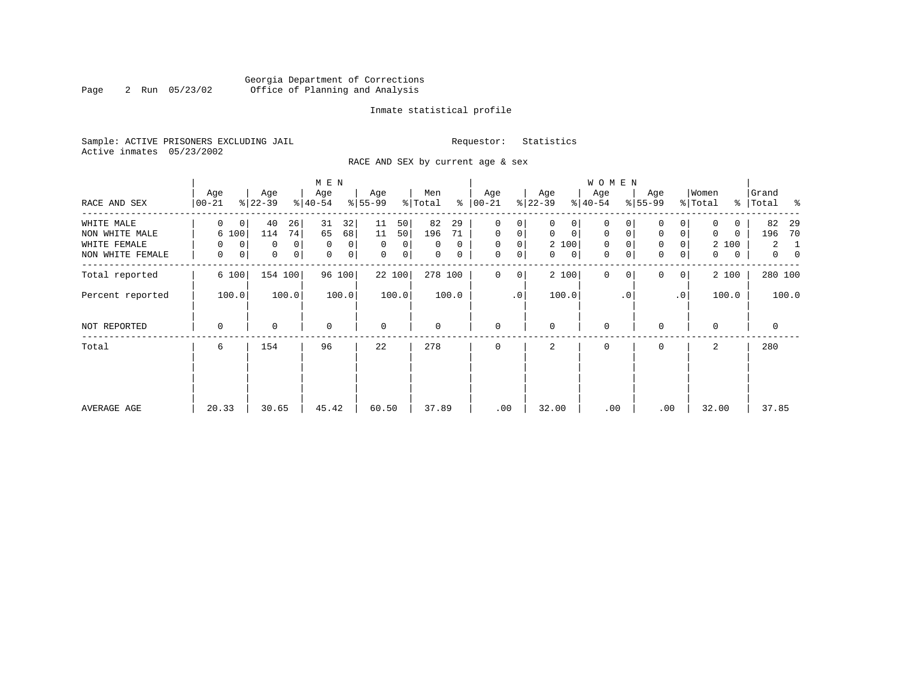Georgia Department of Corrections
Office of Planning and Analysis

Inmate statistical profile

Sample: ACTIVE PRISONERS EXCLUDING JAIL

Requestor: Statistics

Active inmates 05/23/2002

RACE AND SEX by current age & sex

| RACE AND SEX | MEN Age 00-21 | % | Age 22-39 | % | Age 40-54 | % | Age 55-99 | % | Men Total | % | WOMEN Age 00-21 | % | Age 22-39 | % | Age 40-54 | % | Age 55-99 | % | Women Total | % | Grand Total | % |
|---|---|---|---|---|---|---|---|---|---|---|---|---|---|---|---|---|---|---|---|---|---|---|
| WHITE MALE | 0 | 0 | 40 | 26 | 31 | 32 | 11 | 50 | 82 | 29 | 0 | 0 | 0 | 0 | 0 | 0 | 0 | 0 | 0 | 0 | 82 | 29 |
| NON WHITE MALE | 6 | 100 | 114 | 74 | 65 | 68 | 11 | 50 | 196 | 71 | 0 | 0 | 0 | 0 | 0 | 0 | 0 | 0 | 0 | 0 | 196 | 70 |
| WHITE FEMALE | 0 | 0 | 0 | 0 | 0 | 0 | 0 | 0 | 0 | 0 | 0 | 0 | 2 | 100 | 0 | 0 | 0 | 0 | 2 | 100 | 2 | 1 |
| NON WHITE FEMALE | 0 | 0 | 0 | 0 | 0 | 0 | 0 | 0 | 0 | 0 | 0 | 0 | 0 | 0 | 0 | 0 | 0 | 0 | 0 | 0 | 0 | 0 |
| Total reported | 6 | 100 | 154 | 100 | 96 | 100 | 22 | 100 | 278 | 100 | 0 | 0 | 2 | 100 | 0 | 0 | 0 | 0 | 2 | 100 | 280 | 100 |
| Percent reported | | 100.0 | | 100.0 | | 100.0 | | 100.0 | | 100.0 | | .0 | | 100.0 | | .0 | | .0 | | 100.0 | | 100.0 |
| NOT REPORTED | 0 | | 0 | | 0 | | 0 | | 0 | | 0 | | 0 | | 0 | | 0 | | 0 | | 0 | |
| Total | 6 | | 154 | | 96 | | 22 | | 278 | | 0 | | 2 | | 0 | | 0 | | 2 | | 280 | |
| AVERAGE AGE | 20.33 | | 30.65 | | 45.42 | | 60.50 | | 37.89 | | .00 | | 32.00 | | .00 | | .00 | | 32.00 | | 37.85 | |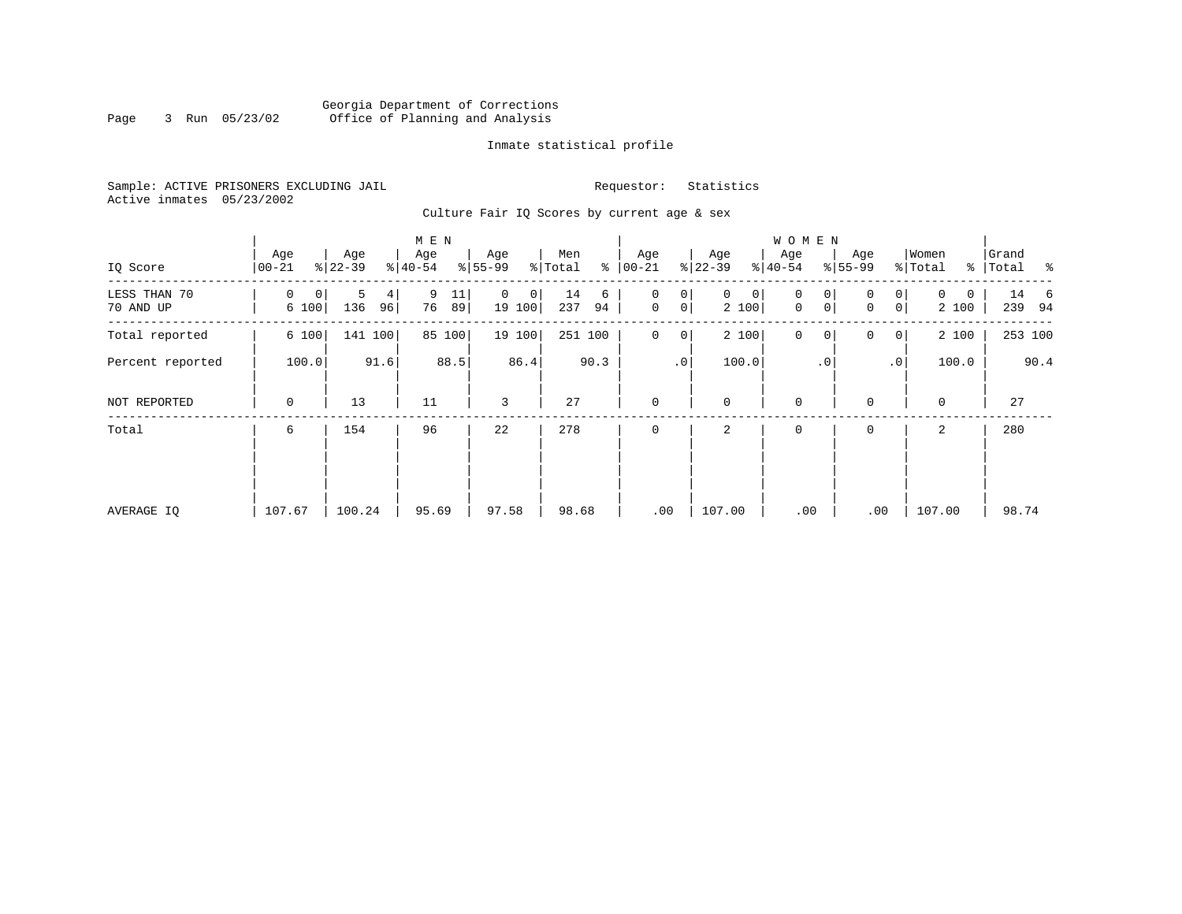Georgia Department of Corrections
Office of Planning and Analysis

Inmate statistical profile

Sample: ACTIVE PRISONERS EXCLUDING JAIL
Active inmates 05/23/2002

Requestor: Statistics

Culture Fair IQ Scores by current age & sex

| IQ Score | MEN Age 00-21 | % | Age 22-39 | % | Age 40-54 | % | Age 55-99 | % | Men Total | % | WOMEN Age 00-21 | % | Age 22-39 | % | Age 40-54 | % | Age 55-99 | % | Women Total | % | Grand Total | % |
|---|---|---|---|---|---|---|---|---|---|---|---|---|---|---|---|---|---|---|---|---|---|---|
| LESS THAN 70 | 0 | 0 | 5 | 4 | 9 | 11 | 0 | 0 | 14 | 6 | 0 | 0 | 0 | 0 | 0 | 0 | 0 | 0 | 0 | 0 | 14 | 6 |
| 70 AND UP | 6 | 100 | 136 | 96 | 76 | 89 | 19 | 100 | 237 | 94 | 0 | 0 | 2 | 100 | 0 | 0 | 0 | 0 | 2 | 100 | 239 | 94 |
| Total reported | 6 | 100 | 141 | 100 | 85 | 100 | 19 | 100 | 251 | 100 | 0 | 0 | 2 | 100 | 0 | 0 | 0 | 0 | 2 | 100 | 253 | 100 |
| Percent reported | | 100.0 | | 91.6 | | 88.5 | | 86.4 | | 90.3 | | .0 | | 100.0 | | .0 | | .0 | | 100.0 | | 90.4 |
| NOT REPORTED | 0 | | 13 | | 11 | | 3 | | 27 | | 0 | | 0 | | 0 | | 0 | | 0 | | 27 | |
| Total | 6 | | 154 | | 96 | | 22 | | 278 | | 0 | | 2 | | 0 | | 0 | | 2 | | 280 | |
| AVERAGE IQ | 107.67 | | 100.24 | | 95.69 | | 97.58 | | 98.68 | | .00 | | 107.00 | | .00 | | .00 | | 107.00 | | 98.74 | |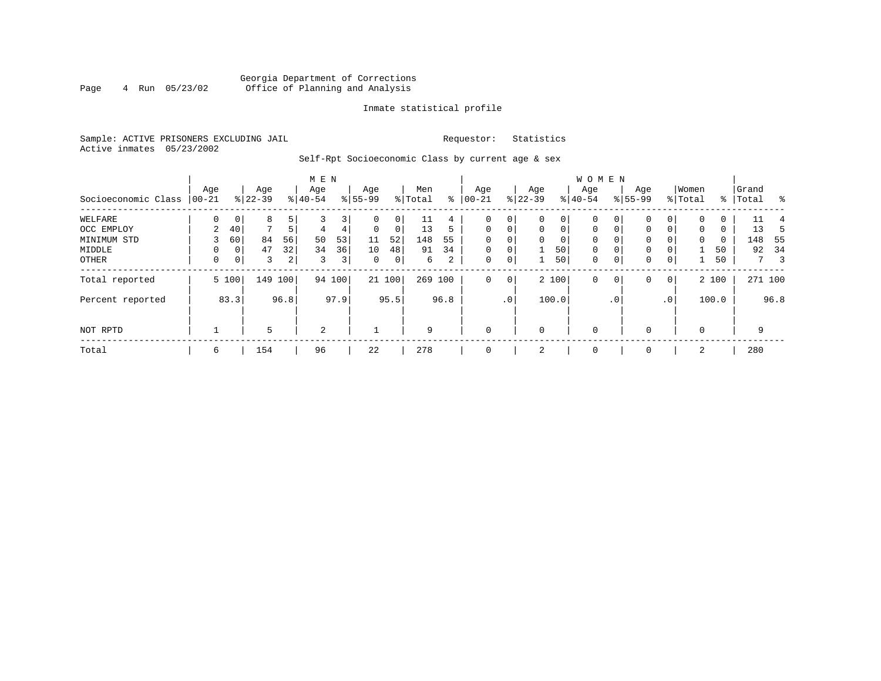Georgia Department of Corrections
Office of Planning and Analysis

Inmate statistical profile

Sample: ACTIVE PRISONERS EXCLUDING JAIL

Requestor: Statistics

Active inmates 05/23/2002

Self-Rpt Socioeconomic Class by current age & sex

| | MEN | | | | | | | | | | WOMEN | | | | | | | | | | | |
|---|---|---|---|---|---|---|---|---|---|---|---|---|---|---|---|---|---|---|---|---|---|---|
| Socioeconomic Class | Age 00-21 | % | Age 22-39 | % | Age 40-54 | % | Age 55-99 | % | Men Total | % | Age 00-21 | % | Age 22-39 | % | Age 40-54 | % | Age 55-99 | % | Women Total | % | Grand Total | % |
| WELFARE | 0 | 0 | 8 | 5 | 3 | 3 | 0 | 0 | 11 | 4 | 0 | 0 | 0 | 0 | 0 | 0 | 0 | 0 | 0 | 0 | 11 | 4 |
| OCC EMPLOY | 2 | 40 | 7 | 5 | 4 | 4 | 0 | 0 | 13 | 5 | 0 | 0 | 0 | 0 | 0 | 0 | 0 | 0 | 0 | 0 | 13 | 5 |
| MINIMUM STD | 3 | 60 | 84 | 56 | 50 | 53 | 11 | 52 | 148 | 55 | 0 | 0 | 0 | 0 | 0 | 0 | 0 | 0 | 0 | 0 | 148 | 55 |
| MIDDLE | 0 | 0 | 47 | 32 | 34 | 36 | 10 | 48 | 91 | 34 | 0 | 0 | 1 | 50 | 0 | 0 | 0 | 0 | 1 | 50 | 92 | 34 |
| OTHER | 0 | 0 | 3 | 2 | 3 | 3 | 0 | 0 | 6 | 2 | 0 | 0 | 1 | 50 | 0 | 0 | 0 | 0 | 1 | 50 | 7 | 3 |
| Total reported | 5 | 100 | 149 | 100 | 94 | 100 | 21 | 100 | 269 | 100 | 0 | 0 | 2 | 100 | 0 | 0 | 0 | 0 | 2 | 100 | 271 | 100 |
| Percent reported | | 83.3 | | 96.8 | | 97.9 | | 95.5 | | 96.8 | | .0 | | 100.0 | | .0 | | .0 | | 100.0 | | 96.8 |
| NOT RPTD | 1 | | 5 | | 2 | | 1 | | 9 | | 0 | | 0 | | 0 | | 0 | | 0 | | 9 | |
| Total | 6 | | 154 | | 96 | | 22 | | 278 | | 0 | | 2 | | 0 | | 0 | | 2 | | 280 | |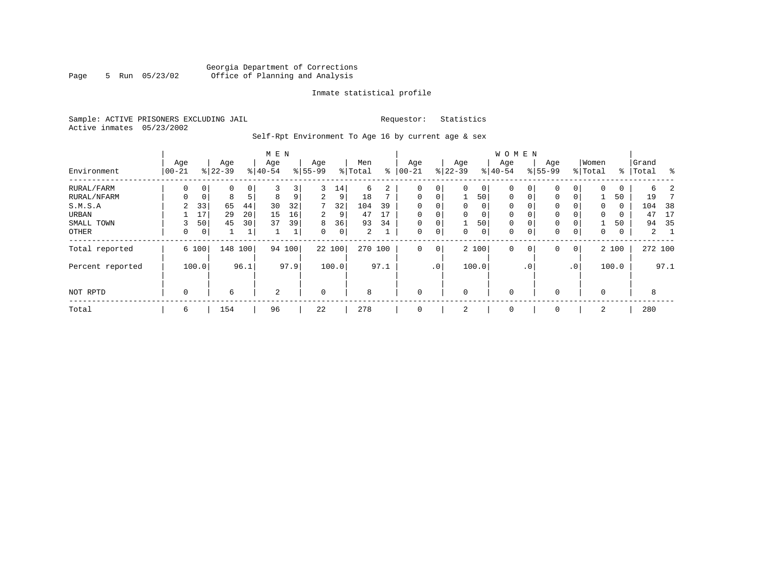Georgia Department of Corrections
Office of Planning and Analysis

Inmate statistical profile

Sample: ACTIVE PRISONERS EXCLUDING JAIL

Requestor: Statistics

Active inmates 05/23/2002

Self-Rpt Environment To Age 16 by current age & sex

| Environment | MEN Age 00-21 | % | Age 22-39 | % | Age 40-54 | % | Age 55-99 | % | Men Total | % | WOMEN Age 00-21 | % | Age 22-39 | % | Age 40-54 | % | Age 55-99 | % | Women Total | % | Grand Total | % |
|---|---|---|---|---|---|---|---|---|---|---|---|---|---|---|---|---|---|---|---|---|---|---|
| RURAL/FARM | 0 | 0 | 0 | 0 | 3 | 3 | 3 | 14 | 6 | 2 | 0 | 0 | 0 | 0 | 0 | 0 | 0 | 0 | 0 | 0 | 6 | 2 |
| RURAL/NFARM | 0 | 0 | 8 | 5 | 8 | 9 | 2 | 9 | 18 | 7 | 0 | 0 | 1 | 50 | 0 | 0 | 0 | 0 | 1 | 50 | 19 | 7 |
| S.M.S.A | 2 | 33 | 65 | 44 | 30 | 32 | 7 | 32 | 104 | 39 | 0 | 0 | 0 | 0 | 0 | 0 | 0 | 0 | 0 | 0 | 104 | 38 |
| URBAN | 1 | 17 | 29 | 20 | 15 | 16 | 2 | 9 | 47 | 17 | 0 | 0 | 0 | 0 | 0 | 0 | 0 | 0 | 0 | 0 | 47 | 17 |
| SMALL TOWN | 3 | 50 | 45 | 30 | 37 | 39 | 8 | 36 | 93 | 34 | 0 | 0 | 1 | 50 | 0 | 0 | 0 | 0 | 1 | 50 | 94 | 35 |
| OTHER | 0 | 0 | 1 | 1 | 1 | 1 | 0 | 0 | 2 | 1 | 0 | 0 | 0 | 0 | 0 | 0 | 0 | 0 | 0 | 0 | 2 | 1 |
| Total reported | 6 | 100 | 148 | 100 | 94 | 100 | 22 | 100 | 270 | 100 | 0 | 0 | 2 | 100 | 0 | 0 | 0 | 0 | 2 | 100 | 272 | 100 |
| Percent reported | | 100.0 | | 96.1 | | 97.9 | | 100.0 | | 97.1 | | .0 | | 100.0 | | .0 | | .0 | | 100.0 | | 97.1 |
| NOT RPTD | 0 | | 6 | | 2 | | 0 | | 8 | | 0 | | 0 | | 0 | | 0 | | 0 | | 8 | |
| Total | 6 | | 154 | | 96 | | 22 | | 278 | | 0 | | 2 | | 0 | | 0 | | 2 | | 280 | |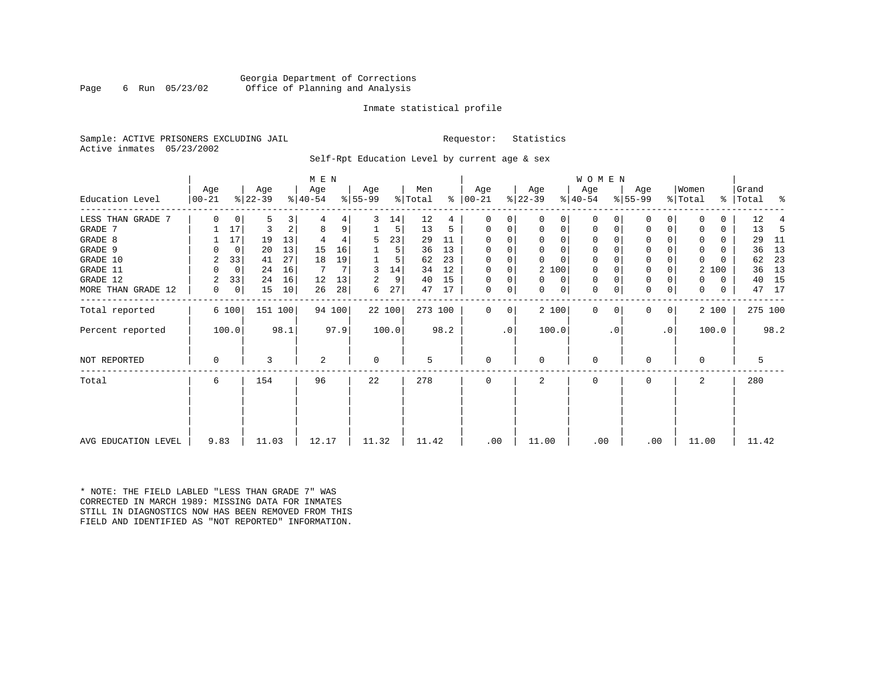Georgia Department of Corrections
Office of Planning and Analysis

Inmate statistical profile

Sample: ACTIVE PRISONERS EXCLUDING JAIL                Requestor: Statistics
Active inmates 05/23/2002

Self-Rpt Education Level by current age & sex

| Education Level | MEN Age 00-21 | % | Age 22-39 | % | Age 40-54 | % | Age 55-99 | % | Men Total | % | WOMEN Age 00-21 | % | Age 22-39 | % | Age 40-54 | % | Age 55-99 | % | Women Total | % | Grand Total | % |
|---|---|---|---|---|---|---|---|---|---|---|---|---|---|---|---|---|---|---|---|---|---|---|
| LESS THAN GRADE 7 | 0 | 0 | 5 | 3 | 4 | 4 | 3 | 14 | 12 | 4 | 0 | 0 | 0 | 0 | 0 | 0 | 0 | 0 | 0 | 0 | 12 | 4 |
| GRADE 7 | 1 | 17 | 3 | 2 | 8 | 9 | 1 | 5 | 13 | 5 | 0 | 0 | 0 | 0 | 0 | 0 | 0 | 0 | 0 | 0 | 13 | 5 |
| GRADE 8 | 1 | 17 | 19 | 13 | 4 | 4 | 5 | 23 | 29 | 11 | 0 | 0 | 0 | 0 | 0 | 0 | 0 | 0 | 0 | 0 | 29 | 11 |
| GRADE 9 | 0 | 0 | 20 | 13 | 15 | 16 | 1 | 5 | 36 | 13 | 0 | 0 | 0 | 0 | 0 | 0 | 0 | 0 | 0 | 0 | 36 | 13 |
| GRADE 10 | 2 | 33 | 41 | 27 | 18 | 19 | 1 | 5 | 62 | 23 | 0 | 0 | 0 | 0 | 0 | 0 | 0 | 0 | 0 | 0 | 62 | 23 |
| GRADE 11 | 0 | 0 | 24 | 16 | 7 | 7 | 3 | 14 | 34 | 12 | 0 | 0 | 2 | 100 | 0 | 0 | 0 | 0 | 2 | 100 | 36 | 13 |
| GRADE 12 | 2 | 33 | 24 | 16 | 12 | 13 | 2 | 9 | 40 | 15 | 0 | 0 | 0 | 0 | 0 | 0 | 0 | 0 | 0 | 0 | 40 | 15 |
| MORE THAN GRADE 12 | 0 | 0 | 15 | 10 | 26 | 28 | 6 | 27 | 47 | 17 | 0 | 0 | 0 | 0 | 0 | 0 | 0 | 0 | 0 | 0 | 47 | 17 |
| Total reported | 6 | 100 | 151 | 100 | 94 | 100 | 22 | 100 | 273 | 100 | 0 | 0 | 2 | 100 | 0 | 0 | 0 | 0 | 2 | 100 | 275 | 100 |
| Percent reported | 100.0 | | 98.1 | | 97.9 | | 100.0 | | 98.2 | | .0 | | 100.0 | | .0 | | .0 | | 100.0 | | 98.2 | |
| NOT REPORTED | 0 | | 3 | | 2 | | 0 | | 5 | | 0 | | 0 | | 0 | | 0 | | 0 | | 5 | |
| Total | 6 | | 154 | | 96 | | 22 | | 278 | | 0 | | 2 | | 0 | | 0 | | 2 | | 280 | |
| AVG EDUCATION LEVEL | 9.83 | | 11.03 | | 12.17 | | 11.32 | | 11.42 | | .00 | | 11.00 | | .00 | | .00 | | 11.00 | | 11.42 | |

\* NOTE: THE FIELD LABLED "LESS THAN GRADE 7" WAS CORRECTED IN MARCH 1989: MISSING DATA FOR INMATES STILL IN DIAGNOSTICS NOW HAS BEEN REMOVED FROM THIS FIELD AND IDENTIFIED AS "NOT REPORTED" INFORMATION.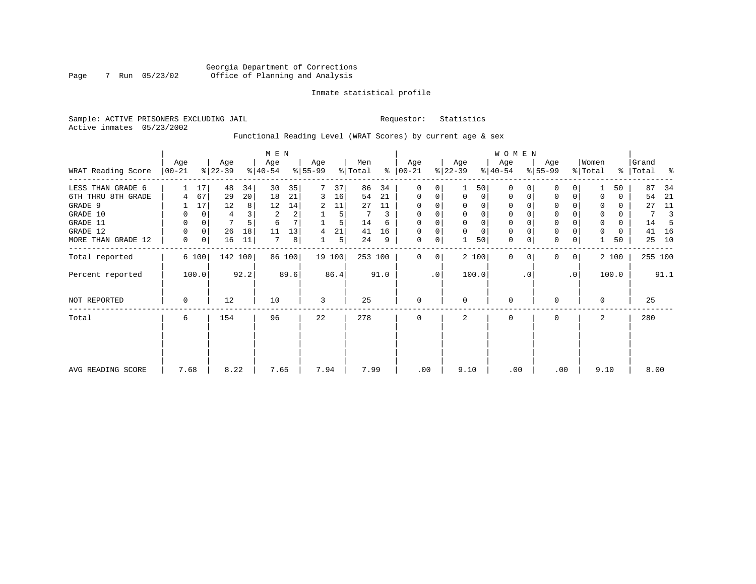Georgia Department of Corrections
Office of Planning and Analysis

Inmate statistical profile

Sample: ACTIVE PRISONERS EXCLUDING JAIL

Requestor: Statistics

Active inmates 05/23/2002

Functional Reading Level (WRAT Scores) by current age & sex

| WRAT Reading Score | MEN Age 00-21 | % | Age 22-39 | % | Age 40-54 | % | Age 55-99 | % | Men Total | % | WOMEN Age 00-21 | % | Age 22-39 | % | Age 40-54 | % | Age 55-99 | % | Women Total | % | Grand Total | % |
|---|---|---|---|---|---|---|---|---|---|---|---|---|---|---|---|---|---|---|---|---|---|---|
| LESS THAN GRADE 6 | 1 | 17 | 48 | 34 | 30 | 35 | 7 | 37 | 86 | 34 | 0 | 0 | 1 | 50 | 0 | 0 | 0 | 0 | 1 | 50 | 87 | 34 |
| 6TH THRU 8TH GRADE | 4 | 67 | 29 | 20 | 18 | 21 | 3 | 16 | 54 | 21 | 0 | 0 | 0 | 0 | 0 | 0 | 0 | 0 | 0 | 0 | 54 | 21 |
| GRADE 9 | 1 | 17 | 12 | 8 | 12 | 14 | 2 | 11 | 27 | 11 | 0 | 0 | 0 | 0 | 0 | 0 | 0 | 0 | 0 | 0 | 27 | 11 |
| GRADE 10 | 0 | 0 | 4 | 3 | 2 | 2 | 1 | 5 | 7 | 3 | 0 | 0 | 0 | 0 | 0 | 0 | 0 | 0 | 0 | 0 | 7 | 3 |
| GRADE 11 | 0 | 0 | 7 | 5 | 6 | 7 | 1 | 5 | 14 | 6 | 0 | 0 | 0 | 0 | 0 | 0 | 0 | 0 | 0 | 0 | 14 | 5 |
| GRADE 12 | 0 | 0 | 26 | 18 | 11 | 13 | 4 | 21 | 41 | 16 | 0 | 0 | 0 | 0 | 0 | 0 | 0 | 0 | 0 | 0 | 41 | 16 |
| MORE THAN GRADE 12 | 0 | 0 | 16 | 11 | 7 | 8 | 1 | 5 | 24 | 9 | 0 | 0 | 1 | 50 | 0 | 0 | 0 | 0 | 1 | 50 | 25 | 10 |
| Total reported | 6 | 100 | 142 | 100 | 86 | 100 | 19 | 100 | 253 | 100 | 0 | 0 | 2 | 100 | 0 | 0 | 0 | 0 | 2 | 100 | 255 | 100 |
| Percent reported | | 100.0 | | 92.2 | | 89.6 | | 86.4 | | 91.0 | | .0 | | 100.0 | | .0 | | .0 | | 100.0 | | 91.1 |
| NOT REPORTED | 0 | | 12 | | 10 | | 3 | | 25 | | 0 | | 0 | | 0 | | 0 | | 0 | | 25 | |
| Total | 6 | | 154 | | 96 | | 22 | | 278 | | 0 | | 2 | | 0 | | 0 | | 2 | | 280 | |
| AVG READING SCORE | 7.68 | | 8.22 | | 7.65 | | 7.94 | | 7.99 | | .00 | | 9.10 | | .00 | | .00 | | 9.10 | | 8.00 | |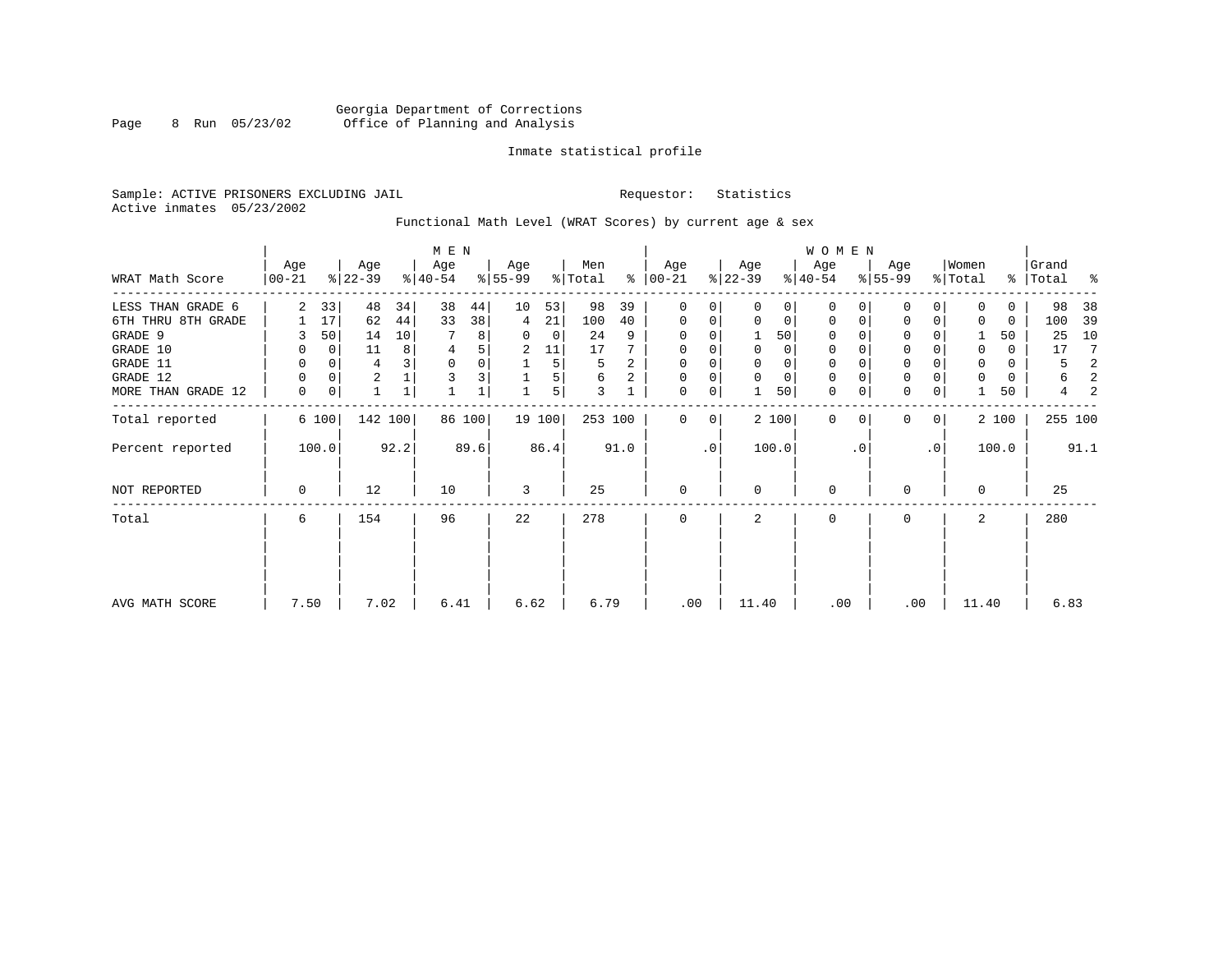Georgia Department of Corrections
Office of Planning and Analysis

Inmate statistical profile

Sample: ACTIVE PRISONERS EXCLUDING JAIL

Requestor: Statistics

Active inmates 05/23/2002

Functional Math Level (WRAT Scores) by current age & sex

| | MEN | | | | | | | | | | WOMEN | | | | | | | | | | | |
|---|---|---|---|---|---|---|---|---|---|---|---|---|---|---|---|---|---|---|---|---|---|---|
| WRAT Math Score | Age 00-21 | % | Age 22-39 | % | Age 40-54 | % | Age 55-99 | % | Men Total | % | Age 00-21 | % | Age 22-39 | % | Age 40-54 | % | Age 55-99 | % | Women Total | % | Grand Total | % |
| LESS THAN GRADE 6 | 2 | 33 | 48 | 34 | 38 | 44 | 10 | 53 | 98 | 39 | 0 | 0 | 0 | 0 | 0 | 0 | 0 | 0 | 0 | 0 | 98 | 38 |
| 6TH THRU 8TH GRADE | 1 | 17 | 62 | 44 | 33 | 38 | 4 | 21 | 100 | 40 | 0 | 0 | 0 | 0 | 0 | 0 | 0 | 0 | 0 | 0 | 100 | 39 |
| GRADE 9 | 3 | 50 | 14 | 10 | 7 | 8 | 0 | 0 | 24 | 9 | 0 | 0 | 1 | 50 | 0 | 0 | 0 | 0 | 1 | 50 | 25 | 10 |
| GRADE 10 | 0 | 0 | 11 | 8 | 4 | 5 | 2 | 11 | 17 | 7 | 0 | 0 | 0 | 0 | 0 | 0 | 0 | 0 | 0 | 0 | 17 | 7 |
| GRADE 11 | 0 | 0 | 4 | 3 | 0 | 0 | 1 | 5 | 5 | 2 | 0 | 0 | 0 | 0 | 0 | 0 | 0 | 0 | 0 | 0 | 5 | 2 |
| GRADE 12 | 0 | 0 | 2 | 1 | 3 | 3 | 1 | 5 | 6 | 2 | 0 | 0 | 0 | 0 | 0 | 0 | 0 | 0 | 0 | 0 | 6 | 2 |
| MORE THAN GRADE 12 | 0 | 0 | 1 | 1 | 1 | 1 | 1 | 5 | 3 | 1 | 0 | 0 | 1 | 50 | 0 | 0 | 0 | 0 | 1 | 50 | 4 | 2 |
| Total reported | 6 | 100 | 142 | 100 | 86 | 100 | 19 | 100 | 253 | 100 | 0 | 0 | 2 | 100 | 0 | 0 | 0 | 0 | 2 | 100 | 255 | 100 |
| Percent reported | | 100.0 | | 92.2 | | 89.6 | | 86.4 | | 91.0 | | .0 | | 100.0 | | .0 | | .0 | | 100.0 | | 91.1 |
| NOT REPORTED | 0 | | 12 | | 10 | | 3 | | 25 | | 0 | | 0 | | 0 | | 0 | | 0 | | 25 | |
| Total | 6 | | 154 | | 96 | | 22 | | 278 | | 0 | | 2 | | 0 | | 0 | | 2 | | 280 | |
| AVG MATH SCORE | 7.50 | | 7.02 | | 6.41 | | 6.62 | | 6.79 | | .00 | | 11.40 | | .00 | | .00 | | 11.40 | | 6.83 | |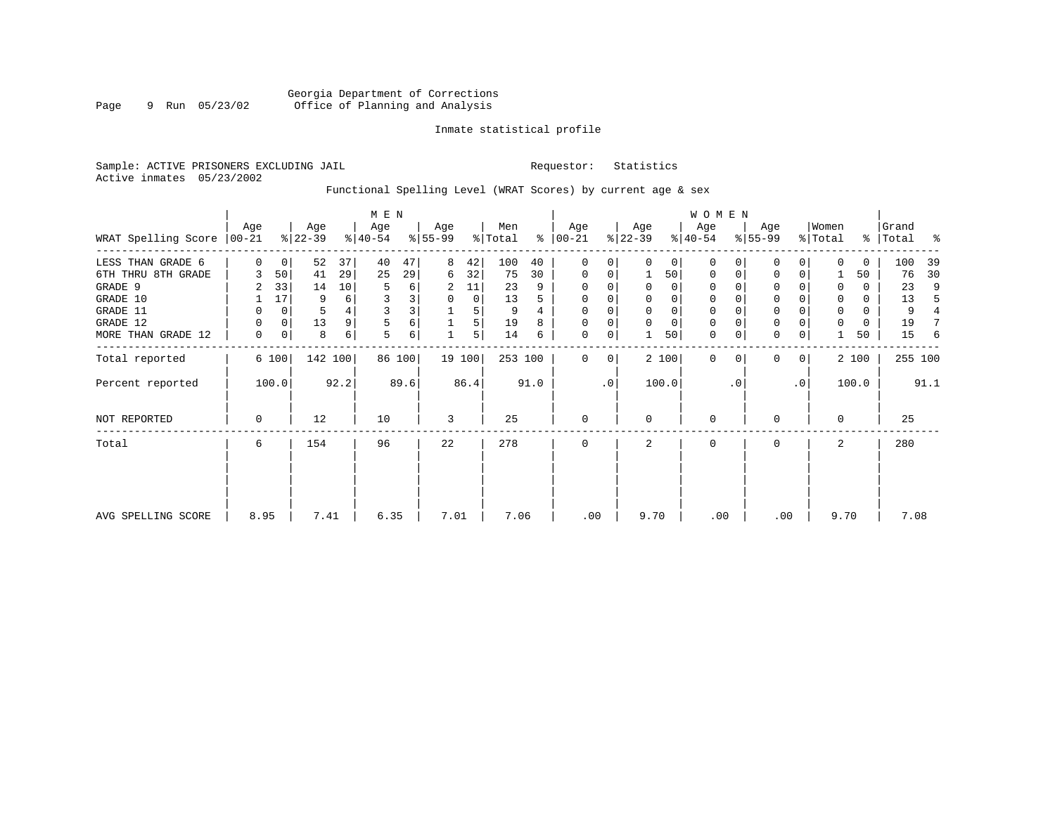Georgia Department of Corrections
Office of Planning and Analysis

Inmate statistical profile

Sample: ACTIVE PRISONERS EXCLUDING JAIL    Requestor: Statistics
Active inmates 05/23/2002

Functional Spelling Level (WRAT Scores) by current age & sex

| WRAT Spelling Score | MEN Age 00-21 | % | Age 22-39 | % | Age 40-54 | % | Age 55-99 | % | Men Total | % | WOMEN Age 00-21 | % | Age 22-39 | % | Age 40-54 | % | Age 55-99 | % | Women Total | % | Grand Total | % |
|---|---|---|---|---|---|---|---|---|---|---|---|---|---|---|---|---|---|---|---|---|---|---|
| LESS THAN GRADE 6 | 0 | 0 | 52 | 37 | 40 | 47 | 8 | 42 | 100 | 40 | 0 | 0 | 0 | 0 | 0 | 0 | 0 | 0 | 0 | 0 | 100 | 39 |
| 6TH THRU 8TH GRADE | 3 | 50 | 41 | 29 | 25 | 29 | 6 | 32 | 75 | 30 | 0 | 0 | 1 | 50 | 0 | 0 | 0 | 0 | 1 | 50 | 76 | 30 |
| GRADE 9 | 2 | 33 | 14 | 10 | 5 | 6 | 2 | 11 | 23 | 9 | 0 | 0 | 0 | 0 | 0 | 0 | 0 | 0 | 0 | 0 | 23 | 9 |
| GRADE 10 | 1 | 17 | 9 | 6 | 3 | 3 | 0 | 0 | 13 | 5 | 0 | 0 | 0 | 0 | 0 | 0 | 0 | 0 | 0 | 0 | 13 | 5 |
| GRADE 11 | 0 | 0 | 5 | 4 | 3 | 3 | 1 | 5 | 9 | 4 | 0 | 0 | 0 | 0 | 0 | 0 | 0 | 0 | 0 | 0 | 9 | 4 |
| GRADE 12 | 0 | 0 | 13 | 9 | 5 | 6 | 1 | 5 | 19 | 8 | 0 | 0 | 0 | 0 | 0 | 0 | 0 | 0 | 0 | 0 | 19 | 7 |
| MORE THAN GRADE 12 | 0 | 0 | 8 | 6 | 5 | 6 | 1 | 5 | 14 | 6 | 0 | 0 | 1 | 50 | 0 | 0 | 0 | 0 | 1 | 50 | 15 | 6 |
| Total reported | 6 | 100 | 142 | 100 | 86 | 100 | 19 | 100 | 253 | 100 | 0 | 0 | 2 | 100 | 0 | 0 | 0 | 0 | 2 | 100 | 255 | 100 |
| Percent reported | 100.0 | | 92.2 | | 89.6 | | 86.4 | | 91.0 | | .0 | | 100.0 | | .0 | | .0 | | 100.0 | | 91.1 | |
| NOT REPORTED | 0 | | 12 | | 10 | | 3 | | 25 | | 0 | | 0 | | 0 | | 0 | | 0 | | 25 | |
| Total | 6 | | 154 | | 96 | | 22 | | 278 | | 0 | | 2 | | 0 | | 0 | | 2 | | 280 | |
| AVG SPELLING SCORE | 8.95 | | 7.41 | | 6.35 | | 7.01 | | 7.06 | | .00 | | 9.70 | | .00 | | .00 | | 9.70 | | 7.08 | |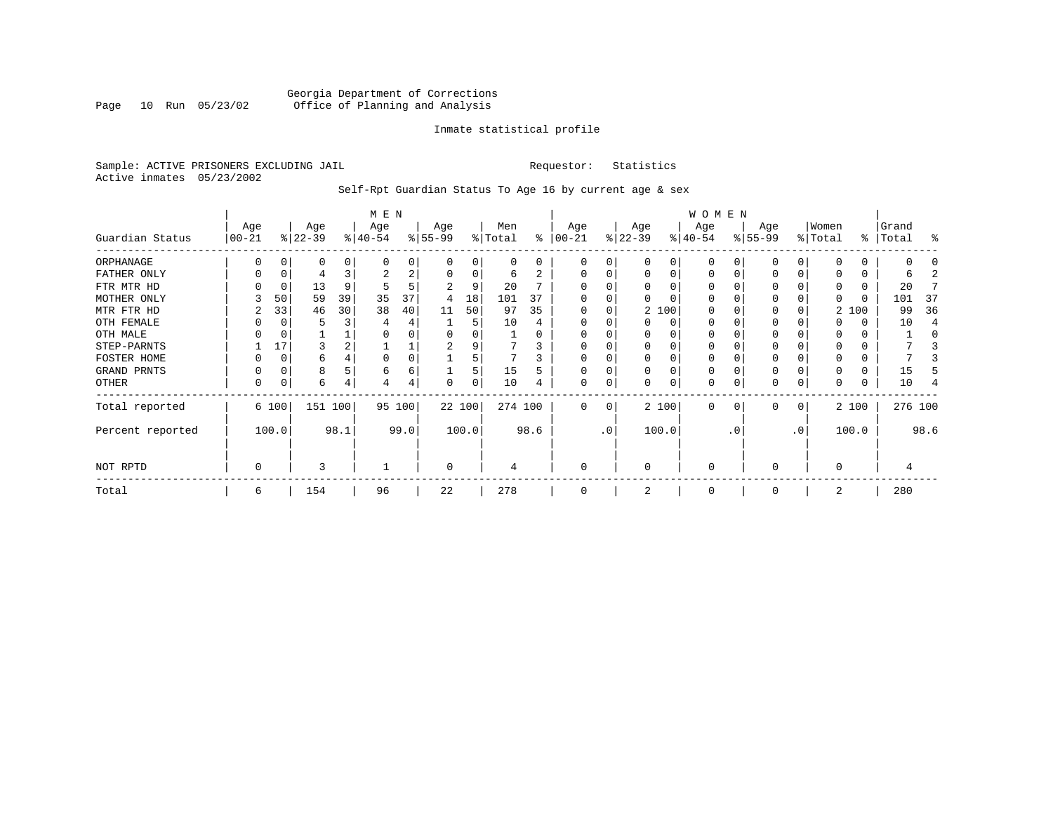Georgia Department of Corrections
Office of Planning and Analysis

Inmate statistical profile

Sample: ACTIVE PRISONERS EXCLUDING JAIL
Active inmates 05/23/2002

Requestor: Statistics

Self-Rpt Guardian Status To Age 16 by current age & sex

| Guardian Status | MEN Age 00-21 | % | Age 22-39 | % | Age 40-54 | % | Age 55-99 | % | Men Total | % | WOMEN Age 00-21 | % | Age 22-39 | % | Age 40-54 | % | Age 55-99 | % | Women Total | % | Grand Total | % |
|---|---|---|---|---|---|---|---|---|---|---|---|---|---|---|---|---|---|---|---|---|---|---|
| ORPHANAGE | 0 | 0 | 0 | 0 | 0 | 0 | 0 | 0 | 0 | 0 | 0 | 0 | 0 | 0 | 0 | 0 | 0 | 0 | 0 | 0 | 0 | 0 |
| FATHER ONLY | 0 | 0 | 4 | 3 | 2 | 2 | 0 | 0 | 6 | 2 | 0 | 0 | 0 | 0 | 0 | 0 | 0 | 0 | 0 | 0 | 6 | 2 |
| FTR MTR HD | 0 | 0 | 13 | 9 | 5 | 5 | 2 | 9 | 20 | 7 | 0 | 0 | 0 | 0 | 0 | 0 | 0 | 0 | 0 | 0 | 20 | 7 |
| MOTHER ONLY | 3 | 50 | 59 | 39 | 35 | 37 | 4 | 18 | 101 | 37 | 0 | 0 | 0 | 0 | 0 | 0 | 0 | 0 | 0 | 0 | 101 | 37 |
| MTR FTR HD | 2 | 33 | 46 | 30 | 38 | 40 | 11 | 50 | 97 | 35 | 0 | 0 | 2 | 100 | 0 | 0 | 0 | 0 | 2 | 100 | 99 | 36 |
| OTH FEMALE | 0 | 0 | 5 | 3 | 4 | 4 | 1 | 5 | 10 | 4 | 0 | 0 | 0 | 0 | 0 | 0 | 0 | 0 | 0 | 0 | 10 | 4 |
| OTH MALE | 0 | 0 | 1 | 1 | 0 | 0 | 0 | 0 | 1 | 0 | 0 | 0 | 0 | 0 | 0 | 0 | 0 | 0 | 0 | 0 | 1 | 0 |
| STEP-PARNTS | 1 | 17 | 3 | 2 | 1 | 1 | 2 | 9 | 7 | 3 | 0 | 0 | 0 | 0 | 0 | 0 | 0 | 0 | 0 | 0 | 7 | 3 |
| FOSTER HOME | 0 | 0 | 6 | 4 | 0 | 0 | 1 | 5 | 7 | 3 | 0 | 0 | 0 | 0 | 0 | 0 | 0 | 0 | 0 | 0 | 7 | 3 |
| GRAND PRNTS | 0 | 0 | 8 | 5 | 6 | 6 | 1 | 5 | 15 | 5 | 0 | 0 | 0 | 0 | 0 | 0 | 0 | 0 | 0 | 0 | 15 | 5 |
| OTHER | 0 | 0 | 6 | 4 | 4 | 4 | 0 | 0 | 10 | 4 | 0 | 0 | 0 | 0 | 0 | 0 | 0 | 0 | 0 | 0 | 10 | 4 |
| Total reported | 6 | 100 | 151 | 100 | 95 | 100 | 22 | 100 | 274 | 100 | 0 | 0 | 2 | 100 | 0 | 0 | 0 | 0 | 2 | 100 | 276 | 100 |
| Percent reported | | 100.0 | | 98.1 | | 99.0 | | 100.0 | | 98.6 | | .0 | | 100.0 | | .0 | | .0 | | 100.0 | | 98.6 |
| NOT RPTD | 0 | | 3 | | 1 | | 0 | | 4 | | 0 | | 0 | | 0 | | 0 | | 0 | | 4 | |
| Total | 6 | | 154 | | 96 | | 22 | | 278 | | 0 | | 2 | | 0 | | 0 | | 2 | | 280 | |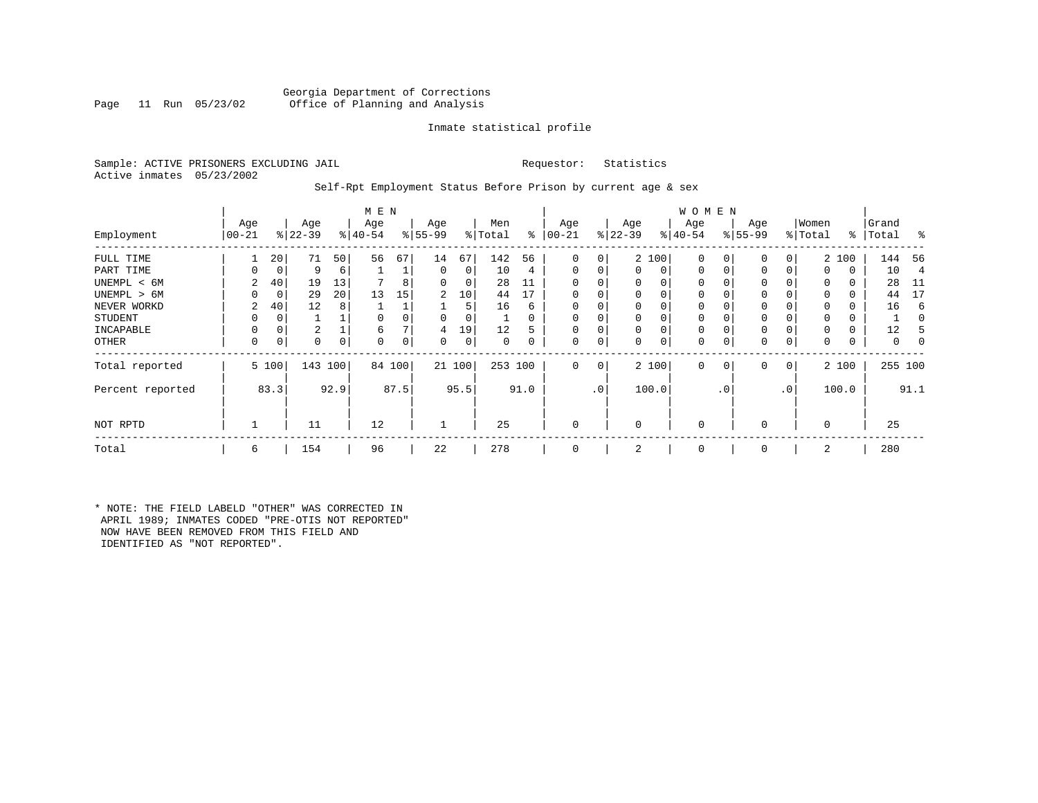Georgia Department of Corrections
Office of Planning and Analysis

Inmate statistical profile

Sample: ACTIVE PRISONERS EXCLUDING JAIL    Requestor: Statistics
Active inmates 05/23/2002

Self-Rpt Employment Status Before Prison by current age & sex

| Employment | MEN Age 00-21 | % | Age 22-39 | % | Age 40-54 | % | Age 55-99 | % | Men Total | % | WOMEN Age 00-21 | % | Age 22-39 | % | Age 40-54 | % | Age 55-99 | % | Women Total | % | Grand Total | % |
|---|---|---|---|---|---|---|---|---|---|---|---|---|---|---|---|---|---|---|---|---|---|---|
| FULL TIME | 1 | 20 | 71 | 50 | 56 | 67 | 14 | 67 | 142 | 56 | 0 | 0 | 2 | 100 | 0 | 0 | 0 | 0 | 2 | 100 | 144 | 56 |
| PART TIME | 0 | 0 | 9 | 6 | 1 | 1 | 0 | 0 | 10 | 4 | 0 | 0 | 0 | 0 | 0 | 0 | 0 | 0 | 0 | 0 | 10 | 4 |
| UNEMPL < 6M | 2 | 40 | 19 | 13 | 7 | 8 | 0 | 0 | 28 | 11 | 0 | 0 | 0 | 0 | 0 | 0 | 0 | 0 | 0 | 0 | 28 | 11 |
| UNEMPL > 6M | 0 | 0 | 29 | 20 | 13 | 15 | 2 | 10 | 44 | 17 | 0 | 0 | 0 | 0 | 0 | 0 | 0 | 0 | 0 | 0 | 44 | 17 |
| NEVER WORKD | 2 | 40 | 12 | 8 | 1 | 1 | 1 | 5 | 16 | 6 | 0 | 0 | 0 | 0 | 0 | 0 | 0 | 0 | 0 | 0 | 16 | 6 |
| STUDENT | 0 | 0 | 1 | 1 | 0 | 0 | 0 | 0 | 1 | 0 | 0 | 0 | 0 | 0 | 0 | 0 | 0 | 0 | 0 | 0 | 1 | 0 |
| INCAPABLE | 0 | 0 | 2 | 1 | 6 | 7 | 4 | 19 | 12 | 5 | 0 | 0 | 0 | 0 | 0 | 0 | 0 | 0 | 0 | 0 | 12 | 5 |
| OTHER | 0 | 0 | 0 | 0 | 0 | 0 | 0 | 0 | 0 | 0 | 0 | 0 | 0 | 0 | 0 | 0 | 0 | 0 | 0 | 0 | 0 | 0 |
| Total reported | 5 | 100 | 143 | 100 | 84 | 100 | 21 | 100 | 253 | 100 | 0 | 0 | 2 | 100 | 0 | 0 | 0 | 0 | 2 | 100 | 255 | 100 |
| Percent reported | | 83.3 | | 92.9 | | 87.5 | | 95.5 | | 91.0 | | .0 | | 100.0 | | .0 | | .0 | | 100.0 | | 91.1 |
| NOT RPTD | 1 | | 11 | | 12 | | 1 | | 25 | | 0 | | 0 | | 0 | | 0 | | 0 | | 25 | |
| Total | 6 | | 154 | | 96 | | 22 | | 278 | | 0 | | 2 | | 0 | | 0 | | 2 | | 280 | |

* NOTE: THE FIELD LABELD "OTHER" WAS CORRECTED IN APRIL 1989; INMATES CODED "PRE-OTIS NOT REPORTED" NOW HAVE BEEN REMOVED FROM THIS FIELD AND IDENTIFIED AS "NOT REPORTED".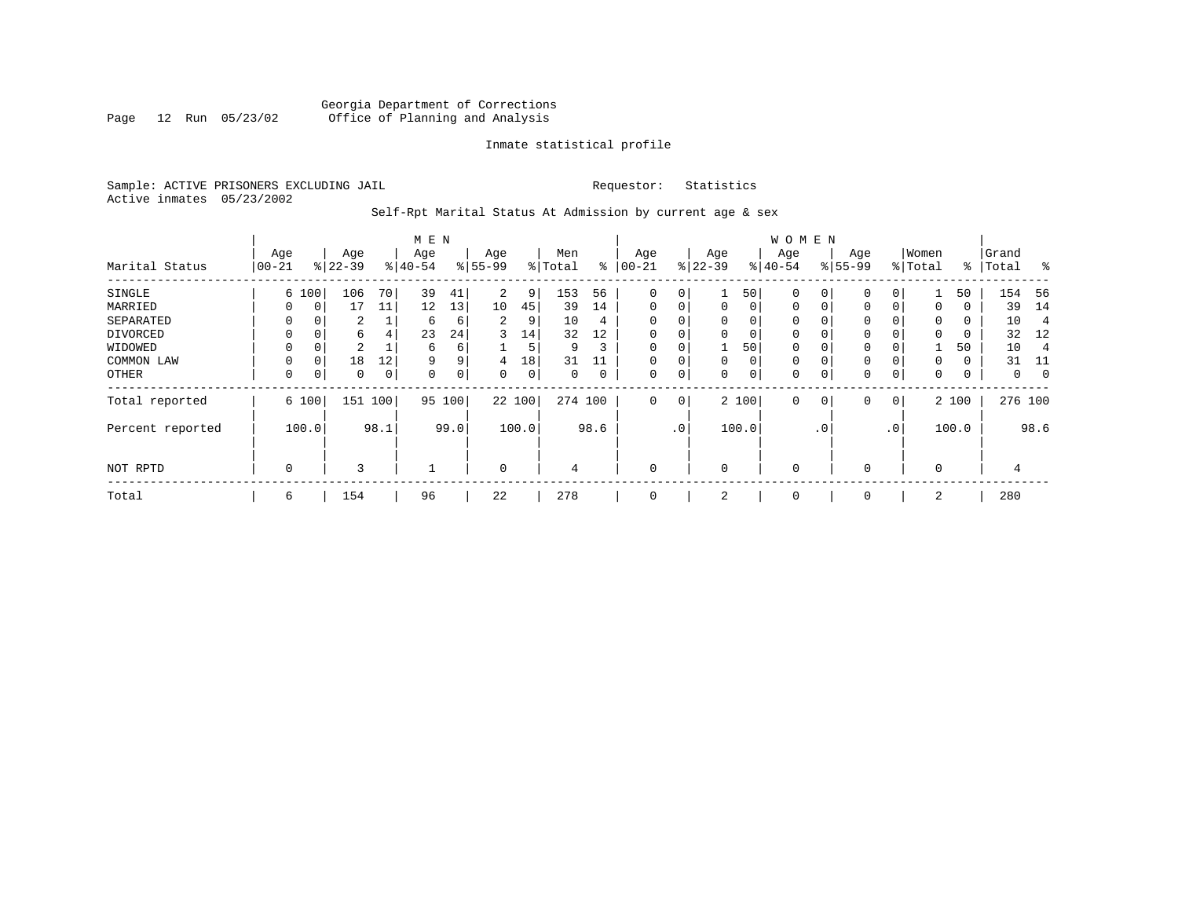Georgia Department of Corrections
Office of Planning and Analysis

Inmate statistical profile

Sample: ACTIVE PRISONERS EXCLUDING JAIL

Requestor: Statistics

Active inmates 05/23/2002

Self-Rpt Marital Status At Admission by current age & sex

| Marital Status | MEN Age 00-21 | % | Age 22-39 | % | Age 40-54 | % | Age 55-99 | % | Men Total | % | WOMEN Age 00-21 | % | Age 22-39 | % | Age 40-54 | % | Age 55-99 | % | Women Total | % | Grand Total | % |
|---|---|---|---|---|---|---|---|---|---|---|---|---|---|---|---|---|---|---|---|---|---|---|
| SINGLE | 6 | 100 | 106 | 70 | 39 | 41 | 2 | 9 | 153 | 56 | 0 | 0 | 1 | 50 | 0 | 0 | 0 | 0 | 1 | 50 | 154 | 56 |
| MARRIED | 0 | 0 | 17 | 11 | 12 | 13 | 10 | 45 | 39 | 14 | 0 | 0 | 0 | 0 | 0 | 0 | 0 | 0 | 0 | 0 | 39 | 14 |
| SEPARATED | 0 | 0 | 2 | 1 | 6 | 6 | 2 | 9 | 10 | 4 | 0 | 0 | 0 | 0 | 0 | 0 | 0 | 0 | 0 | 0 | 10 | 4 |
| DIVORCED | 0 | 0 | 6 | 4 | 23 | 24 | 3 | 14 | 32 | 12 | 0 | 0 | 0 | 0 | 0 | 0 | 0 | 0 | 0 | 0 | 32 | 12 |
| WIDOWED | 0 | 0 | 2 | 1 | 6 | 6 | 1 | 5 | 9 | 3 | 0 | 0 | 1 | 50 | 0 | 0 | 0 | 0 | 1 | 50 | 10 | 4 |
| COMMON LAW | 0 | 0 | 18 | 12 | 9 | 9 | 4 | 18 | 31 | 11 | 0 | 0 | 0 | 0 | 0 | 0 | 0 | 0 | 0 | 0 | 31 | 11 |
| OTHER | 0 | 0 | 0 | 0 | 0 | 0 | 0 | 0 | 0 | 0 | 0 | 0 | 0 | 0 | 0 | 0 | 0 | 0 | 0 | 0 | 0 | 0 |
| Total reported | 6 | 100 | 151 | 100 | 95 | 100 | 22 | 100 | 274 | 100 | 0 | 0 | 2 | 100 | 0 | 0 | 0 | 0 | 2 | 100 | 276 | 100 |
| Percent reported | 100.0 | | 98.1 | | 99.0 | | 100.0 | | 98.6 | | .0 | | 100.0 | | .0 | | .0 | | 100.0 | | 98.6 | |
| NOT RPTD | 0 | | 3 | | 1 | | 0 | | 4 | | 0 | | 0 | | 0 | | 0 | | 0 | | 4 | |
| Total | 6 | | 154 | | 96 | | 22 | | 278 | | 0 | | 2 | | 0 | | 0 | | 2 | | 280 | |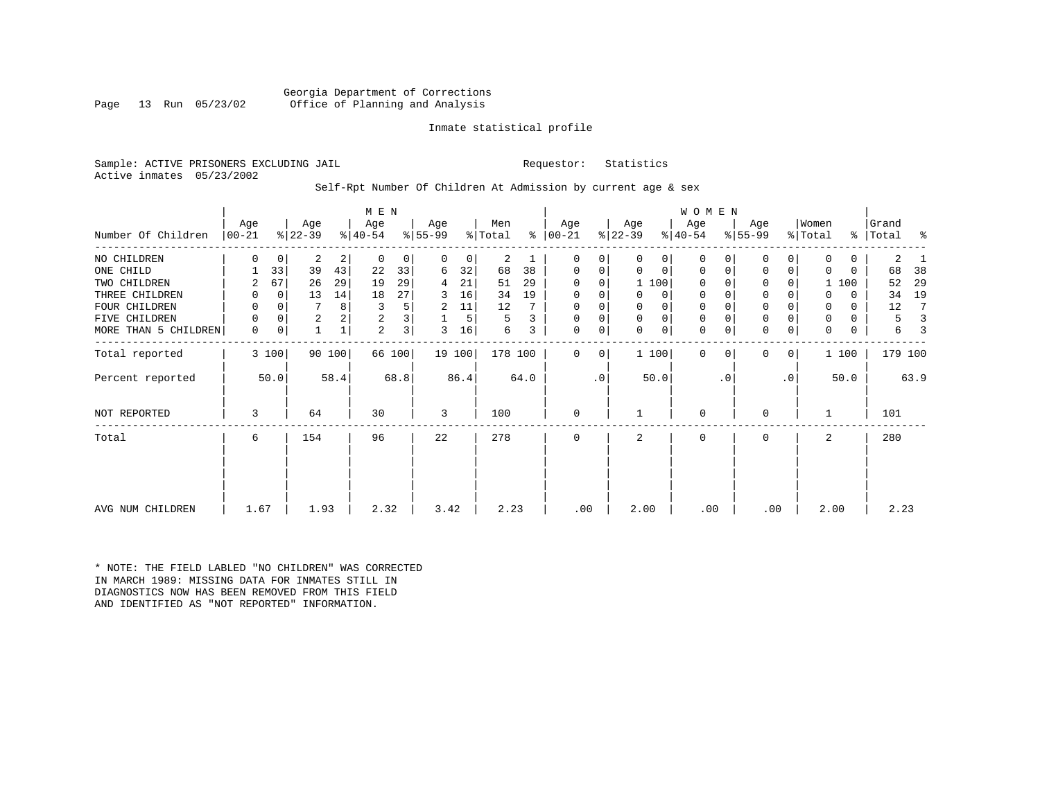Georgia Department of Corrections
Office of Planning and Analysis

Inmate statistical profile

Sample: ACTIVE PRISONERS EXCLUDING JAIL                Requestor: Statistics
Active inmates 05/23/2002

Self-Rpt Number Of Children At Admission by current age & sex

| Number Of Children | MEN Age 00-21 | % | Age 22-39 | % | Age 40-54 | % | Age 55-99 | % | Men Total | % | WOMEN Age 00-21 | % | Age 22-39 | % | Age 40-54 | % | Age 55-99 | % | Women Total | % | Grand Total | % |
|---|---|---|---|---|---|---|---|---|---|---|---|---|---|---|---|---|---|---|---|---|---|---|
| NO CHILDREN | 0 | 0 | 2 | 2 | 0 | 0 | 0 | 0 | 2 | 1 | 0 | 0 | 0 | 0 | 0 | 0 | 0 | 0 | 0 | 0 | 2 | 1 |
| ONE CHILD | 1 | 33 | 39 | 43 | 22 | 33 | 6 | 32 | 68 | 38 | 0 | 0 | 0 | 0 | 0 | 0 | 0 | 0 | 0 | 0 | 68 | 38 |
| TWO CHILDREN | 2 | 67 | 26 | 29 | 19 | 29 | 4 | 21 | 51 | 29 | 0 | 0 | 1 | 100 | 0 | 0 | 0 | 0 | 1 | 100 | 52 | 29 |
| THREE CHILDREN | 0 | 0 | 13 | 14 | 18 | 27 | 3 | 16 | 34 | 19 | 0 | 0 | 0 | 0 | 0 | 0 | 0 | 0 | 0 | 0 | 34 | 19 |
| FOUR CHILDREN | 0 | 0 | 7 | 8 | 3 | 5 | 2 | 11 | 12 | 7 | 0 | 0 | 0 | 0 | 0 | 0 | 0 | 0 | 0 | 0 | 12 | 7 |
| FIVE CHILDREN | 0 | 0 | 2 | 2 | 2 | 3 | 1 | 5 | 5 | 3 | 0 | 0 | 0 | 0 | 0 | 0 | 0 | 0 | 0 | 0 | 5 | 3 |
| MORE THAN 5 CHILDREN | 0 | 0 | 1 | 1 | 2 | 3 | 3 | 16 | 6 | 3 | 0 | 0 | 0 | 0 | 0 | 0 | 0 | 0 | 0 | 0 | 6 | 3 |
| Total reported | 3 | 100 | 90 | 100 | 66 | 100 | 19 | 100 | 178 | 100 | 0 | 0 | 1 | 100 | 0 | 0 | 0 | 0 | 1 | 100 | 179 | 100 |
| Percent reported | | 50.0 | | 58.4 | | 68.8 | | 86.4 | | 64.0 | | .0 | | 50.0 | | .0 | | .0 | | 50.0 | | 63.9 |
| NOT REPORTED | 3 | | 64 | | 30 | | 3 | | 100 | | 0 | | 1 | | 0 | | 0 | | 1 | | 101 | |
| Total | 6 | | 154 | | 96 | | 22 | | 278 | | 0 | | 2 | | 0 | | 0 | | 2 | | 280 | |
| AVG NUM CHILDREN | 1.67 | | 1.93 | | 2.32 | | 3.42 | | 2.23 | | .00 | | 2.00 | | .00 | | .00 | | 2.00 | | 2.23 | |

* NOTE: THE FIELD LABLED "NO CHILDREN" WAS CORRECTED IN MARCH 1989: MISSING DATA FOR INMATES STILL IN DIAGNOSTICS NOW HAS BEEN REMOVED FROM THIS FIELD AND IDENTIFIED AS "NOT REPORTED" INFORMATION.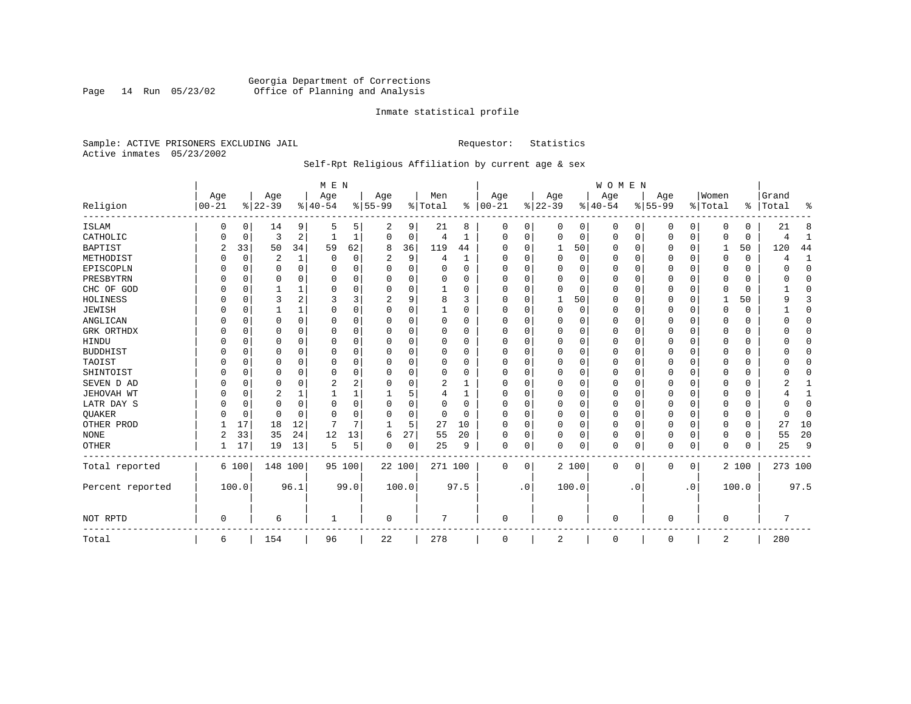Georgia Department of Corrections
Office of Planning and Analysis

Inmate statistical profile

Sample: ACTIVE PRISONERS EXCLUDING JAIL

Requestor: Statistics

Active inmates 05/23/2002

Self-Rpt Religious Affiliation by current age & sex

| Religion | MEN Age 00-21 | % | Age 22-39 | % | Age 40-54 | % | Age 55-99 | % | Men Total | % | WOMEN Age 00-21 | % | Age 22-39 | % | Age 40-54 | % | Age 55-99 | % | Women Total | % | Grand Total | % |
|---|---|---|---|---|---|---|---|---|---|---|---|---|---|---|---|---|---|---|---|---|---|---|
| ISLAM | 0 | 0 | 14 | 9 | 5 | 5 | 2 | 9 | 21 | 8 | 0 | 0 | 0 | 0 | 0 | 0 | 0 | 0 | 0 | 0 | 21 | 8 |
| CATHOLIC | 0 | 0 | 3 | 2 | 1 | 1 | 0 | 0 | 4 | 1 | 0 | 0 | 0 | 0 | 0 | 0 | 0 | 0 | 0 | 0 | 4 | 1 |
| BAPTIST | 2 | 33 | 50 | 34 | 59 | 62 | 8 | 36 | 119 | 44 | 0 | 0 | 1 | 50 | 0 | 0 | 0 | 0 | 1 | 50 | 120 | 44 |
| METHODIST | 0 | 0 | 2 | 1 | 0 | 0 | 2 | 9 | 4 | 1 | 0 | 0 | 0 | 0 | 0 | 0 | 0 | 0 | 0 | 0 | 4 | 1 |
| EPISCOPLN | 0 | 0 | 0 | 0 | 0 | 0 | 0 | 0 | 0 | 0 | 0 | 0 | 0 | 0 | 0 | 0 | 0 | 0 | 0 | 0 | 0 | 0 |
| PRESBYTRN | 0 | 0 | 0 | 0 | 0 | 0 | 0 | 0 | 0 | 0 | 0 | 0 | 0 | 0 | 0 | 0 | 0 | 0 | 0 | 0 | 0 | 0 |
| CHC OF GOD | 0 | 0 | 1 | 1 | 0 | 0 | 0 | 0 | 1 | 0 | 0 | 0 | 0 | 0 | 0 | 0 | 0 | 0 | 0 | 0 | 1 | 0 |
| HOLINESS | 0 | 0 | 3 | 2 | 3 | 3 | 2 | 9 | 8 | 3 | 0 | 0 | 1 | 50 | 0 | 0 | 0 | 0 | 1 | 50 | 9 | 3 |
| JEWISH | 0 | 0 | 1 | 1 | 0 | 0 | 0 | 0 | 1 | 0 | 0 | 0 | 0 | 0 | 0 | 0 | 0 | 0 | 0 | 0 | 1 | 0 |
| ANGLICAN | 0 | 0 | 0 | 0 | 0 | 0 | 0 | 0 | 0 | 0 | 0 | 0 | 0 | 0 | 0 | 0 | 0 | 0 | 0 | 0 | 0 | 0 |
| GRK ORTHDX | 0 | 0 | 0 | 0 | 0 | 0 | 0 | 0 | 0 | 0 | 0 | 0 | 0 | 0 | 0 | 0 | 0 | 0 | 0 | 0 | 0 | 0 |
| HINDU | 0 | 0 | 0 | 0 | 0 | 0 | 0 | 0 | 0 | 0 | 0 | 0 | 0 | 0 | 0 | 0 | 0 | 0 | 0 | 0 | 0 | 0 |
| BUDDHIST | 0 | 0 | 0 | 0 | 0 | 0 | 0 | 0 | 0 | 0 | 0 | 0 | 0 | 0 | 0 | 0 | 0 | 0 | 0 | 0 | 0 | 0 |
| TAOIST | 0 | 0 | 0 | 0 | 0 | 0 | 0 | 0 | 0 | 0 | 0 | 0 | 0 | 0 | 0 | 0 | 0 | 0 | 0 | 0 | 0 | 0 |
| SHINTOIST | 0 | 0 | 0 | 0 | 0 | 0 | 0 | 0 | 0 | 0 | 0 | 0 | 0 | 0 | 0 | 0 | 0 | 0 | 0 | 0 | 0 | 0 |
| SEVEN D AD | 0 | 0 | 0 | 0 | 2 | 2 | 0 | 0 | 2 | 1 | 0 | 0 | 0 | 0 | 0 | 0 | 0 | 0 | 0 | 0 | 2 | 1 |
| JEHOVAH WT | 0 | 0 | 2 | 1 | 1 | 1 | 1 | 5 | 4 | 1 | 0 | 0 | 0 | 0 | 0 | 0 | 0 | 0 | 0 | 0 | 4 | 1 |
| LATR DAY S | 0 | 0 | 0 | 0 | 0 | 0 | 0 | 0 | 0 | 0 | 0 | 0 | 0 | 0 | 0 | 0 | 0 | 0 | 0 | 0 | 0 | 0 |
| QUAKER | 0 | 0 | 0 | 0 | 0 | 0 | 0 | 0 | 0 | 0 | 0 | 0 | 0 | 0 | 0 | 0 | 0 | 0 | 0 | 0 | 0 | 0 |
| OTHER PROD | 1 | 17 | 18 | 12 | 7 | 7 | 1 | 5 | 27 | 10 | 0 | 0 | 0 | 0 | 0 | 0 | 0 | 0 | 0 | 0 | 27 | 10 |
| NONE | 2 | 33 | 35 | 24 | 12 | 13 | 6 | 27 | 55 | 20 | 0 | 0 | 0 | 0 | 0 | 0 | 0 | 0 | 0 | 0 | 55 | 20 |
| OTHER | 1 | 17 | 19 | 13 | 5 | 5 | 0 | 0 | 25 | 9 | 0 | 0 | 0 | 0 | 0 | 0 | 0 | 0 | 0 | 0 | 25 | 9 |
| Total reported | 6 | 100 | 148 | 100 | 95 | 100 | 22 | 100 | 271 | 100 | 0 | 0 | 2 | 100 | 0 | 0 | 0 | 0 | 2 | 100 | 273 | 100 |
| Percent reported | | 100.0 | | 96.1 | | 99.0 | | 100.0 | | 97.5 | | .0 | | 100.0 | | .0 | | .0 | | 100.0 | | 97.5 |
| NOT RPTD | 0 | | 6 | | 1 | | 0 | | 7 | | 0 | | 0 | | 0 | | 0 | | 0 | | 7 | |
| Total | 6 | | 154 | | 96 | | 22 | | 278 | | 0 | | 2 | | 0 | | 0 | | 2 | | 280 | |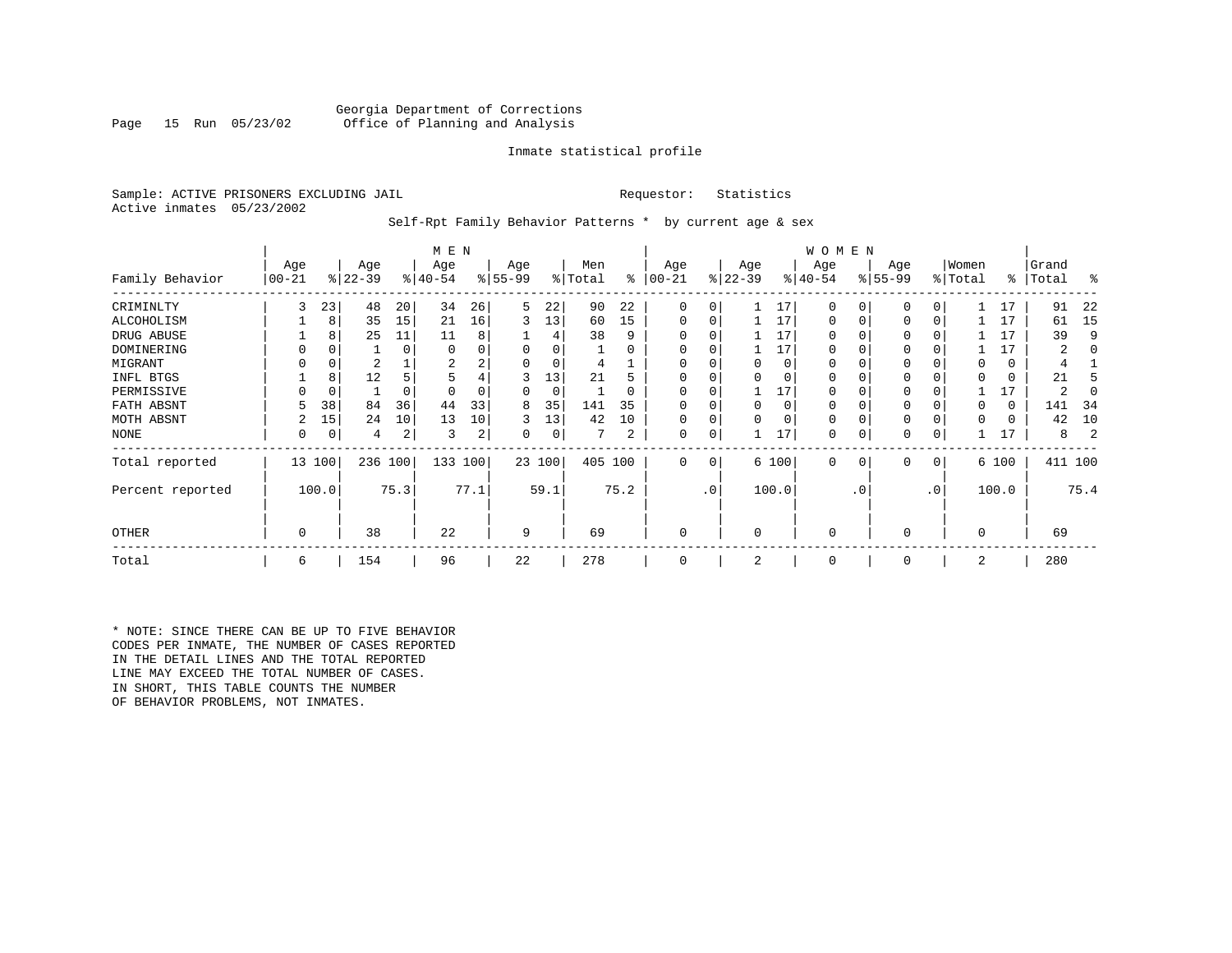Georgia Department of Corrections
Office of Planning and Analysis

Inmate statistical profile

Sample: ACTIVE PRISONERS EXCLUDING JAIL

Requestor: Statistics

Active inmates 05/23/2002

Self-Rpt Family Behavior Patterns * by current age & sex

| Family Behavior | MEN Age 00-21 | % | Age 22-39 | % | Age 40-54 | % | Age 55-99 | % | Men Total | % | WOMEN Age 00-21 | % | Age 22-39 | % | Age 40-54 | % | Age 55-99 | % | Women Total | % | Grand Total | % |
|---|---|---|---|---|---|---|---|---|---|---|---|---|---|---|---|---|---|---|---|---|---|---|
| CRIMINLTY | 3 | 23 | 48 | 20 | 34 | 26 | 5 | 22 | 90 | 22 | 0 | 0 | 1 | 17 | 0 | 0 | 0 | 0 | 1 | 17 | 91 | 22 |
| ALCOHOLISM | 1 | 8 | 35 | 15 | 21 | 16 | 3 | 13 | 60 | 15 | 0 | 0 | 1 | 17 | 0 | 0 | 0 | 0 | 1 | 17 | 61 | 15 |
| DRUG ABUSE | 1 | 8 | 25 | 11 | 11 | 8 | 1 | 4 | 38 | 9 | 0 | 0 | 1 | 17 | 0 | 0 | 0 | 0 | 1 | 17 | 39 | 9 |
| DOMINERING | 0 | 0 | 1 | 0 | 0 | 0 | 0 | 0 | 1 | 0 | 0 | 0 | 1 | 17 | 0 | 0 | 0 | 0 | 1 | 17 | 2 | 0 |
| MIGRANT | 0 | 0 | 2 | 1 | 2 | 2 | 0 | 0 | 4 | 1 | 0 | 0 | 0 | 0 | 0 | 0 | 0 | 0 | 0 | 0 | 4 | 1 |
| INFL BTGS | 1 | 8 | 12 | 5 | 5 | 4 | 3 | 13 | 21 | 5 | 0 | 0 | 0 | 0 | 0 | 0 | 0 | 0 | 0 | 0 | 21 | 5 |
| PERMISSIVE | 0 | 0 | 1 | 0 | 0 | 0 | 0 | 0 | 1 | 0 | 0 | 0 | 1 | 17 | 0 | 0 | 0 | 0 | 1 | 17 | 2 | 0 |
| FATH ABSNT | 5 | 38 | 84 | 36 | 44 | 33 | 8 | 35 | 141 | 35 | 0 | 0 | 0 | 0 | 0 | 0 | 0 | 0 | 0 | 0 | 141 | 34 |
| MOTH ABSNT | 2 | 15 | 24 | 10 | 13 | 10 | 3 | 13 | 42 | 10 | 0 | 0 | 0 | 0 | 0 | 0 | 0 | 0 | 0 | 0 | 42 | 10 |
| NONE | 0 | 0 | 4 | 2 | 3 | 2 | 0 | 0 | 7 | 2 | 0 | 0 | 1 | 17 | 0 | 0 | 0 | 0 | 1 | 17 | 8 | 2 |
| Total reported | 13 | 100 | 236 | 100 | 133 | 100 | 23 | 100 | 405 | 100 | 0 | 0 | 6 | 100 | 0 | 0 | 0 | 0 | 6 | 100 | 411 | 100 |
| Percent reported | | 100.0 | | 75.3 | | 77.1 | | 59.1 | | 75.2 | | .0 | | 100.0 | | .0 | | .0 | | 100.0 | | 75.4 |
| OTHER | 0 | | 38 | | 22 | | 9 | | 69 | | 0 | | 0 | | 0 | | 0 | | 0 | | 69 | |
| Total | 6 | | 154 | | 96 | | 22 | | 278 | | 0 | | 2 | | 0 | | 0 | | 2 | | 280 | |

* NOTE: SINCE THERE CAN BE UP TO FIVE BEHAVIOR CODES PER INMATE, THE NUMBER OF CASES REPORTED IN THE DETAIL LINES AND THE TOTAL REPORTED LINE MAY EXCEED THE TOTAL NUMBER OF CASES. IN SHORT, THIS TABLE COUNTS THE NUMBER OF BEHAVIOR PROBLEMS, NOT INMATES.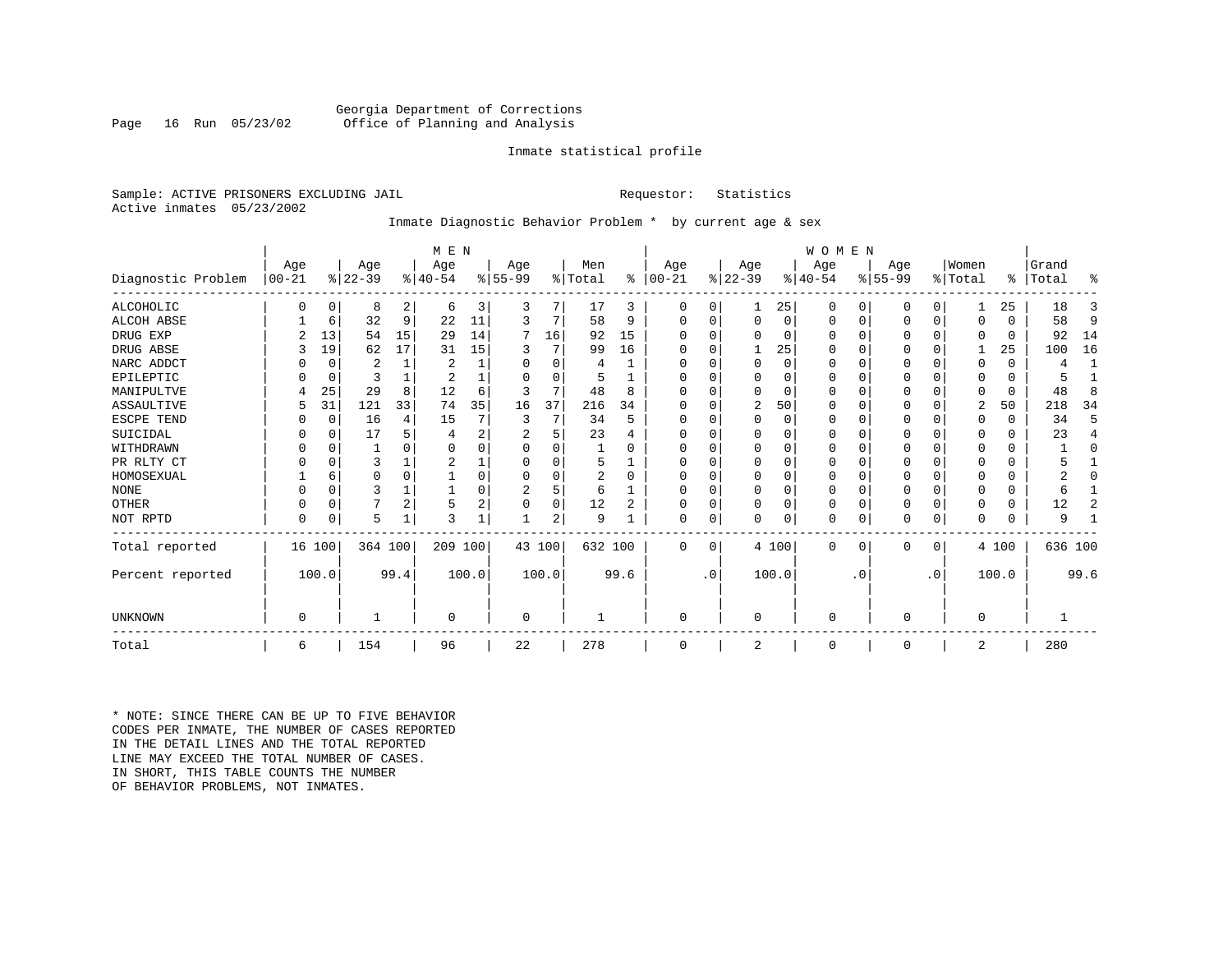Georgia Department of Corrections
Office of Planning and Analysis

Inmate statistical profile

Sample: ACTIVE PRISONERS EXCLUDING JAIL

Requestor: Statistics

Active inmates 05/23/2002

Inmate Diagnostic Behavior Problem * by current age & sex

| Diagnostic Problem | MEN Age 00-21 | % | Age 22-39 | % | Age 40-54 | % | Age 55-99 | % | Men Total | % | WOMEN Age 00-21 | % | Age 22-39 | % | Age 40-54 | % | Age 55-99 | % | Women Total | % | Grand Total | % |
|---|---|---|---|---|---|---|---|---|---|---|---|---|---|---|---|---|---|---|---|---|---|---|
| ALCOHOLIC | 0 | 0 | 8 | 2 | 6 | 3 | 3 | 7 | 17 | 3 | 0 | 0 | 1 | 25 | 0 | 0 | 0 | 0 | 1 | 25 | 18 | 3 |
| ALCOH ABSE | 1 | 6 | 32 | 9 | 22 | 11 | 3 | 7 | 58 | 9 | 0 | 0 | 0 | 0 | 0 | 0 | 0 | 0 | 0 | 0 | 58 | 9 |
| DRUG EXP | 2 | 13 | 54 | 15 | 29 | 14 | 7 | 16 | 92 | 15 | 0 | 0 | 0 | 0 | 0 | 0 | 0 | 0 | 0 | 0 | 92 | 14 |
| DRUG ABSE | 3 | 19 | 62 | 17 | 31 | 15 | 3 | 7 | 99 | 16 | 0 | 0 | 1 | 25 | 0 | 0 | 0 | 0 | 1 | 25 | 100 | 16 |
| NARC ADDCT | 0 | 0 | 2 | 1 | 2 | 1 | 0 | 0 | 4 | 1 | 0 | 0 | 0 | 0 | 0 | 0 | 0 | 0 | 0 | 0 | 4 | 1 |
| EPILEPTIC | 0 | 0 | 3 | 1 | 2 | 1 | 0 | 0 | 5 | 1 | 0 | 0 | 0 | 0 | 0 | 0 | 0 | 0 | 0 | 0 | 5 | 1 |
| MANIPULTVE | 4 | 25 | 29 | 8 | 12 | 6 | 3 | 7 | 48 | 8 | 0 | 0 | 0 | 0 | 0 | 0 | 0 | 0 | 0 | 0 | 48 | 8 |
| ASSAULTIVE | 5 | 31 | 121 | 33 | 74 | 35 | 16 | 37 | 216 | 34 | 0 | 0 | 2 | 50 | 0 | 0 | 0 | 0 | 2 | 50 | 218 | 34 |
| ESCPE TEND | 0 | 0 | 16 | 4 | 15 | 7 | 3 | 7 | 34 | 5 | 0 | 0 | 0 | 0 | 0 | 0 | 0 | 0 | 0 | 0 | 34 | 5 |
| SUICIDAL | 0 | 0 | 17 | 5 | 4 | 2 | 2 | 5 | 23 | 4 | 0 | 0 | 0 | 0 | 0 | 0 | 0 | 0 | 0 | 0 | 23 | 4 |
| WITHDRAWN | 0 | 0 | 1 | 0 | 0 | 0 | 0 | 0 | 1 | 0 | 0 | 0 | 0 | 0 | 0 | 0 | 0 | 0 | 0 | 0 | 1 | 0 |
| PR RLTY CT | 0 | 0 | 3 | 1 | 2 | 1 | 0 | 0 | 5 | 1 | 0 | 0 | 0 | 0 | 0 | 0 | 0 | 0 | 0 | 0 | 5 | 1 |
| HOMOSEXUAL | 1 | 6 | 0 | 0 | 1 | 0 | 0 | 0 | 2 | 0 | 0 | 0 | 0 | 0 | 0 | 0 | 0 | 0 | 0 | 0 | 2 | 0 |
| NONE | 0 | 0 | 3 | 1 | 1 | 0 | 2 | 5 | 6 | 1 | 0 | 0 | 0 | 0 | 0 | 0 | 0 | 0 | 0 | 0 | 6 | 1 |
| OTHER | 0 | 0 | 7 | 2 | 5 | 2 | 0 | 0 | 12 | 2 | 0 | 0 | 0 | 0 | 0 | 0 | 0 | 0 | 0 | 0 | 12 | 2 |
| NOT RPTD | 0 | 0 | 5 | 1 | 3 | 1 | 1 | 2 | 9 | 1 | 0 | 0 | 0 | 0 | 0 | 0 | 0 | 0 | 0 | 0 | 9 | 1 |
| Total reported | 16 | 100 | 364 | 100 | 209 | 100 | 43 | 100 | 632 | 100 | 0 | 0 | 4 | 100 | 0 | 0 | 0 | 0 | 4 | 100 | 636 | 100 |
| Percent reported | | 100.0 | | 99.4 | | 100.0 | | 100.0 | | 99.6 | | .0 | | 100.0 | | .0 | | .0 | | 100.0 | | 99.6 |
| UNKNOWN | 0 | | 1 | | 0 | | 0 | | 1 | | 0 | | 0 | | 0 | | 0 | | 0 | | 1 | |
| Total | 6 | | 154 | | 96 | | 22 | | 278 | | 0 | | 2 | | 0 | | 0 | | 2 | | 280 | |

* NOTE: SINCE THERE CAN BE UP TO FIVE BEHAVIOR CODES PER INMATE, THE NUMBER OF CASES REPORTED IN THE DETAIL LINES AND THE TOTAL REPORTED LINE MAY EXCEED THE TOTAL NUMBER OF CASES. IN SHORT, THIS TABLE COUNTS THE NUMBER OF BEHAVIOR PROBLEMS, NOT INMATES.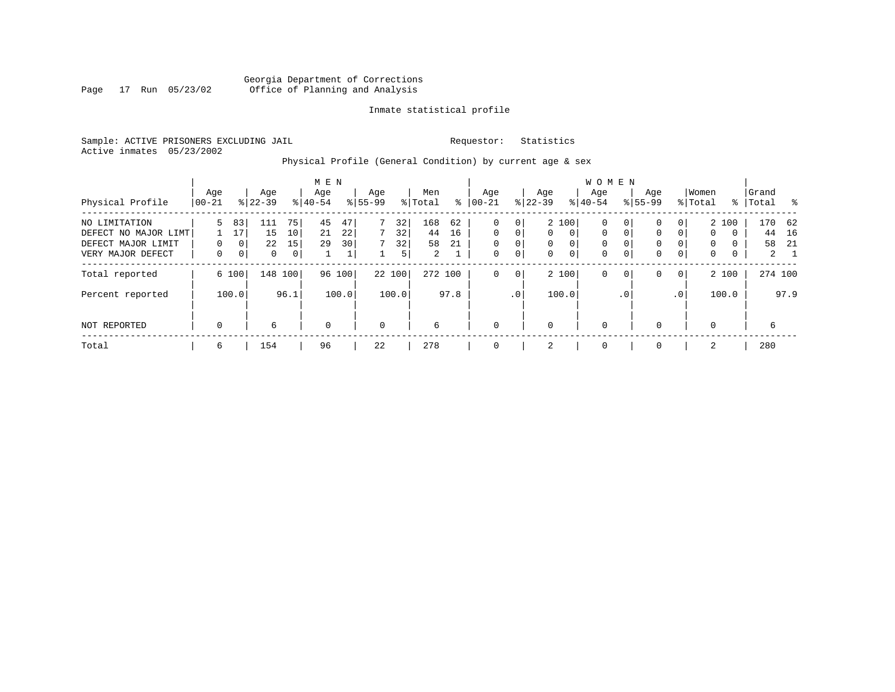Georgia Department of Corrections
Office of Planning and Analysis

Inmate statistical profile

Sample: ACTIVE PRISONERS EXCLUDING JAIL  Requestor: Statistics
Active inmates 05/23/2002

Physical Profile (General Condition) by current age & sex

| Physical Profile | MEN Age 00-21 | % | Age 22-39 | % | Age 40-54 | % | Age 55-99 | % | Men Total | % | WOMEN Age 00-21 | % | Age 22-39 | % | Age 40-54 | % | Age 55-99 | % | Women Total | % | Grand Total | % |
|---|---|---|---|---|---|---|---|---|---|---|---|---|---|---|---|---|---|---|---|---|---|---|
| NO LIMITATION | 5 | 83 | 111 | 75 | 45 | 47 | 7 | 32 | 168 | 62 | 0 | 0 | 2 | 100 | 0 | 0 | 0 | 0 | 2 | 100 | 170 | 62 |
| DEFECT NO MAJOR LIMT | 1 | 17 | 15 | 10 | 21 | 22 | 7 | 32 | 44 | 16 | 0 | 0 | 0 | 0 | 0 | 0 | 0 | 0 | 0 | 0 | 44 | 16 |
| DEFECT MAJOR LIMIT | 0 | 0 | 22 | 15 | 29 | 30 | 7 | 32 | 58 | 21 | 0 | 0 | 0 | 0 | 0 | 0 | 0 | 0 | 0 | 0 | 58 | 21 |
| VERY MAJOR DEFECT | 0 | 0 | 0 | 0 | 1 | 1 | 1 | 5 | 2 | 1 | 0 | 0 | 0 | 0 | 0 | 0 | 0 | 0 | 0 | 0 | 2 | 1 |
| Total reported | 6 | 100 | 148 | 100 | 96 | 100 | 22 | 100 | 272 | 100 | 0 | 0 | 2 | 100 | 0 | 0 | 0 | 0 | 2 | 100 | 274 | 100 |
| Percent reported | | 100.0 | | 96.1 | | 100.0 | | 100.0 | | 97.8 | | .0 | | 100.0 | | .0 | | .0 | | 100.0 | | 97.9 |
| NOT REPORTED | 0 | | 6 | | 0 | | 0 | | 6 | | 0 | | 0 | | 0 | | 0 | | 0 | | 6 | |
| Total | 6 | | 154 | | 96 | | 22 | | 278 | | 0 | | 2 | | 0 | | 0 | | 2 | | 280 | |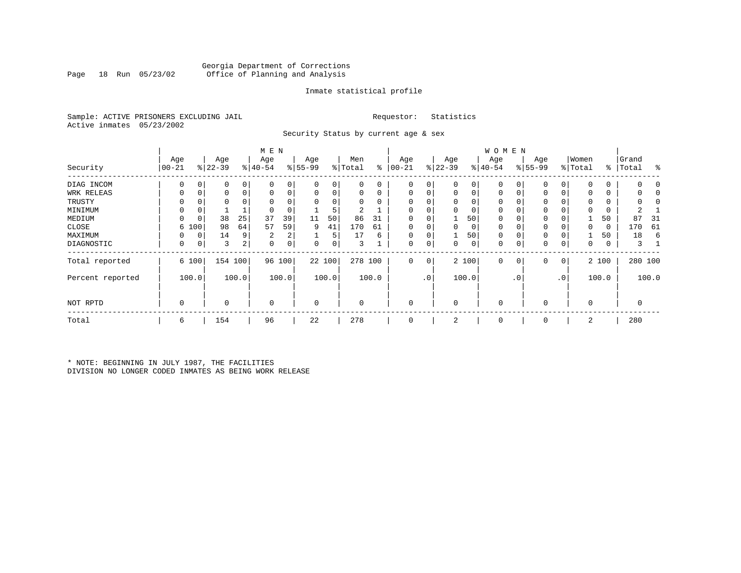Georgia Department of Corrections
Office of Planning and Analysis

Inmate statistical profile

Sample: ACTIVE PRISONERS EXCLUDING JAIL

Active inmates 05/23/2002

Requestor: Statistics

Security Status by current age & sex

| Security | MEN Age 00-21 | % | Age 22-39 | % | Age 40-54 | % | Age 55-99 | % | Men Total | % | WOMEN Age 00-21 | % | Age 22-39 | % | Age 40-54 | % | Age 55-99 | % | Women Total | % | Grand Total | % |
|---|---|---|---|---|---|---|---|---|---|---|---|---|---|---|---|---|---|---|---|---|---|---|
| DIAG INCOM | 0 | 0 | 0 | 0 | 0 | 0 | 0 | 0 | 0 | 0 | 0 | 0 | 0 | 0 | 0 | 0 | 0 | 0 | 0 | 0 | 0 | 0 |
| WRK RELEAS | 0 | 0 | 0 | 0 | 0 | 0 | 0 | 0 | 0 | 0 | 0 | 0 | 0 | 0 | 0 | 0 | 0 | 0 | 0 | 0 | 0 | 0 |
| TRUSTY | 0 | 0 | 0 | 0 | 0 | 0 | 0 | 0 | 0 | 0 | 0 | 0 | 0 | 0 | 0 | 0 | 0 | 0 | 0 | 0 | 0 | 0 |
| MINIMUM | 0 | 0 | 1 | 1 | 0 | 0 | 1 | 5 | 2 | 1 | 0 | 0 | 0 | 0 | 0 | 0 | 0 | 0 | 0 | 0 | 2 | 1 |
| MEDIUM | 0 | 0 | 38 | 25 | 37 | 39 | 11 | 50 | 86 | 31 | 0 | 0 | 1 | 50 | 0 | 0 | 0 | 0 | 1 | 50 | 87 | 31 |
| CLOSE | 6 | 100 | 98 | 64 | 57 | 59 | 9 | 41 | 170 | 61 | 0 | 0 | 0 | 0 | 0 | 0 | 0 | 0 | 0 | 0 | 170 | 61 |
| MAXIMUM | 0 | 0 | 14 | 9 | 2 | 2 | 1 | 5 | 17 | 6 | 0 | 0 | 1 | 50 | 0 | 0 | 0 | 0 | 1 | 50 | 18 | 6 |
| DIAGNOSTIC | 0 | 0 | 3 | 2 | 0 | 0 | 0 | 0 | 3 | 1 | 0 | 0 | 0 | 0 | 0 | 0 | 0 | 0 | 0 | 0 | 3 | 1 |
| Total reported | 6 | 100 | 154 | 100 | 96 | 100 | 22 | 100 | 278 | 100 | 0 | 0 | 2 | 100 | 0 | 0 | 0 | 0 | 2 | 100 | 280 | 100 |
| Percent reported | | 100.0 | | 100.0 | | 100.0 | | 100.0 | | 100.0 | | .0 | | 100.0 | | .0 | | .0 | | 100.0 | | 100.0 |
| NOT RPTD | 0 | | 0 | | 0 | | 0 | | 0 | | 0 | | 0 | | 0 | | 0 | | 0 | | 0 | |
| Total | 6 | | 154 | | 96 | | 22 | | 278 | | 0 | | 2 | | 0 | | 0 | | 2 | | 280 | |

* NOTE: BEGINNING IN JULY 1987, THE FACILITIES DIVISION NO LONGER CODED INMATES AS BEING WORK RELEASE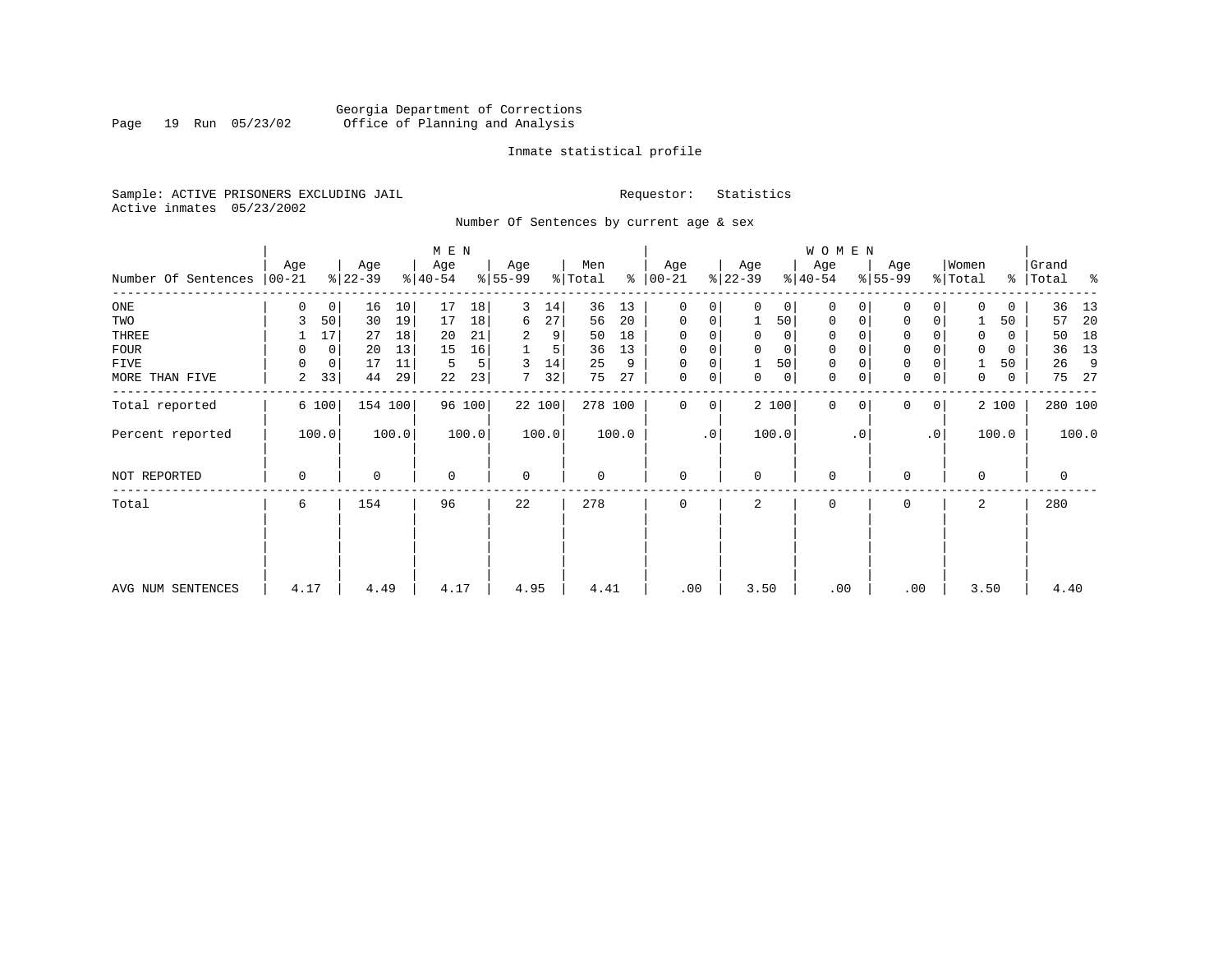Georgia Department of Corrections
Office of Planning and Analysis

Inmate statistical profile

Sample: ACTIVE PRISONERS EXCLUDING JAIL
Active inmates 05/23/2002

Requestor: Statistics

Number Of Sentences by current age & sex

| Number Of Sentences | MEN Age 00-21 | % | Age 22-39 | % | Age 40-54 | % | Age 55-99 | % | Men Total | % | WOMEN Age 00-21 | % | Age 22-39 | % | Age 40-54 | % | Age 55-99 | % | Women Total | % | Grand Total | % |
|---|---|---|---|---|---|---|---|---|---|---|---|---|---|---|---|---|---|---|---|---|---|---|
| ONE | 0 | 0 | 16 | 10 | 17 | 18 | 3 | 14 | 36 | 13 | 0 | 0 | 0 | 0 | 0 | 0 | 0 | 0 | 0 | 0 | 36 | 13 |
| TWO | 3 | 50 | 30 | 19 | 17 | 18 | 6 | 27 | 56 | 20 | 0 | 0 | 1 | 50 | 0 | 0 | 0 | 0 | 1 | 50 | 57 | 20 |
| THREE | 1 | 17 | 27 | 18 | 20 | 21 | 2 | 9 | 50 | 18 | 0 | 0 | 0 | 0 | 0 | 0 | 0 | 0 | 0 | 0 | 50 | 18 |
| FOUR | 0 | 0 | 20 | 13 | 15 | 16 | 1 | 5 | 36 | 13 | 0 | 0 | 0 | 0 | 0 | 0 | 0 | 0 | 0 | 0 | 36 | 13 |
| FIVE | 0 | 0 | 17 | 11 | 5 | 5 | 3 | 14 | 25 | 9 | 0 | 0 | 1 | 50 | 0 | 0 | 0 | 0 | 1 | 50 | 26 | 9 |
| MORE THAN FIVE | 2 | 33 | 44 | 29 | 22 | 23 | 7 | 32 | 75 | 27 | 0 | 0 | 0 | 0 | 0 | 0 | 0 | 0 | 0 | 0 | 75 | 27 |
| Total reported | 6 | 100 | 154 | 100 | 96 | 100 | 22 | 100 | 278 | 100 | 0 | 0 | 2 | 100 | 0 | 0 | 0 | 0 | 2 | 100 | 280 | 100 |
| Percent reported | | 100.0 | | 100.0 | | 100.0 | | 100.0 | | 100.0 | | .0 | | 100.0 | | .0 | | .0 | | 100.0 | | 100.0 |
| NOT REPORTED | 0 | | 0 | | 0 | | 0 | | 0 | | 0 | | 0 | | 0 | | 0 | | 0 | | 0 | |
| Total | 6 | | 154 | | 96 | | 22 | | 278 | | 0 | | 2 | | 0 | | 0 | | 2 | | 280 | |
| AVG NUM SENTENCES | 4.17 | | 4.49 | | 4.17 | | 4.95 | | 4.41 | | .00 | | 3.50 | | .00 | | .00 | | 3.50 | | 4.40 | |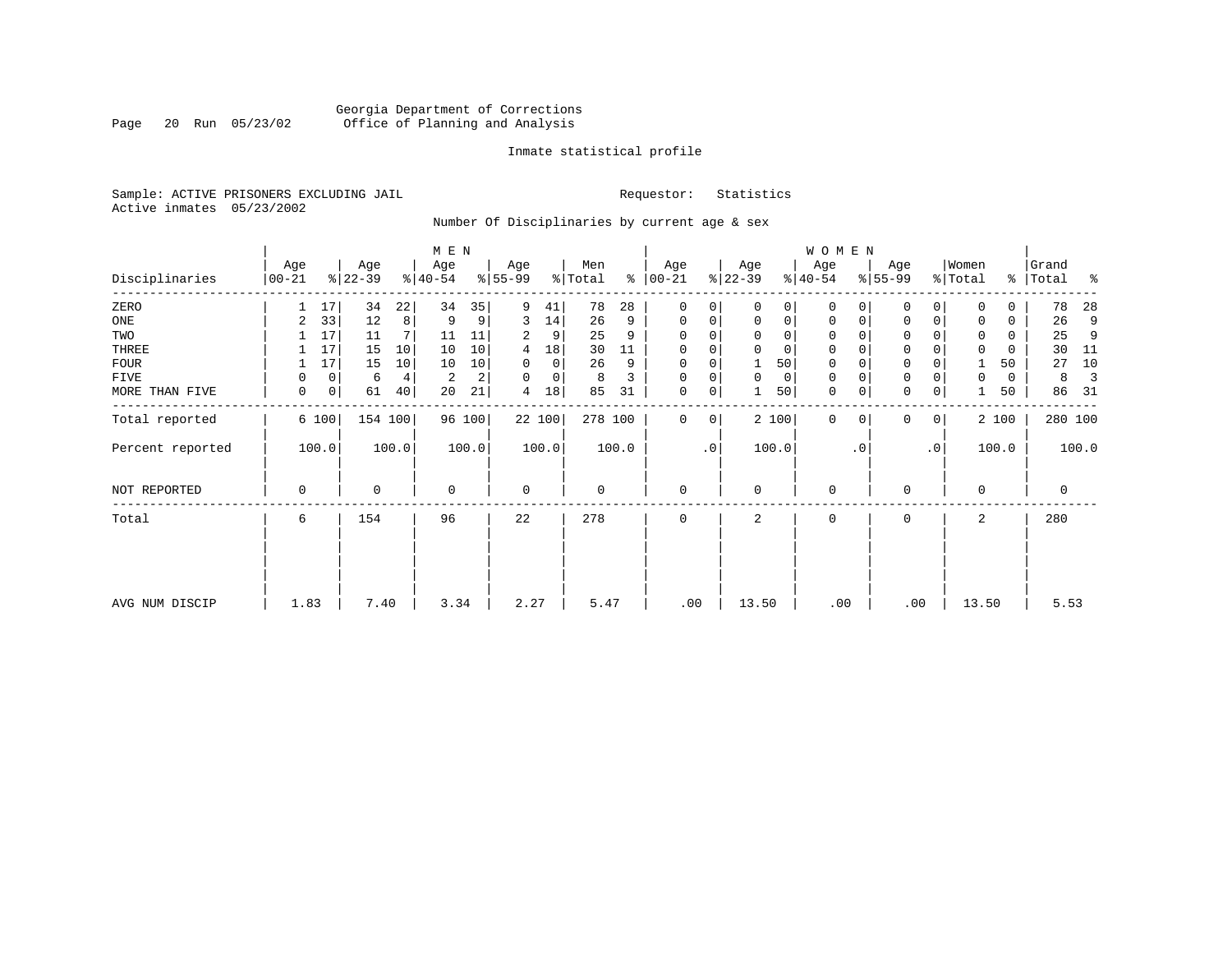Georgia Department of Corrections
Office of Planning and Analysis

Inmate statistical profile

Sample: ACTIVE PRISONERS EXCLUDING JAIL　　　Requestor: Statistics
Active inmates 05/23/2002

Number Of Disciplinaries by current age & sex

| Disciplinaries | MEN Age 00-21 | % | Age 22-39 | % | Age 40-54 | % | Age 55-99 | % | Men Total | % | WOMEN Age 00-21 | % | Age 22-39 | % | Age 40-54 | % | Age 55-99 | % | Women Total | % | Grand Total | % |
|---|---|---|---|---|---|---|---|---|---|---|---|---|---|---|---|---|---|---|---|---|---|---|
| ZERO | 1 | 17 | 34 | 22 | 34 | 35 | 9 | 41 | 78 | 28 | 0 | 0 | 0 | 0 | 0 | 0 | 0 | 0 | 0 | 0 | 78 | 28 |
| ONE | 2 | 33 | 12 | 8 | 9 | 9 | 3 | 14 | 26 | 9 | 0 | 0 | 0 | 0 | 0 | 0 | 0 | 0 | 0 | 0 | 26 | 9 |
| TWO | 1 | 17 | 11 | 7 | 11 | 11 | 2 | 9 | 25 | 9 | 0 | 0 | 0 | 0 | 0 | 0 | 0 | 0 | 0 | 0 | 25 | 9 |
| THREE | 1 | 17 | 15 | 10 | 10 | 10 | 4 | 18 | 30 | 11 | 0 | 0 | 0 | 0 | 0 | 0 | 0 | 0 | 0 | 0 | 30 | 11 |
| FOUR | 1 | 17 | 15 | 10 | 10 | 10 | 0 | 0 | 26 | 9 | 0 | 0 | 1 | 50 | 0 | 0 | 0 | 0 | 1 | 50 | 27 | 10 |
| FIVE | 0 | 0 | 6 | 4 | 2 | 2 | 0 | 0 | 8 | 3 | 0 | 0 | 0 | 0 | 0 | 0 | 0 | 0 | 0 | 0 | 8 | 3 |
| MORE THAN FIVE | 0 | 0 | 61 | 40 | 20 | 21 | 4 | 18 | 85 | 31 | 0 | 0 | 1 | 50 | 0 | 0 | 0 | 0 | 1 | 50 | 86 | 31 |
| Total reported | 6 | 100 | 154 | 100 | 96 | 100 | 22 | 100 | 278 | 100 | 0 | 0 | 2 | 100 | 0 | 0 | 0 | 0 | 2 | 100 | 280 | 100 |
| Percent reported | 100.0 | | 100.0 | | 100.0 | | 100.0 | | 100.0 | | .0 | | 100.0 | | .0 | | .0 | | 100.0 | | 100.0 | |
| NOT REPORTED | 0 | | 0 | | 0 | | 0 | | 0 | | 0 | | 0 | | 0 | | 0 | | 0 | | 0 | |
| Total | 6 | | 154 | | 96 | | 22 | | 278 | | 0 | | 2 | | 0 | | 0 | | 2 | | 280 | |
| AVG NUM DISCIP | 1.83 | | 7.40 | | 3.34 | | 2.27 | | 5.47 | | .00 | | 13.50 | | .00 | | .00 | | 13.50 | | 5.53 | |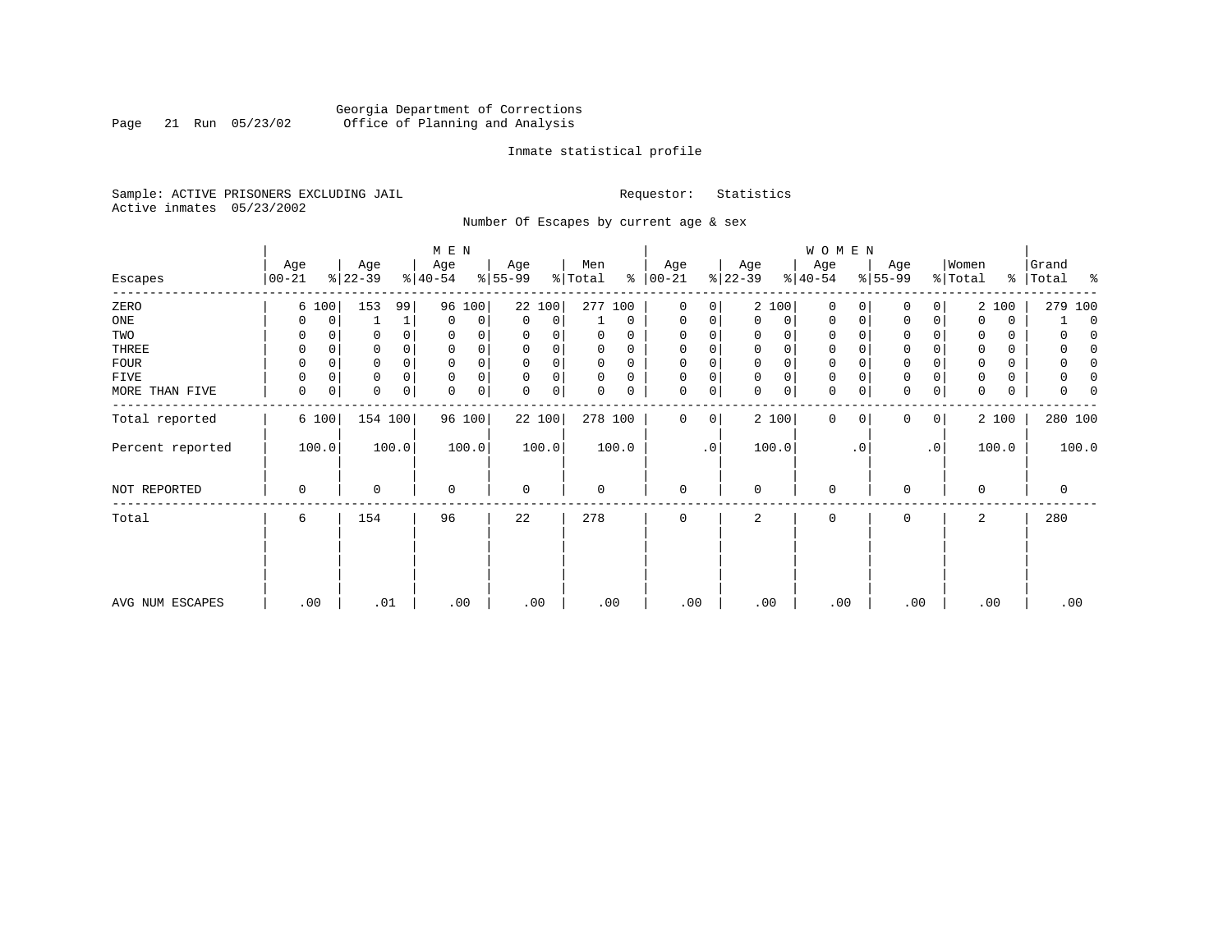Georgia Department of Corrections
Office of Planning and Analysis

Inmate statistical profile

Sample: ACTIVE PRISONERS EXCLUDING JAIL
Active inmates 05/23/2002

Requestor: Statistics

Number Of Escapes by current age & sex

| Escapes | MEN Age 00-21 | % | Age 22-39 | % | Age 40-54 | % | Age 55-99 | % | Men Total | % | WOMEN Age 00-21 | % | Age 22-39 | % | Age 40-54 | % | Age 55-99 | % | Women Total | % | Grand Total | % |
|---|---|---|---|---|---|---|---|---|---|---|---|---|---|---|---|---|---|---|---|---|---|---|
| ZERO | 6 | 100 | 153 | 99 | 96 | 100 | 22 | 100 | 277 | 100 | 0 | 0 | 2 | 100 | 0 | 0 | 0 | 0 | 2 | 100 | 279 | 100 |
| ONE | 0 | 0 | 1 | 1 | 0 | 0 | 0 | 0 | 1 | 0 | 0 | 0 | 0 | 0 | 0 | 0 | 0 | 0 | 0 | 0 | 1 | 0 |
| TWO | 0 | 0 | 0 | 0 | 0 | 0 | 0 | 0 | 0 | 0 | 0 | 0 | 0 | 0 | 0 | 0 | 0 | 0 | 0 | 0 | 0 | 0 |
| THREE | 0 | 0 | 0 | 0 | 0 | 0 | 0 | 0 | 0 | 0 | 0 | 0 | 0 | 0 | 0 | 0 | 0 | 0 | 0 | 0 | 0 | 0 |
| FOUR | 0 | 0 | 0 | 0 | 0 | 0 | 0 | 0 | 0 | 0 | 0 | 0 | 0 | 0 | 0 | 0 | 0 | 0 | 0 | 0 | 0 | 0 |
| FIVE | 0 | 0 | 0 | 0 | 0 | 0 | 0 | 0 | 0 | 0 | 0 | 0 | 0 | 0 | 0 | 0 | 0 | 0 | 0 | 0 | 0 | 0 |
| MORE THAN FIVE | 0 | 0 | 0 | 0 | 0 | 0 | 0 | 0 | 0 | 0 | 0 | 0 | 0 | 0 | 0 | 0 | 0 | 0 | 0 | 0 | 0 | 0 |
| Total reported | 6 | 100 | 154 | 100 | 96 | 100 | 22 | 100 | 278 | 100 | 0 | 0 | 2 | 100 | 0 | 0 | 0 | 0 | 2 | 100 | 280 | 100 |
| Percent reported | 100.0 | | 100.0 | | 100.0 | | 100.0 | | 100.0 | | .0 | | 100.0 | | .0 | | .0 | | 100.0 | | 100.0 | |
| NOT REPORTED | 0 | | 0 | | 0 | | 0 | | 0 | | 0 | | 0 | | 0 | | 0 | | 0 | | 0 | |
| Total | 6 | | 154 | | 96 | | 22 | | 278 | | 0 | | 2 | | 0 | | 0 | | 2 | | 280 | |
| AVG NUM ESCAPES | .00 | | .01 | | .00 | | .00 | | .00 | | .00 | | .00 | | .00 | | .00 | | .00 | | .00 | |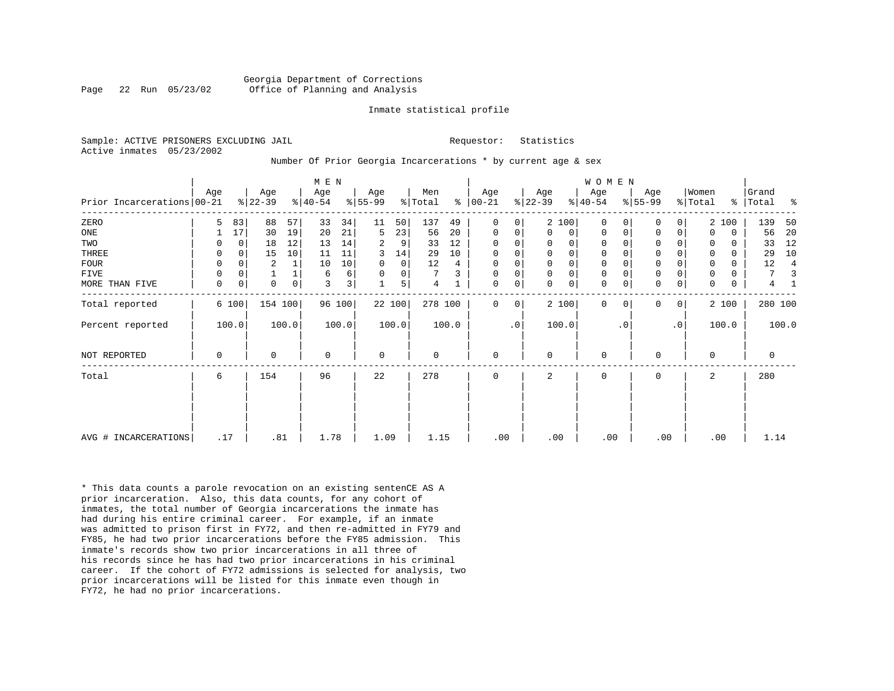Georgia Department of Corrections
Office of Planning and Analysis

Run 05/23/02

Inmate statistical profile

Sample: ACTIVE PRISONERS EXCLUDING JAIL

Requestor: Statistics

Active inmates 05/23/2002

Number Of Prior Georgia Incarcerations * by current age & sex

| Prior Incarcerations | MEN Age 00-21 | % | Age 22-39 | % | Age 40-54 | % | Age 55-99 | % | Men Total | % | WOMEN Age 00-21 | % | Age 22-39 | % | Age 40-54 | % | Age 55-99 | % | Women Total | % | Grand Total | % |
|---|---|---|---|---|---|---|---|---|---|---|---|---|---|---|---|---|---|---|---|---|---|---|
| ZERO | 5 | 83 | 88 | 57 | 33 | 34 | 11 | 50 | 137 | 49 | 0 | 0 | 2 | 100 | 0 | 0 | 0 | 0 | 2 | 100 | 139 | 50 |
| ONE | 1 | 17 | 30 | 19 | 20 | 21 | 5 | 23 | 56 | 20 | 0 | 0 | 0 | 0 | 0 | 0 | 0 | 0 | 0 | 0 | 56 | 20 |
| TWO | 0 | 0 | 18 | 12 | 13 | 14 | 2 | 9 | 33 | 12 | 0 | 0 | 0 | 0 | 0 | 0 | 0 | 0 | 0 | 0 | 33 | 12 |
| THREE | 0 | 0 | 15 | 10 | 11 | 11 | 3 | 14 | 29 | 10 | 0 | 0 | 0 | 0 | 0 | 0 | 0 | 0 | 0 | 0 | 29 | 10 |
| FOUR | 0 | 0 | 2 | 1 | 10 | 10 | 0 | 0 | 12 | 4 | 0 | 0 | 0 | 0 | 0 | 0 | 0 | 0 | 0 | 0 | 12 | 4 |
| FIVE | 0 | 0 | 1 | 1 | 6 | 6 | 0 | 0 | 7 | 3 | 0 | 0 | 0 | 0 | 0 | 0 | 0 | 0 | 0 | 0 | 7 | 3 |
| MORE THAN FIVE | 0 | 0 | 0 | 0 | 3 | 3 | 1 | 5 | 4 | 1 | 0 | 0 | 0 | 0 | 0 | 0 | 0 | 0 | 0 | 0 | 4 | 1 |
| Total reported | 6 | 100 | 154 | 100 | 96 | 100 | 22 | 100 | 278 | 100 | 0 | 0 | 2 | 100 | 0 | 0 | 0 | 0 | 2 | 100 | 280 | 100 |
| Percent reported | 100.0 | | 100.0 | | 100.0 | | 100.0 | | 100.0 | | .0 | | 100.0 | | .0 | | .0 | | 100.0 | | 100.0 | |
| NOT REPORTED | 0 | | 0 | | 0 | | 0 | | 0 | | 0 | | 0 | | 0 | | 0 | | 0 | | 0 | |
| Total | 6 | | 154 | | 96 | | 22 | | 278 | | 0 | | 2 | | 0 | | 0 | | 2 | | 280 | |
| AVG # INCARCERATIONS | .17 | | .81 | | 1.78 | | 1.09 | | 1.15 | | .00 | | .00 | | .00 | | .00 | | .00 | | 1.14 | |

* This data counts a parole revocation on an existing sentenCE AS A prior incarceration. Also, this data counts, for any cohort of inmates, the total number of Georgia incarcerations the inmate has had during his entire criminal career. For example, if an inmate was admitted to prison first in FY72, and then re-admitted in FY79 and FY85, he had two prior incarcerations before the FY85 admission. This inmate's records show two prior incarcerations in all three of his records since he has had two prior incarcerations in his criminal career. If the cohort of FY72 admissions is selected for analysis, two prior incarcerations will be listed for this inmate even though in FY72, he had no prior incarcerations.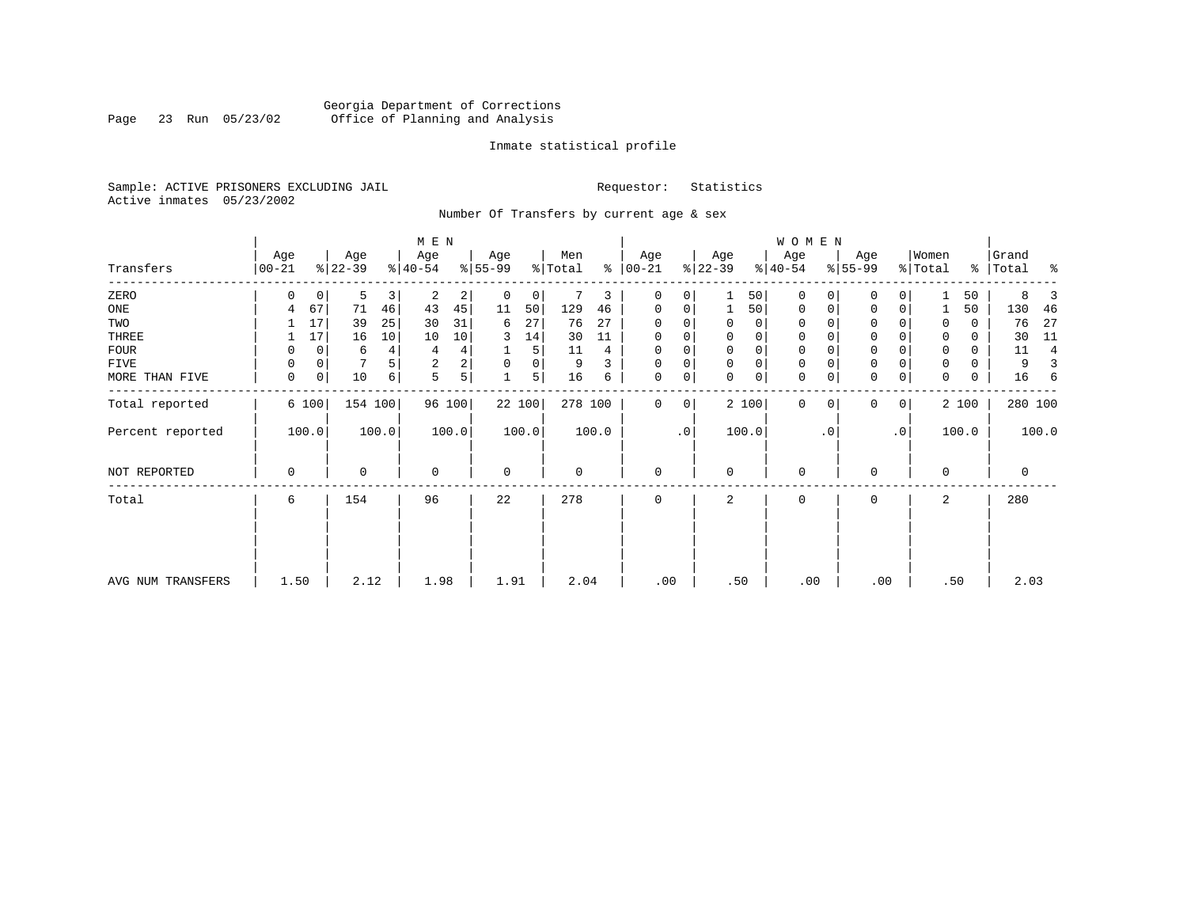Georgia Department of Corrections
Office of Planning and Analysis

Inmate statistical profile

Sample: ACTIVE PRISONERS EXCLUDING JAIL

Requestor: Statistics

Active inmates 05/23/2002

Number Of Transfers by current age & sex

| Transfers | MEN Age 00-21 | % | Age 22-39 | % | Age 40-54 | % | Age 55-99 | % | Men Total | % | WOMEN Age 00-21 | % | Age 22-39 | % | Age 40-54 | % | Age 55-99 | % | Women Total | % | Grand Total | % |
|---|---|---|---|---|---|---|---|---|---|---|---|---|---|---|---|---|---|---|---|---|---|---|
| ZERO | 0 | 0 | 5 | 3 | 2 | 2 | 0 | 0 | 7 | 3 | 0 | 0 | 1 | 50 | 0 | 0 | 0 | 0 | 1 | 50 | 8 | 3 |
| ONE | 4 | 67 | 71 | 46 | 43 | 45 | 11 | 50 | 129 | 46 | 0 | 0 | 1 | 50 | 0 | 0 | 0 | 0 | 1 | 50 | 130 | 46 |
| TWO | 1 | 17 | 39 | 25 | 30 | 31 | 6 | 27 | 76 | 27 | 0 | 0 | 0 | 0 | 0 | 0 | 0 | 0 | 0 | 0 | 76 | 27 |
| THREE | 1 | 17 | 16 | 10 | 10 | 10 | 3 | 14 | 30 | 11 | 0 | 0 | 0 | 0 | 0 | 0 | 0 | 0 | 0 | 0 | 30 | 11 |
| FOUR | 0 | 0 | 6 | 4 | 4 | 4 | 1 | 5 | 11 | 4 | 0 | 0 | 0 | 0 | 0 | 0 | 0 | 0 | 0 | 0 | 11 | 4 |
| FIVE | 0 | 0 | 7 | 5 | 2 | 2 | 0 | 0 | 9 | 3 | 0 | 0 | 0 | 0 | 0 | 0 | 0 | 0 | 0 | 0 | 9 | 3 |
| MORE THAN FIVE | 0 | 0 | 10 | 6 | 5 | 5 | 1 | 5 | 16 | 6 | 0 | 0 | 0 | 0 | 0 | 0 | 0 | 0 | 0 | 0 | 16 | 6 |
| Total reported | 6 | 100 | 154 | 100 | 96 | 100 | 22 | 100 | 278 | 100 | 0 | 0 | 2 | 100 | 0 | 0 | 0 | 0 | 2 | 100 | 280 | 100 |
| Percent reported | | 100.0 | | 100.0 | | 100.0 | | 100.0 | | 100.0 | | .0 | | 100.0 | | .0 | | .0 | | 100.0 | | 100.0 |
| NOT REPORTED | 0 | | 0 | | 0 | | 0 | | 0 | | 0 | | 0 | | 0 | | 0 | | 0 | | 0 | |
| Total | 6 | | 154 | | 96 | | 22 | | 278 | | 0 | | 2 | | 0 | | 0 | | 2 | | 280 | |
| AVG NUM TRANSFERS | 1.50 | | 2.12 | | 1.98 | | 1.91 | | 2.04 | | .00 | | .50 | | .00 | | .00 | | .50 | | 2.03 | |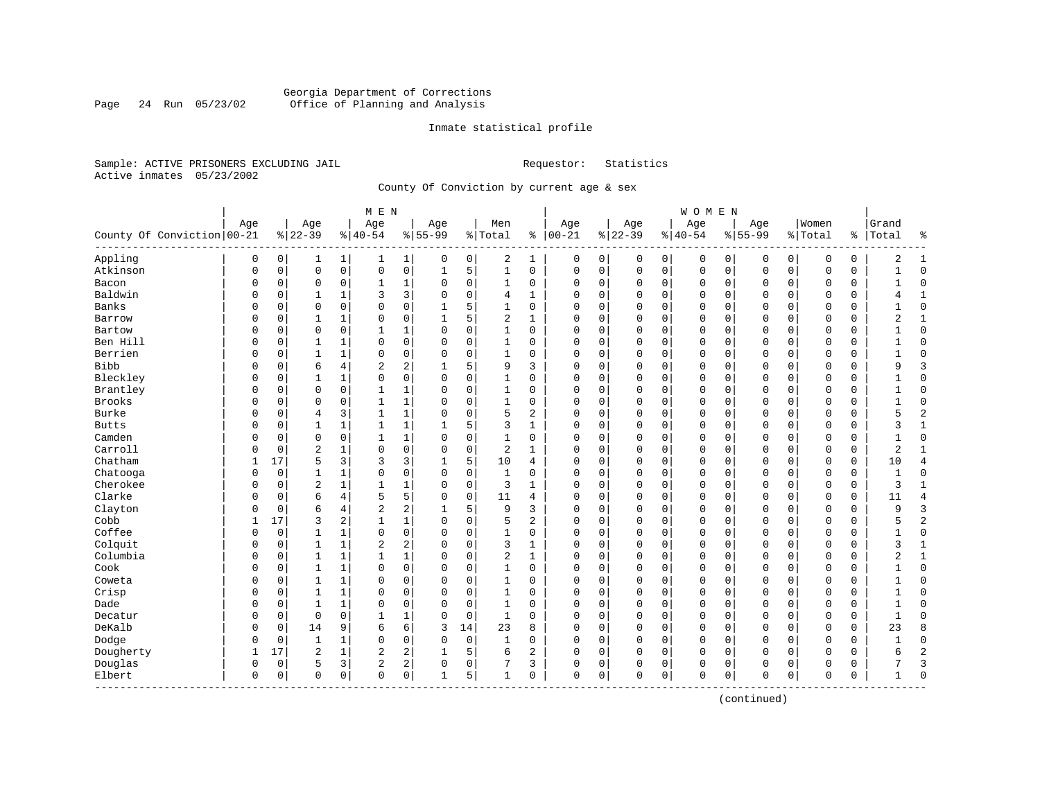Georgia Department of Corrections
Office of Planning and Analysis

Inmate statistical profile

Sample: ACTIVE PRISONERS EXCLUDING JAIL    Requestor: Statistics
Active inmates 05/23/2002

County Of Conviction by current age & sex

| County Of Conviction | MEN Age 00-21 | % | Age 22-39 | % | Age 40-54 | % | Age 55-99 | % | Men Total | % | WOMEN Age 00-21 | % | Age 22-39 | % | Age 40-54 | % | Age 55-99 | % | Women Total | % | Grand Total | % |
|---|---|---|---|---|---|---|---|---|---|---|---|---|---|---|---|---|---|---|---|---|---|---|
| Appling | 0 | 0 | 1 | 1 | 1 | 1 | 0 | 0 | 2 | 1 | 0 | 0 | 0 | 0 | 0 | 0 | 0 | 0 | 0 | 0 | 2 | 1 |
| Atkinson | 0 | 0 | 0 | 0 | 0 | 0 | 1 | 5 | 1 | 0 | 0 | 0 | 0 | 0 | 0 | 0 | 0 | 0 | 0 | 0 | 1 | 0 |
| Bacon | 0 | 0 | 0 | 0 | 1 | 1 | 0 | 0 | 1 | 0 | 0 | 0 | 0 | 0 | 0 | 0 | 0 | 0 | 0 | 0 | 1 | 0 |
| Baldwin | 0 | 0 | 1 | 1 | 3 | 3 | 0 | 0 | 4 | 1 | 0 | 0 | 0 | 0 | 0 | 0 | 0 | 0 | 0 | 0 | 4 | 1 |
| Banks | 0 | 0 | 0 | 0 | 0 | 0 | 1 | 5 | 1 | 0 | 0 | 0 | 0 | 0 | 0 | 0 | 0 | 0 | 0 | 0 | 1 | 0 |
| Barrow | 0 | 0 | 1 | 1 | 0 | 0 | 1 | 5 | 2 | 1 | 0 | 0 | 0 | 0 | 0 | 0 | 0 | 0 | 0 | 0 | 2 | 1 |
| Bartow | 0 | 0 | 0 | 0 | 1 | 1 | 0 | 0 | 1 | 0 | 0 | 0 | 0 | 0 | 0 | 0 | 0 | 0 | 0 | 0 | 1 | 0 |
| Ben Hill | 0 | 0 | 1 | 1 | 0 | 0 | 0 | 0 | 1 | 0 | 0 | 0 | 0 | 0 | 0 | 0 | 0 | 0 | 0 | 0 | 1 | 0 |
| Berrien | 0 | 0 | 1 | 1 | 0 | 0 | 0 | 0 | 1 | 0 | 0 | 0 | 0 | 0 | 0 | 0 | 0 | 0 | 0 | 0 | 1 | 0 |
| Bibb | 0 | 0 | 6 | 4 | 2 | 2 | 1 | 5 | 9 | 3 | 0 | 0 | 0 | 0 | 0 | 0 | 0 | 0 | 0 | 0 | 9 | 3 |
| Bleckley | 0 | 0 | 1 | 1 | 0 | 0 | 0 | 0 | 1 | 0 | 0 | 0 | 0 | 0 | 0 | 0 | 0 | 0 | 0 | 0 | 1 | 0 |
| Brantley | 0 | 0 | 0 | 0 | 1 | 1 | 0 | 0 | 1 | 0 | 0 | 0 | 0 | 0 | 0 | 0 | 0 | 0 | 0 | 0 | 1 | 0 |
| Brooks | 0 | 0 | 0 | 0 | 1 | 1 | 0 | 0 | 1 | 0 | 0 | 0 | 0 | 0 | 0 | 0 | 0 | 0 | 0 | 0 | 1 | 0 |
| Burke | 0 | 0 | 4 | 3 | 1 | 1 | 0 | 0 | 5 | 2 | 0 | 0 | 0 | 0 | 0 | 0 | 0 | 0 | 0 | 0 | 5 | 2 |
| Butts | 0 | 0 | 1 | 1 | 1 | 1 | 1 | 5 | 3 | 1 | 0 | 0 | 0 | 0 | 0 | 0 | 0 | 0 | 0 | 0 | 3 | 1 |
| Camden | 0 | 0 | 0 | 0 | 1 | 1 | 0 | 0 | 1 | 0 | 0 | 0 | 0 | 0 | 0 | 0 | 0 | 0 | 0 | 0 | 1 | 0 |
| Carroll | 0 | 0 | 2 | 1 | 0 | 0 | 0 | 0 | 2 | 1 | 0 | 0 | 0 | 0 | 0 | 0 | 0 | 0 | 0 | 0 | 2 | 1 |
| Chatham | 1 | 17 | 5 | 3 | 3 | 3 | 1 | 5 | 10 | 4 | 0 | 0 | 0 | 0 | 0 | 0 | 0 | 0 | 0 | 0 | 10 | 4 |
| Chatooga | 0 | 0 | 1 | 1 | 0 | 0 | 0 | 0 | 1 | 0 | 0 | 0 | 0 | 0 | 0 | 0 | 0 | 0 | 0 | 0 | 1 | 0 |
| Cherokee | 0 | 0 | 2 | 1 | 1 | 1 | 0 | 0 | 3 | 1 | 0 | 0 | 0 | 0 | 0 | 0 | 0 | 0 | 0 | 0 | 3 | 1 |
| Clarke | 0 | 0 | 6 | 4 | 5 | 5 | 0 | 0 | 11 | 4 | 0 | 0 | 0 | 0 | 0 | 0 | 0 | 0 | 0 | 0 | 11 | 4 |
| Clayton | 0 | 0 | 6 | 4 | 2 | 2 | 1 | 5 | 9 | 3 | 0 | 0 | 0 | 0 | 0 | 0 | 0 | 0 | 0 | 0 | 9 | 3 |
| Cobb | 1 | 17 | 3 | 2 | 1 | 1 | 0 | 0 | 5 | 2 | 0 | 0 | 0 | 0 | 0 | 0 | 0 | 0 | 0 | 0 | 5 | 2 |
| Coffee | 0 | 0 | 1 | 1 | 0 | 0 | 0 | 0 | 1 | 0 | 0 | 0 | 0 | 0 | 0 | 0 | 0 | 0 | 0 | 0 | 1 | 0 |
| Colquit | 0 | 0 | 1 | 1 | 2 | 2 | 0 | 0 | 3 | 1 | 0 | 0 | 0 | 0 | 0 | 0 | 0 | 0 | 0 | 0 | 3 | 1 |
| Columbia | 0 | 0 | 1 | 1 | 1 | 1 | 0 | 0 | 2 | 1 | 0 | 0 | 0 | 0 | 0 | 0 | 0 | 0 | 0 | 0 | 2 | 1 |
| Cook | 0 | 0 | 1 | 1 | 0 | 0 | 0 | 0 | 1 | 0 | 0 | 0 | 0 | 0 | 0 | 0 | 0 | 0 | 0 | 0 | 1 | 0 |
| Coweta | 0 | 0 | 1 | 1 | 0 | 0 | 0 | 0 | 1 | 0 | 0 | 0 | 0 | 0 | 0 | 0 | 0 | 0 | 0 | 0 | 1 | 0 |
| Crisp | 0 | 0 | 1 | 1 | 0 | 0 | 0 | 0 | 1 | 0 | 0 | 0 | 0 | 0 | 0 | 0 | 0 | 0 | 0 | 0 | 1 | 0 |
| Dade | 0 | 0 | 1 | 1 | 0 | 0 | 0 | 0 | 1 | 0 | 0 | 0 | 0 | 0 | 0 | 0 | 0 | 0 | 0 | 0 | 1 | 0 |
| Decatur | 0 | 0 | 0 | 0 | 1 | 1 | 0 | 0 | 1 | 0 | 0 | 0 | 0 | 0 | 0 | 0 | 0 | 0 | 0 | 0 | 1 | 0 |
| DeKalb | 0 | 0 | 14 | 9 | 6 | 6 | 3 | 14 | 23 | 8 | 0 | 0 | 0 | 0 | 0 | 0 | 0 | 0 | 0 | 0 | 23 | 8 |
| Dodge | 0 | 0 | 1 | 1 | 0 | 0 | 0 | 0 | 1 | 0 | 0 | 0 | 0 | 0 | 0 | 0 | 0 | 0 | 0 | 0 | 1 | 0 |
| Dougherty | 1 | 17 | 2 | 1 | 2 | 2 | 1 | 5 | 6 | 2 | 0 | 0 | 0 | 0 | 0 | 0 | 0 | 0 | 0 | 0 | 6 | 2 |
| Douglas | 0 | 0 | 5 | 3 | 2 | 2 | 0 | 0 | 7 | 3 | 0 | 0 | 0 | 0 | 0 | 0 | 0 | 0 | 0 | 0 | 7 | 3 |
| Elbert | 0 | 0 | 0 | 0 | 0 | 0 | 1 | 5 | 1 | 0 | 0 | 0 | 0 | 0 | 0 | 0 | 0 | 0 | 0 | 0 | 1 | 0 |

(continued)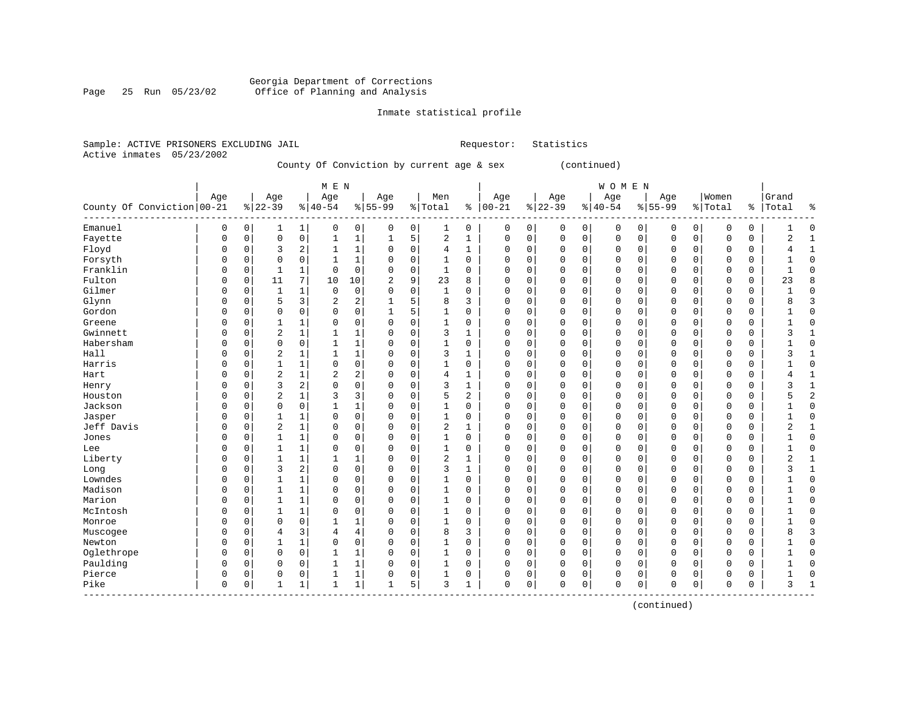Georgia Department of Corrections
Office of Planning and Analysis

Inmate statistical profile

Sample: ACTIVE PRISONERS EXCLUDING JAIL                    Requestor: Statistics
Active inmates 05/23/2002

County Of Conviction by current age & sex (continued)

| County Of Conviction | MEN Age 00-21 | % | Age 22-39 | % | Age 40-54 | % | Age 55-99 | % | Men Total | % | WOMEN Age 00-21 | % | Age 22-39 | % | Age 40-54 | % | Age 55-99 | % | Women Total | % | Grand Total | % |
|---|---|---|---|---|---|---|---|---|---|---|---|---|---|---|---|---|---|---|---|---|---|---|
| Emanuel | 0 | 0 | 1 | 1 | 0 | 0 | 0 | 0 | 1 | 0 | 0 | 0 | 0 | 0 | 0 | 0 | 0 | 0 | 0 | 0 | 1 | 0 |
| Fayette | 0 | 0 | 0 | 0 | 1 | 1 | 1 | 5 | 2 | 1 | 0 | 0 | 0 | 0 | 0 | 0 | 0 | 0 | 0 | 0 | 2 | 1 |
| Floyd | 0 | 0 | 3 | 2 | 1 | 1 | 0 | 0 | 4 | 1 | 0 | 0 | 0 | 0 | 0 | 0 | 0 | 0 | 0 | 0 | 4 | 1 |
| Forsyth | 0 | 0 | 0 | 0 | 1 | 1 | 0 | 0 | 1 | 0 | 0 | 0 | 0 | 0 | 0 | 0 | 0 | 0 | 0 | 0 | 1 | 0 |
| Franklin | 0 | 0 | 1 | 1 | 0 | 0 | 0 | 0 | 1 | 0 | 0 | 0 | 0 | 0 | 0 | 0 | 0 | 0 | 0 | 0 | 1 | 0 |
| Fulton | 0 | 0 | 11 | 7 | 10 | 10 | 2 | 9 | 23 | 8 | 0 | 0 | 0 | 0 | 0 | 0 | 0 | 0 | 0 | 0 | 23 | 8 |
| Gilmer | 0 | 0 | 1 | 1 | 0 | 0 | 0 | 0 | 1 | 0 | 0 | 0 | 0 | 0 | 0 | 0 | 0 | 0 | 0 | 0 | 1 | 0 |
| Glynn | 0 | 0 | 5 | 3 | 2 | 2 | 1 | 5 | 8 | 3 | 0 | 0 | 0 | 0 | 0 | 0 | 0 | 0 | 0 | 0 | 8 | 3 |
| Gordon | 0 | 0 | 0 | 0 | 0 | 0 | 1 | 5 | 1 | 0 | 0 | 0 | 0 | 0 | 0 | 0 | 0 | 0 | 0 | 0 | 1 | 0 |
| Greene | 0 | 0 | 1 | 1 | 0 | 0 | 0 | 0 | 1 | 0 | 0 | 0 | 0 | 0 | 0 | 0 | 0 | 0 | 0 | 0 | 1 | 0 |
| Gwinnett | 0 | 0 | 2 | 1 | 1 | 1 | 0 | 0 | 3 | 1 | 0 | 0 | 0 | 0 | 0 | 0 | 0 | 0 | 0 | 0 | 3 | 1 |
| Habersham | 0 | 0 | 0 | 0 | 1 | 1 | 0 | 0 | 1 | 0 | 0 | 0 | 0 | 0 | 0 | 0 | 0 | 0 | 0 | 0 | 1 | 0 |
| Hall | 0 | 0 | 2 | 1 | 1 | 1 | 0 | 0 | 3 | 1 | 0 | 0 | 0 | 0 | 0 | 0 | 0 | 0 | 0 | 0 | 3 | 1 |
| Harris | 0 | 0 | 1 | 1 | 0 | 0 | 0 | 0 | 1 | 0 | 0 | 0 | 0 | 0 | 0 | 0 | 0 | 0 | 0 | 0 | 1 | 0 |
| Hart | 0 | 0 | 2 | 1 | 2 | 2 | 0 | 0 | 4 | 1 | 0 | 0 | 0 | 0 | 0 | 0 | 0 | 0 | 0 | 0 | 4 | 1 |
| Henry | 0 | 0 | 3 | 2 | 0 | 0 | 0 | 0 | 3 | 1 | 0 | 0 | 0 | 0 | 0 | 0 | 0 | 0 | 0 | 0 | 3 | 1 |
| Houston | 0 | 0 | 2 | 1 | 3 | 3 | 0 | 0 | 5 | 2 | 0 | 0 | 0 | 0 | 0 | 0 | 0 | 0 | 0 | 0 | 5 | 2 |
| Jackson | 0 | 0 | 0 | 0 | 1 | 1 | 0 | 0 | 1 | 0 | 0 | 0 | 0 | 0 | 0 | 0 | 0 | 0 | 0 | 0 | 1 | 0 |
| Jasper | 0 | 0 | 1 | 1 | 0 | 0 | 0 | 0 | 1 | 0 | 0 | 0 | 0 | 0 | 0 | 0 | 0 | 0 | 0 | 0 | 1 | 0 |
| Jeff Davis | 0 | 0 | 2 | 1 | 0 | 0 | 0 | 0 | 2 | 1 | 0 | 0 | 0 | 0 | 0 | 0 | 0 | 0 | 0 | 0 | 2 | 1 |
| Jones | 0 | 0 | 1 | 1 | 0 | 0 | 0 | 0 | 1 | 0 | 0 | 0 | 0 | 0 | 0 | 0 | 0 | 0 | 0 | 0 | 1 | 0 |
| Lee | 0 | 0 | 1 | 1 | 0 | 0 | 0 | 0 | 1 | 0 | 0 | 0 | 0 | 0 | 0 | 0 | 0 | 0 | 0 | 0 | 1 | 0 |
| Liberty | 0 | 0 | 1 | 1 | 1 | 1 | 0 | 0 | 2 | 1 | 0 | 0 | 0 | 0 | 0 | 0 | 0 | 0 | 0 | 0 | 2 | 1 |
| Long | 0 | 0 | 3 | 2 | 0 | 0 | 0 | 0 | 3 | 1 | 0 | 0 | 0 | 0 | 0 | 0 | 0 | 0 | 0 | 0 | 3 | 1 |
| Lowndes | 0 | 0 | 1 | 1 | 0 | 0 | 0 | 0 | 1 | 0 | 0 | 0 | 0 | 0 | 0 | 0 | 0 | 0 | 0 | 0 | 1 | 0 |
| Madison | 0 | 0 | 1 | 1 | 0 | 0 | 0 | 0 | 1 | 0 | 0 | 0 | 0 | 0 | 0 | 0 | 0 | 0 | 0 | 0 | 1 | 0 |
| Marion | 0 | 0 | 1 | 1 | 0 | 0 | 0 | 0 | 1 | 0 | 0 | 0 | 0 | 0 | 0 | 0 | 0 | 0 | 0 | 0 | 1 | 0 |
| McIntosh | 0 | 0 | 1 | 1 | 0 | 0 | 0 | 0 | 1 | 0 | 0 | 0 | 0 | 0 | 0 | 0 | 0 | 0 | 0 | 0 | 1 | 0 |
| Monroe | 0 | 0 | 0 | 0 | 1 | 1 | 0 | 0 | 1 | 0 | 0 | 0 | 0 | 0 | 0 | 0 | 0 | 0 | 0 | 0 | 1 | 0 |
| Muscogee | 0 | 0 | 4 | 3 | 4 | 4 | 0 | 0 | 8 | 3 | 0 | 0 | 0 | 0 | 0 | 0 | 0 | 0 | 0 | 0 | 8 | 3 |
| Newton | 0 | 0 | 1 | 1 | 0 | 0 | 0 | 0 | 1 | 0 | 0 | 0 | 0 | 0 | 0 | 0 | 0 | 0 | 0 | 0 | 1 | 0 |
| Oglethrope | 0 | 0 | 0 | 0 | 1 | 1 | 0 | 0 | 1 | 0 | 0 | 0 | 0 | 0 | 0 | 0 | 0 | 0 | 0 | 0 | 1 | 0 |
| Paulding | 0 | 0 | 0 | 0 | 1 | 1 | 0 | 0 | 1 | 0 | 0 | 0 | 0 | 0 | 0 | 0 | 0 | 0 | 0 | 0 | 1 | 0 |
| Pierce | 0 | 0 | 0 | 0 | 1 | 1 | 0 | 0 | 1 | 0 | 0 | 0 | 0 | 0 | 0 | 0 | 0 | 0 | 0 | 0 | 1 | 0 |
| Pike | 0 | 0 | 1 | 1 | 1 | 1 | 1 | 5 | 3 | 1 | 0 | 0 | 0 | 0 | 0 | 0 | 0 | 0 | 0 | 0 | 3 | 1 |

(continued)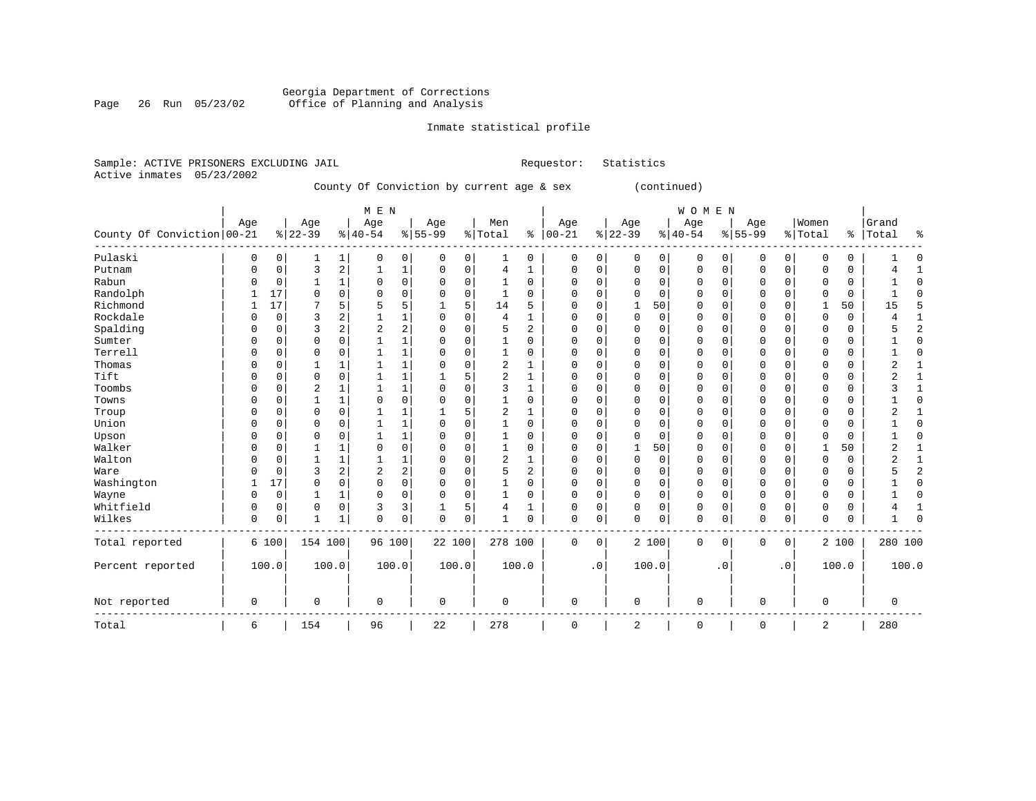Georgia Department of Corrections
Office of Planning and Analysis

Inmate statistical profile

Sample: ACTIVE PRISONERS EXCLUDING JAIL                    Requestor: Statistics
Active inmates 05/23/2002

County Of Conviction by current age & sex (continued)

| County Of Conviction | MEN Age 00-21 | % | Age 22-39 | % | Age 40-54 | % | Age 55-99 | % | Men Total | % | WOMEN Age 00-21 | % | Age 22-39 | % | Age 40-54 | % | Age 55-99 | % | Women Total | % | Grand Total | % |
|---|---|---|---|---|---|---|---|---|---|---|---|---|---|---|---|---|---|---|---|---|---|---|
| Pulaski | 0 | 0 | 1 | 1 | 0 | 0 | 0 | 0 | 1 | 0 | 0 | 0 | 0 | 0 | 0 | 0 | 0 | 0 | 0 | 0 | 1 | 0 |
| Putnam | 0 | 0 | 3 | 2 | 1 | 1 | 0 | 0 | 4 | 1 | 0 | 0 | 0 | 0 | 0 | 0 | 0 | 0 | 0 | 0 | 4 | 1 |
| Rabun | 0 | 0 | 1 | 1 | 0 | 0 | 0 | 0 | 1 | 0 | 0 | 0 | 0 | 0 | 0 | 0 | 0 | 0 | 0 | 0 | 1 | 0 |
| Randolph | 1 | 17 | 0 | 0 | 0 | 0 | 0 | 0 | 1 | 0 | 0 | 0 | 0 | 0 | 0 | 0 | 0 | 0 | 0 | 0 | 1 | 0 |
| Richmond | 1 | 17 | 7 | 5 | 5 | 5 | 1 | 5 | 14 | 5 | 0 | 0 | 1 | 50 | 0 | 0 | 0 | 0 | 1 | 50 | 15 | 5 |
| Rockdale | 0 | 0 | 3 | 2 | 1 | 1 | 0 | 0 | 4 | 1 | 0 | 0 | 0 | 0 | 0 | 0 | 0 | 0 | 0 | 0 | 4 | 1 |
| Spalding | 0 | 0 | 3 | 2 | 2 | 2 | 0 | 0 | 5 | 2 | 0 | 0 | 0 | 0 | 0 | 0 | 0 | 0 | 0 | 0 | 5 | 2 |
| Sumter | 0 | 0 | 0 | 0 | 1 | 1 | 0 | 0 | 1 | 0 | 0 | 0 | 0 | 0 | 0 | 0 | 0 | 0 | 0 | 0 | 1 | 0 |
| Terrell | 0 | 0 | 0 | 0 | 1 | 1 | 0 | 0 | 1 | 0 | 0 | 0 | 0 | 0 | 0 | 0 | 0 | 0 | 0 | 0 | 1 | 0 |
| Thomas | 0 | 0 | 1 | 1 | 1 | 1 | 0 | 0 | 2 | 1 | 0 | 0 | 0 | 0 | 0 | 0 | 0 | 0 | 0 | 0 | 2 | 1 |
| Tift | 0 | 0 | 0 | 0 | 1 | 1 | 1 | 5 | 2 | 1 | 0 | 0 | 0 | 0 | 0 | 0 | 0 | 0 | 0 | 0 | 2 | 1 |
| Toombs | 0 | 0 | 2 | 1 | 1 | 1 | 0 | 0 | 3 | 1 | 0 | 0 | 0 | 0 | 0 | 0 | 0 | 0 | 0 | 0 | 3 | 1 |
| Towns | 0 | 0 | 1 | 1 | 0 | 0 | 0 | 0 | 1 | 0 | 0 | 0 | 0 | 0 | 0 | 0 | 0 | 0 | 0 | 0 | 1 | 0 |
| Troup | 0 | 0 | 0 | 0 | 1 | 1 | 1 | 5 | 2 | 1 | 0 | 0 | 0 | 0 | 0 | 0 | 0 | 0 | 0 | 0 | 2 | 1 |
| Union | 0 | 0 | 0 | 0 | 1 | 1 | 0 | 0 | 1 | 0 | 0 | 0 | 0 | 0 | 0 | 0 | 0 | 0 | 0 | 0 | 1 | 0 |
| Upson | 0 | 0 | 0 | 0 | 1 | 1 | 0 | 0 | 1 | 0 | 0 | 0 | 0 | 0 | 0 | 0 | 0 | 0 | 0 | 0 | 1 | 0 |
| Walker | 0 | 0 | 1 | 1 | 0 | 0 | 0 | 0 | 1 | 0 | 0 | 0 | 1 | 50 | 0 | 0 | 0 | 0 | 1 | 50 | 2 | 1 |
| Walton | 0 | 0 | 1 | 1 | 1 | 1 | 0 | 0 | 2 | 1 | 0 | 0 | 0 | 0 | 0 | 0 | 0 | 0 | 0 | 0 | 2 | 1 |
| Ware | 0 | 0 | 3 | 2 | 2 | 2 | 0 | 0 | 5 | 2 | 0 | 0 | 0 | 0 | 0 | 0 | 0 | 0 | 0 | 0 | 5 | 2 |
| Washington | 1 | 17 | 0 | 0 | 0 | 0 | 0 | 0 | 1 | 0 | 0 | 0 | 0 | 0 | 0 | 0 | 0 | 0 | 0 | 0 | 1 | 0 |
| Wayne | 0 | 0 | 1 | 1 | 0 | 0 | 0 | 0 | 1 | 0 | 0 | 0 | 0 | 0 | 0 | 0 | 0 | 0 | 0 | 0 | 1 | 0 |
| Whitfield | 0 | 0 | 0 | 0 | 3 | 3 | 1 | 5 | 4 | 1 | 0 | 0 | 0 | 0 | 0 | 0 | 0 | 0 | 0 | 0 | 4 | 1 |
| Wilkes | 0 | 0 | 1 | 1 | 0 | 0 | 0 | 0 | 1 | 0 | 0 | 0 | 0 | 0 | 0 | 0 | 0 | 0 | 0 | 0 | 1 | 0 |
| Total reported | 6 | 100 | 154 | 100 | 96 | 100 | 22 | 100 | 278 | 100 | 0 | 0 | 2 | 100 | 0 | 0 | 0 | 0 | 2 | 100 | 280 | 100 |
| Percent reported | 100.0 | | 100.0 | | 100.0 | | 100.0 | | 100.0 | | .0 | | 100.0 | | .0 | | .0 | | 100.0 | | 100.0 | |
| Not reported | 0 | | 0 | | 0 | | 0 | | 0 | | 0 | | 0 | | 0 | | 0 | | 0 | | 0 | |
| Total | 6 | | 154 | | 96 | | 22 | | 278 | | 0 | | 2 | | 0 | | 0 | | 2 | | 280 | |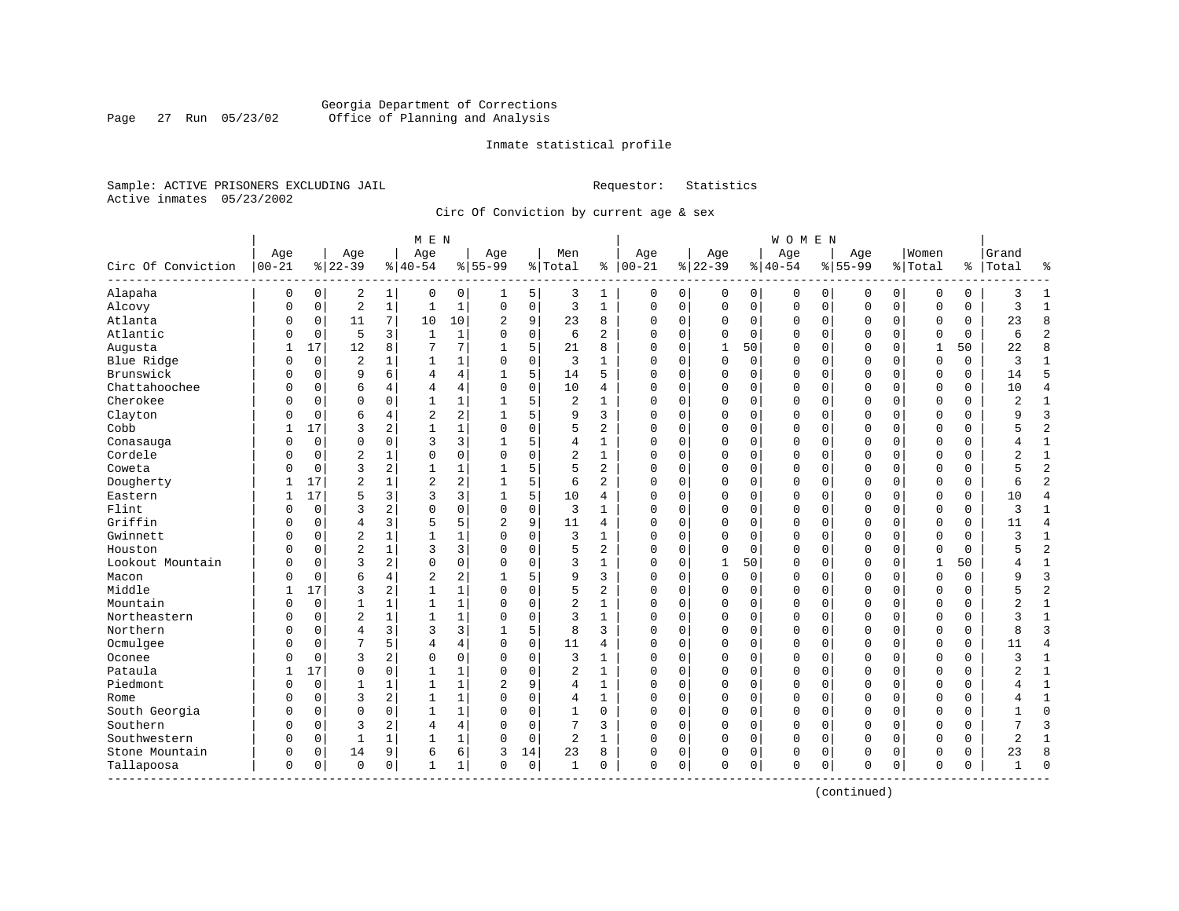Georgia Department of Corrections
Office of Planning and Analysis

Inmate statistical profile

Sample: ACTIVE PRISONERS EXCLUDING JAIL

Requestor: Statistics

Active inmates 05/23/2002

Circ Of Conviction by current age & sex

| Circ Of Conviction | MEN Age 00-21 | % | Age 22-39 | % | Age 40-54 | % | Age 55-99 | % | Men Total | % | WOMEN Age 00-21 | % | Age 22-39 | % | Age 40-54 | % | Age 55-99 | % | Women Total | % | Grand Total | % |
|---|---|---|---|---|---|---|---|---|---|---|---|---|---|---|---|---|---|---|---|---|---|---|
| Alapaha | 0 | 0 | 2 | 1 | 0 | 0 | 1 | 5 | 3 | 1 | 0 | 0 | 0 | 0 | 0 | 0 | 0 | 0 | 0 | 0 | 3 | 1 |
| Alcovy | 0 | 0 | 2 | 1 | 1 | 1 | 0 | 0 | 3 | 1 | 0 | 0 | 0 | 0 | 0 | 0 | 0 | 0 | 0 | 0 | 3 | 1 |
| Atlanta | 0 | 0 | 11 | 7 | 10 | 10 | 2 | 9 | 23 | 8 | 0 | 0 | 0 | 0 | 0 | 0 | 0 | 0 | 0 | 0 | 23 | 8 |
| Atlantic | 0 | 0 | 5 | 3 | 1 | 1 | 0 | 0 | 6 | 2 | 0 | 0 | 0 | 0 | 0 | 0 | 0 | 0 | 0 | 0 | 6 | 2 |
| Augusta | 1 | 17 | 12 | 8 | 7 | 7 | 1 | 5 | 21 | 8 | 0 | 0 | 1 | 50 | 0 | 0 | 0 | 0 | 1 | 50 | 22 | 8 |
| Blue Ridge | 0 | 0 | 2 | 1 | 1 | 1 | 0 | 0 | 3 | 1 | 0 | 0 | 0 | 0 | 0 | 0 | 0 | 0 | 0 | 0 | 3 | 1 |
| Brunswick | 0 | 0 | 9 | 6 | 4 | 4 | 1 | 5 | 14 | 5 | 0 | 0 | 0 | 0 | 0 | 0 | 0 | 0 | 0 | 0 | 14 | 5 |
| Chattahoochee | 0 | 0 | 6 | 4 | 4 | 4 | 0 | 0 | 10 | 4 | 0 | 0 | 0 | 0 | 0 | 0 | 0 | 0 | 0 | 0 | 10 | 4 |
| Cherokee | 0 | 0 | 0 | 0 | 1 | 1 | 1 | 5 | 2 | 1 | 0 | 0 | 0 | 0 | 0 | 0 | 0 | 0 | 0 | 0 | 2 | 1 |
| Clayton | 0 | 0 | 6 | 4 | 2 | 2 | 1 | 5 | 9 | 3 | 0 | 0 | 0 | 0 | 0 | 0 | 0 | 0 | 0 | 0 | 9 | 3 |
| Cobb | 1 | 17 | 3 | 2 | 1 | 1 | 0 | 0 | 5 | 2 | 0 | 0 | 0 | 0 | 0 | 0 | 0 | 0 | 0 | 0 | 5 | 2 |
| Conasauga | 0 | 0 | 0 | 0 | 3 | 3 | 1 | 5 | 4 | 1 | 0 | 0 | 0 | 0 | 0 | 0 | 0 | 0 | 0 | 0 | 4 | 1 |
| Cordele | 0 | 0 | 2 | 1 | 0 | 0 | 0 | 0 | 2 | 1 | 0 | 0 | 0 | 0 | 0 | 0 | 0 | 0 | 0 | 0 | 2 | 1 |
| Coweta | 0 | 0 | 3 | 2 | 1 | 1 | 1 | 5 | 5 | 2 | 0 | 0 | 0 | 0 | 0 | 0 | 0 | 0 | 0 | 0 | 5 | 2 |
| Dougherty | 1 | 17 | 2 | 1 | 2 | 2 | 1 | 5 | 6 | 2 | 0 | 0 | 0 | 0 | 0 | 0 | 0 | 0 | 0 | 0 | 6 | 2 |
| Eastern | 1 | 17 | 5 | 3 | 3 | 3 | 1 | 5 | 10 | 4 | 0 | 0 | 0 | 0 | 0 | 0 | 0 | 0 | 0 | 0 | 10 | 4 |
| Flint | 0 | 0 | 3 | 2 | 0 | 0 | 0 | 0 | 3 | 1 | 0 | 0 | 0 | 0 | 0 | 0 | 0 | 0 | 0 | 0 | 3 | 1 |
| Griffin | 0 | 0 | 4 | 3 | 5 | 5 | 2 | 9 | 11 | 4 | 0 | 0 | 0 | 0 | 0 | 0 | 0 | 0 | 0 | 0 | 11 | 4 |
| Gwinnett | 0 | 0 | 2 | 1 | 1 | 1 | 0 | 0 | 3 | 1 | 0 | 0 | 0 | 0 | 0 | 0 | 0 | 0 | 0 | 0 | 3 | 1 |
| Houston | 0 | 0 | 2 | 1 | 3 | 3 | 0 | 0 | 5 | 2 | 0 | 0 | 0 | 0 | 0 | 0 | 0 | 0 | 0 | 0 | 5 | 2 |
| Lookout Mountain | 0 | 0 | 3 | 2 | 0 | 0 | 0 | 0 | 3 | 1 | 0 | 0 | 1 | 50 | 0 | 0 | 0 | 0 | 1 | 50 | 4 | 1 |
| Macon | 0 | 0 | 6 | 4 | 2 | 2 | 1 | 5 | 9 | 3 | 0 | 0 | 0 | 0 | 0 | 0 | 0 | 0 | 0 | 0 | 9 | 3 |
| Middle | 1 | 17 | 3 | 2 | 1 | 1 | 0 | 0 | 5 | 2 | 0 | 0 | 0 | 0 | 0 | 0 | 0 | 0 | 0 | 0 | 5 | 2 |
| Mountain | 0 | 0 | 1 | 1 | 1 | 1 | 0 | 0 | 2 | 1 | 0 | 0 | 0 | 0 | 0 | 0 | 0 | 0 | 0 | 0 | 2 | 1 |
| Northeastern | 0 | 0 | 2 | 1 | 1 | 1 | 0 | 0 | 3 | 1 | 0 | 0 | 0 | 0 | 0 | 0 | 0 | 0 | 0 | 0 | 3 | 1 |
| Northern | 0 | 0 | 4 | 3 | 3 | 3 | 1 | 5 | 8 | 3 | 0 | 0 | 0 | 0 | 0 | 0 | 0 | 0 | 0 | 0 | 8 | 3 |
| Ocmulgee | 0 | 0 | 7 | 5 | 4 | 4 | 0 | 0 | 11 | 4 | 0 | 0 | 0 | 0 | 0 | 0 | 0 | 0 | 0 | 0 | 11 | 4 |
| Oconee | 0 | 0 | 3 | 2 | 0 | 0 | 0 | 0 | 3 | 1 | 0 | 0 | 0 | 0 | 0 | 0 | 0 | 0 | 0 | 0 | 3 | 1 |
| Pataula | 1 | 17 | 0 | 0 | 1 | 1 | 0 | 0 | 2 | 1 | 0 | 0 | 0 | 0 | 0 | 0 | 0 | 0 | 0 | 0 | 2 | 1 |
| Piedmont | 0 | 0 | 1 | 1 | 1 | 1 | 2 | 9 | 4 | 1 | 0 | 0 | 0 | 0 | 0 | 0 | 0 | 0 | 0 | 0 | 4 | 1 |
| Rome | 0 | 0 | 3 | 2 | 1 | 1 | 0 | 0 | 4 | 1 | 0 | 0 | 0 | 0 | 0 | 0 | 0 | 0 | 0 | 0 | 4 | 1 |
| South Georgia | 0 | 0 | 0 | 0 | 1 | 1 | 0 | 0 | 1 | 0 | 0 | 0 | 0 | 0 | 0 | 0 | 0 | 0 | 0 | 0 | 1 | 0 |
| Southern | 0 | 0 | 3 | 2 | 4 | 4 | 0 | 0 | 7 | 3 | 0 | 0 | 0 | 0 | 0 | 0 | 0 | 0 | 0 | 0 | 7 | 3 |
| Southwestern | 0 | 0 | 1 | 1 | 1 | 1 | 0 | 0 | 2 | 1 | 0 | 0 | 0 | 0 | 0 | 0 | 0 | 0 | 0 | 0 | 2 | 1 |
| Stone Mountain | 0 | 0 | 14 | 9 | 6 | 6 | 3 | 14 | 23 | 8 | 0 | 0 | 0 | 0 | 0 | 0 | 0 | 0 | 0 | 0 | 23 | 8 |
| Tallapoosa | 0 | 0 | 0 | 0 | 1 | 1 | 0 | 0 | 1 | 0 | 0 | 0 | 0 | 0 | 0 | 0 | 0 | 0 | 0 | 0 | 1 | 0 |

(continued)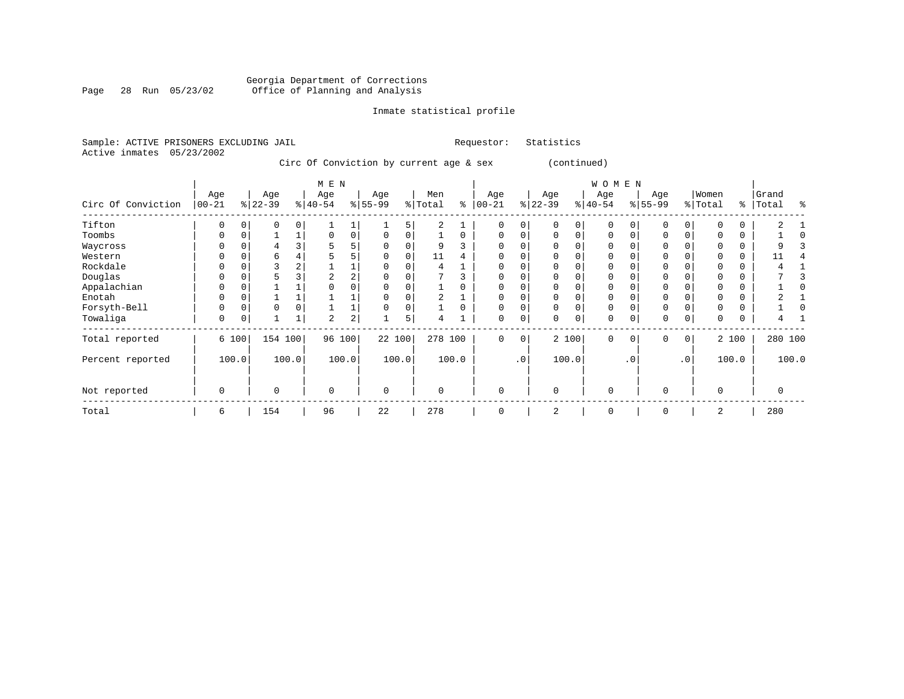Georgia Department of Corrections
Office of Planning and Analysis

Inmate statistical profile

Sample: ACTIVE PRISONERS EXCLUDING JAIL    Requestor: Statistics
Active inmates 05/23/2002

Circ Of Conviction by current age & sex (continued)

| Circ Of Conviction | MEN Age 00-21 | % | Age 22-39 | % | Age 40-54 | % | Age 55-99 | % | Men Total | % | WOMEN Age 00-21 | % | Age 22-39 | % | Age 40-54 | % | Age 55-99 | % | Women Total | % | Grand Total | % |
|---|---|---|---|---|---|---|---|---|---|---|---|---|---|---|---|---|---|---|---|---|---|---|
| Tifton | 0 | 0 | 0 | 0 | 1 | 1 | 1 | 5 | 2 | 1 | 0 | 0 | 0 | 0 | 0 | 0 | 0 | 0 | 0 | 0 | 2 | 1 |
| Toombs | 0 | 0 | 1 | 1 | 0 | 0 | 0 | 0 | 1 | 0 | 0 | 0 | 0 | 0 | 0 | 0 | 0 | 0 | 0 | 0 | 1 | 0 |
| Waycross | 0 | 0 | 4 | 3 | 5 | 5 | 0 | 0 | 9 | 3 | 0 | 0 | 0 | 0 | 0 | 0 | 0 | 0 | 0 | 0 | 9 | 3 |
| Western | 0 | 0 | 6 | 4 | 5 | 5 | 0 | 0 | 11 | 4 | 0 | 0 | 0 | 0 | 0 | 0 | 0 | 0 | 0 | 0 | 11 | 4 |
| Rockdale | 0 | 0 | 3 | 2 | 1 | 1 | 0 | 0 | 4 | 1 | 0 | 0 | 0 | 0 | 0 | 0 | 0 | 0 | 0 | 0 | 4 | 1 |
| Douglas | 0 | 0 | 5 | 3 | 2 | 2 | 0 | 0 | 7 | 3 | 0 | 0 | 0 | 0 | 0 | 0 | 0 | 0 | 0 | 0 | 7 | 3 |
| Appalachian | 0 | 0 | 1 | 1 | 0 | 0 | 0 | 0 | 1 | 0 | 0 | 0 | 0 | 0 | 0 | 0 | 0 | 0 | 0 | 0 | 1 | 0 |
| Enotah | 0 | 0 | 1 | 1 | 1 | 1 | 0 | 0 | 2 | 1 | 0 | 0 | 0 | 0 | 0 | 0 | 0 | 0 | 0 | 0 | 2 | 1 |
| Forsyth-Bell | 0 | 0 | 0 | 0 | 1 | 1 | 0 | 0 | 1 | 0 | 0 | 0 | 0 | 0 | 0 | 0 | 0 | 0 | 0 | 0 | 1 | 0 |
| Towaliga | 0 | 0 | 1 | 1 | 2 | 2 | 1 | 5 | 4 | 1 | 0 | 0 | 0 | 0 | 0 | 0 | 0 | 0 | 0 | 0 | 4 | 1 |
| Total reported | 6 | 100 | 154 | 100 | 96 | 100 | 22 | 100 | 278 | 100 | 0 | 0 | 2 | 100 | 0 | 0 | 0 | 0 | 2 | 100 | 280 | 100 |
| Percent reported | 100.0 | | 100.0 | | 100.0 | | 100.0 | | 100.0 | | .0 | | 100.0 | | .0 | | .0 | | 100.0 | | 100.0 | |
| Not reported | 0 | | 0 | | 0 | | 0 | | 0 | | 0 | | 0 | | 0 | | 0 | | 0 | | 0 | |
| Total | 6 | | 154 | | 96 | | 22 | | 278 | | 0 | | 2 | | 0 | | 0 | | 2 | | 280 | |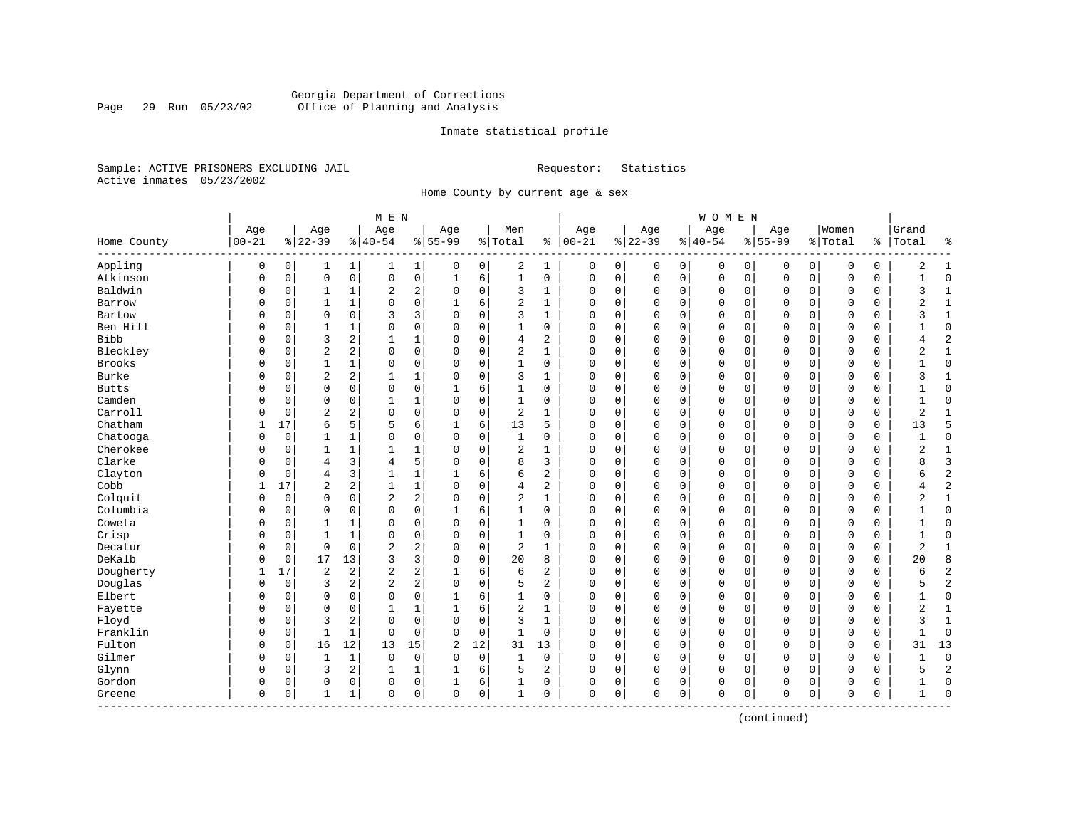Georgia Department of Corrections
Office of Planning and Analysis

Inmate statistical profile

Sample: ACTIVE PRISONERS EXCLUDING JAIL
Active inmates 05/23/2002

Requestor: Statistics

Home County by current age & sex

| Home County | MEN Age 00-21 | % | Age 22-39 | % | Age 40-54 | % | Age 55-99 | % | Men Total | % | WOMEN Age 00-21 | % | Age 22-39 | % | Age 40-54 | % | Age 55-99 | % | Women Total | % | Grand Total | % |
|---|---|---|---|---|---|---|---|---|---|---|---|---|---|---|---|---|---|---|---|---|---|---|
| Appling | 0 | 0 | 1 | 1 | 1 | 1 | 0 | 0 | 2 | 1 | 0 | 0 | 0 | 0 | 0 | 0 | 0 | 0 | 0 | 0 | 2 | 1 |
| Atkinson | 0 | 0 | 0 | 0 | 0 | 0 | 1 | 6 | 1 | 0 | 0 | 0 | 0 | 0 | 0 | 0 | 0 | 0 | 0 | 0 | 1 | 0 |
| Baldwin | 0 | 0 | 1 | 1 | 2 | 2 | 0 | 0 | 3 | 1 | 0 | 0 | 0 | 0 | 0 | 0 | 0 | 0 | 0 | 0 | 3 | 1 |
| Barrow | 0 | 0 | 1 | 1 | 0 | 0 | 1 | 6 | 2 | 1 | 0 | 0 | 0 | 0 | 0 | 0 | 0 | 0 | 0 | 0 | 2 | 1 |
| Bartow | 0 | 0 | 0 | 0 | 3 | 3 | 0 | 0 | 3 | 1 | 0 | 0 | 0 | 0 | 0 | 0 | 0 | 0 | 0 | 0 | 3 | 1 |
| Ben Hill | 0 | 0 | 1 | 1 | 0 | 0 | 0 | 0 | 1 | 0 | 0 | 0 | 0 | 0 | 0 | 0 | 0 | 0 | 0 | 0 | 1 | 0 |
| Bibb | 0 | 0 | 3 | 2 | 1 | 1 | 0 | 0 | 4 | 2 | 0 | 0 | 0 | 0 | 0 | 0 | 0 | 0 | 0 | 0 | 4 | 2 |
| Bleckley | 0 | 0 | 2 | 2 | 0 | 0 | 0 | 0 | 2 | 1 | 0 | 0 | 0 | 0 | 0 | 0 | 0 | 0 | 0 | 0 | 2 | 1 |
| Brooks | 0 | 0 | 1 | 1 | 0 | 0 | 0 | 0 | 1 | 0 | 0 | 0 | 0 | 0 | 0 | 0 | 0 | 0 | 0 | 0 | 1 | 0 |
| Burke | 0 | 0 | 2 | 2 | 1 | 1 | 0 | 0 | 3 | 1 | 0 | 0 | 0 | 0 | 0 | 0 | 0 | 0 | 0 | 0 | 3 | 1 |
| Butts | 0 | 0 | 0 | 0 | 0 | 0 | 1 | 6 | 1 | 0 | 0 | 0 | 0 | 0 | 0 | 0 | 0 | 0 | 0 | 0 | 1 | 0 |
| Camden | 0 | 0 | 0 | 0 | 1 | 1 | 0 | 0 | 1 | 0 | 0 | 0 | 0 | 0 | 0 | 0 | 0 | 0 | 0 | 0 | 1 | 0 |
| Carroll | 0 | 0 | 2 | 2 | 0 | 0 | 0 | 0 | 2 | 1 | 0 | 0 | 0 | 0 | 0 | 0 | 0 | 0 | 0 | 0 | 2 | 1 |
| Chatham | 1 | 17 | 6 | 5 | 5 | 6 | 1 | 6 | 13 | 5 | 0 | 0 | 0 | 0 | 0 | 0 | 0 | 0 | 0 | 0 | 13 | 5 |
| Chatooga | 0 | 0 | 1 | 1 | 0 | 0 | 0 | 0 | 1 | 0 | 0 | 0 | 0 | 0 | 0 | 0 | 0 | 0 | 0 | 0 | 1 | 0 |
| Cherokee | 0 | 0 | 1 | 1 | 1 | 1 | 0 | 0 | 2 | 1 | 0 | 0 | 0 | 0 | 0 | 0 | 0 | 0 | 0 | 0 | 2 | 1 |
| Clarke | 0 | 0 | 4 | 3 | 4 | 5 | 0 | 0 | 8 | 3 | 0 | 0 | 0 | 0 | 0 | 0 | 0 | 0 | 0 | 0 | 8 | 3 |
| Clayton | 0 | 0 | 4 | 3 | 1 | 1 | 1 | 6 | 6 | 2 | 0 | 0 | 0 | 0 | 0 | 0 | 0 | 0 | 0 | 0 | 6 | 2 |
| Cobb | 1 | 17 | 2 | 2 | 1 | 1 | 0 | 0 | 4 | 2 | 0 | 0 | 0 | 0 | 0 | 0 | 0 | 0 | 0 | 0 | 4 | 2 |
| Colquit | 0 | 0 | 0 | 0 | 2 | 2 | 0 | 0 | 2 | 1 | 0 | 0 | 0 | 0 | 0 | 0 | 0 | 0 | 0 | 0 | 2 | 1 |
| Columbia | 0 | 0 | 0 | 0 | 0 | 0 | 1 | 6 | 1 | 0 | 0 | 0 | 0 | 0 | 0 | 0 | 0 | 0 | 0 | 0 | 1 | 0 |
| Coweta | 0 | 0 | 1 | 1 | 0 | 0 | 0 | 0 | 1 | 0 | 0 | 0 | 0 | 0 | 0 | 0 | 0 | 0 | 0 | 0 | 1 | 0 |
| Crisp | 0 | 0 | 1 | 1 | 0 | 0 | 0 | 0 | 1 | 0 | 0 | 0 | 0 | 0 | 0 | 0 | 0 | 0 | 0 | 0 | 1 | 0 |
| Decatur | 0 | 0 | 0 | 0 | 2 | 2 | 0 | 0 | 2 | 1 | 0 | 0 | 0 | 0 | 0 | 0 | 0 | 0 | 0 | 0 | 2 | 1 |
| DeKalb | 0 | 0 | 17 | 13 | 3 | 3 | 0 | 0 | 20 | 8 | 0 | 0 | 0 | 0 | 0 | 0 | 0 | 0 | 0 | 0 | 20 | 8 |
| Dougherty | 1 | 17 | 2 | 2 | 2 | 2 | 1 | 6 | 6 | 2 | 0 | 0 | 0 | 0 | 0 | 0 | 0 | 0 | 0 | 0 | 6 | 2 |
| Douglas | 0 | 0 | 3 | 2 | 2 | 2 | 0 | 0 | 5 | 2 | 0 | 0 | 0 | 0 | 0 | 0 | 0 | 0 | 0 | 0 | 5 | 2 |
| Elbert | 0 | 0 | 0 | 0 | 0 | 0 | 1 | 6 | 1 | 0 | 0 | 0 | 0 | 0 | 0 | 0 | 0 | 0 | 0 | 0 | 1 | 0 |
| Fayette | 0 | 0 | 0 | 0 | 1 | 1 | 1 | 6 | 2 | 1 | 0 | 0 | 0 | 0 | 0 | 0 | 0 | 0 | 0 | 0 | 2 | 1 |
| Floyd | 0 | 0 | 3 | 2 | 0 | 0 | 0 | 0 | 3 | 1 | 0 | 0 | 0 | 0 | 0 | 0 | 0 | 0 | 0 | 0 | 3 | 1 |
| Franklin | 0 | 0 | 1 | 1 | 0 | 0 | 0 | 0 | 1 | 0 | 0 | 0 | 0 | 0 | 0 | 0 | 0 | 0 | 0 | 0 | 1 | 0 |
| Fulton | 0 | 0 | 16 | 12 | 13 | 15 | 2 | 12 | 31 | 13 | 0 | 0 | 0 | 0 | 0 | 0 | 0 | 0 | 0 | 0 | 31 | 13 |
| Gilmer | 0 | 0 | 1 | 1 | 0 | 0 | 0 | 0 | 1 | 0 | 0 | 0 | 0 | 0 | 0 | 0 | 0 | 0 | 0 | 0 | 1 | 0 |
| Glynn | 0 | 0 | 3 | 2 | 1 | 1 | 1 | 6 | 5 | 2 | 0 | 0 | 0 | 0 | 0 | 0 | 0 | 0 | 0 | 0 | 5 | 2 |
| Gordon | 0 | 0 | 0 | 0 | 0 | 0 | 1 | 6 | 1 | 0 | 0 | 0 | 0 | 0 | 0 | 0 | 0 | 0 | 0 | 0 | 1 | 0 |
| Greene | 0 | 0 | 1 | 1 | 0 | 0 | 0 | 0 | 1 | 0 | 0 | 0 | 0 | 0 | 0 | 0 | 0 | 0 | 0 | 0 | 1 | 0 |

(continued)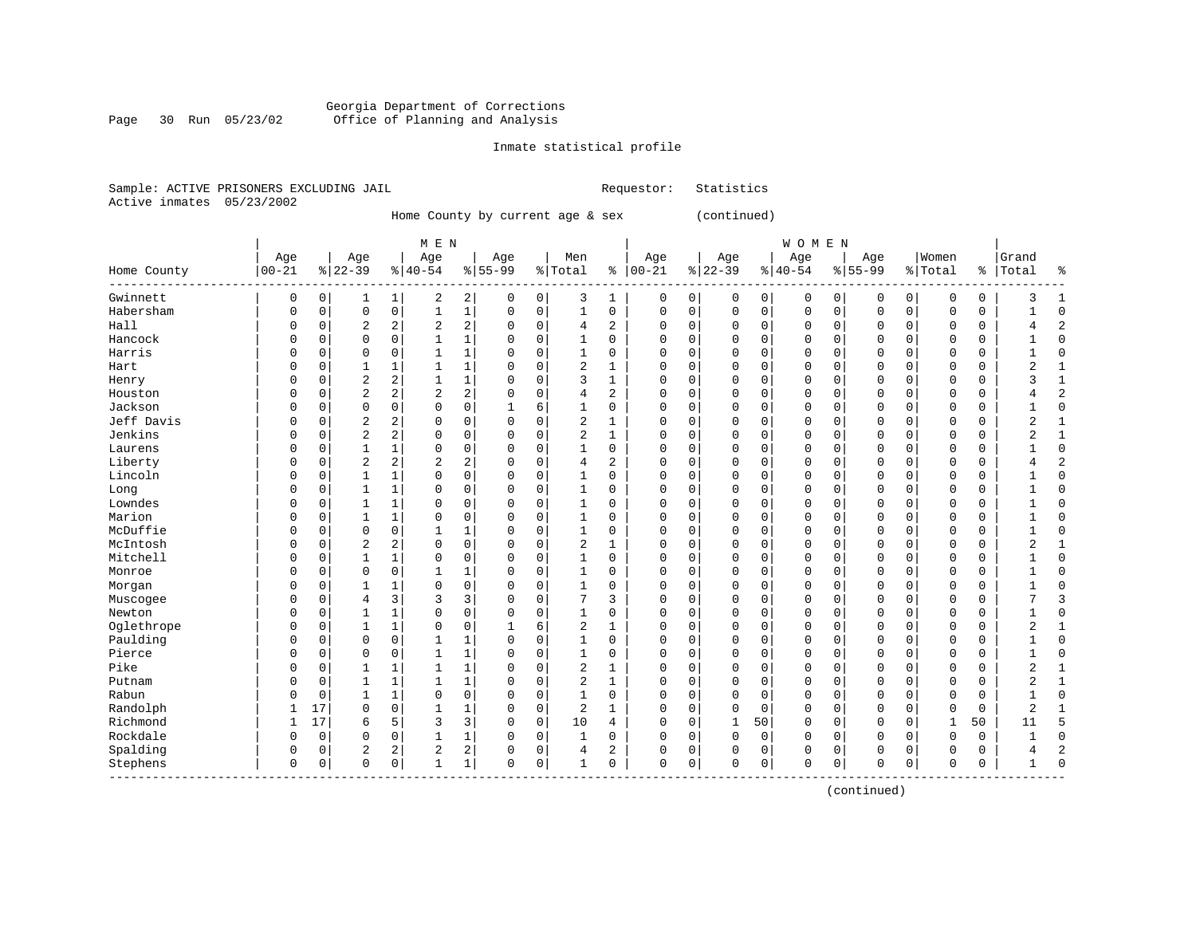Georgia Department of Corrections
Office of Planning and Analysis

Inmate statistical profile

Sample: ACTIVE PRISONERS EXCLUDING JAIL
Active inmates 05/23/2002

Requestor: Statistics

Home County by current age & sex (continued)

| Home County | MEN Age 00-21 | % | Age 22-39 | % | Age 40-54 | % | Age 55-99 | % | Men Total | % | WOMEN Age 00-21 | % | Age 22-39 | % | Age 40-54 | % | Age 55-99 | % | Women Total | % | Grand Total | % |
|---|---|---|---|---|---|---|---|---|---|---|---|---|---|---|---|---|---|---|---|---|---|---|
| Gwinnett | 0 | 0 | 1 | 1 | 2 | 2 | 0 | 0 | 3 | 1 | 0 | 0 | 0 | 0 | 0 | 0 | 0 | 0 | 0 | 0 | 3 | 1 |
| Habersham | 0 | 0 | 0 | 0 | 1 | 1 | 0 | 0 | 1 | 0 | 0 | 0 | 0 | 0 | 0 | 0 | 0 | 0 | 0 | 0 | 1 | 0 |
| Hall | 0 | 0 | 2 | 2 | 2 | 2 | 0 | 0 | 4 | 2 | 0 | 0 | 0 | 0 | 0 | 0 | 0 | 0 | 0 | 0 | 4 | 2 |
| Hancock | 0 | 0 | 0 | 0 | 1 | 1 | 0 | 0 | 1 | 0 | 0 | 0 | 0 | 0 | 0 | 0 | 0 | 0 | 0 | 0 | 1 | 0 |
| Harris | 0 | 0 | 0 | 0 | 1 | 1 | 0 | 0 | 1 | 0 | 0 | 0 | 0 | 0 | 0 | 0 | 0 | 0 | 0 | 0 | 1 | 0 |
| Hart | 0 | 0 | 1 | 1 | 1 | 1 | 0 | 0 | 2 | 1 | 0 | 0 | 0 | 0 | 0 | 0 | 0 | 0 | 0 | 0 | 2 | 1 |
| Henry | 0 | 0 | 2 | 2 | 1 | 1 | 0 | 0 | 3 | 1 | 0 | 0 | 0 | 0 | 0 | 0 | 0 | 0 | 0 | 0 | 3 | 1 |
| Houston | 0 | 0 | 2 | 2 | 2 | 2 | 0 | 0 | 4 | 2 | 0 | 0 | 0 | 0 | 0 | 0 | 0 | 0 | 0 | 0 | 4 | 2 |
| Jackson | 0 | 0 | 0 | 0 | 0 | 0 | 1 | 6 | 1 | 0 | 0 | 0 | 0 | 0 | 0 | 0 | 0 | 0 | 0 | 0 | 1 | 0 |
| Jeff Davis | 0 | 0 | 2 | 2 | 0 | 0 | 0 | 0 | 2 | 1 | 0 | 0 | 0 | 0 | 0 | 0 | 0 | 0 | 0 | 0 | 2 | 1 |
| Jenkins | 0 | 0 | 2 | 2 | 0 | 0 | 0 | 0 | 2 | 1 | 0 | 0 | 0 | 0 | 0 | 0 | 0 | 0 | 0 | 0 | 2 | 1 |
| Laurens | 0 | 0 | 1 | 1 | 0 | 0 | 0 | 0 | 1 | 0 | 0 | 0 | 0 | 0 | 0 | 0 | 0 | 0 | 0 | 0 | 1 | 0 |
| Liberty | 0 | 0 | 2 | 2 | 2 | 2 | 0 | 0 | 4 | 2 | 0 | 0 | 0 | 0 | 0 | 0 | 0 | 0 | 0 | 0 | 4 | 2 |
| Lincoln | 0 | 0 | 1 | 1 | 0 | 0 | 0 | 0 | 1 | 0 | 0 | 0 | 0 | 0 | 0 | 0 | 0 | 0 | 0 | 0 | 1 | 0 |
| Long | 0 | 0 | 1 | 1 | 0 | 0 | 0 | 0 | 1 | 0 | 0 | 0 | 0 | 0 | 0 | 0 | 0 | 0 | 0 | 0 | 1 | 0 |
| Lowndes | 0 | 0 | 1 | 1 | 0 | 0 | 0 | 0 | 1 | 0 | 0 | 0 | 0 | 0 | 0 | 0 | 0 | 0 | 0 | 0 | 1 | 0 |
| Marion | 0 | 0 | 1 | 1 | 0 | 0 | 0 | 0 | 1 | 0 | 0 | 0 | 0 | 0 | 0 | 0 | 0 | 0 | 0 | 0 | 1 | 0 |
| McDuffie | 0 | 0 | 0 | 0 | 1 | 1 | 0 | 0 | 1 | 0 | 0 | 0 | 0 | 0 | 0 | 0 | 0 | 0 | 0 | 0 | 1 | 0 |
| McIntosh | 0 | 0 | 2 | 2 | 0 | 0 | 0 | 0 | 2 | 1 | 0 | 0 | 0 | 0 | 0 | 0 | 0 | 0 | 0 | 0 | 2 | 1 |
| Mitchell | 0 | 0 | 1 | 1 | 0 | 0 | 0 | 0 | 1 | 0 | 0 | 0 | 0 | 0 | 0 | 0 | 0 | 0 | 0 | 0 | 1 | 0 |
| Monroe | 0 | 0 | 0 | 0 | 1 | 1 | 0 | 0 | 1 | 0 | 0 | 0 | 0 | 0 | 0 | 0 | 0 | 0 | 0 | 0 | 1 | 0 |
| Morgan | 0 | 0 | 1 | 1 | 0 | 0 | 0 | 0 | 1 | 0 | 0 | 0 | 0 | 0 | 0 | 0 | 0 | 0 | 0 | 0 | 1 | 0 |
| Muscogee | 0 | 0 | 4 | 3 | 3 | 3 | 0 | 0 | 7 | 3 | 0 | 0 | 0 | 0 | 0 | 0 | 0 | 0 | 0 | 0 | 7 | 3 |
| Newton | 0 | 0 | 1 | 1 | 0 | 0 | 0 | 0 | 1 | 0 | 0 | 0 | 0 | 0 | 0 | 0 | 0 | 0 | 0 | 0 | 1 | 0 |
| Oglethrope | 0 | 0 | 1 | 1 | 0 | 0 | 1 | 6 | 2 | 1 | 0 | 0 | 0 | 0 | 0 | 0 | 0 | 0 | 0 | 0 | 2 | 1 |
| Paulding | 0 | 0 | 0 | 0 | 1 | 1 | 0 | 0 | 1 | 0 | 0 | 0 | 0 | 0 | 0 | 0 | 0 | 0 | 0 | 0 | 1 | 0 |
| Pierce | 0 | 0 | 0 | 0 | 1 | 1 | 0 | 0 | 1 | 0 | 0 | 0 | 0 | 0 | 0 | 0 | 0 | 0 | 0 | 0 | 1 | 0 |
| Pike | 0 | 0 | 1 | 1 | 1 | 1 | 0 | 0 | 2 | 1 | 0 | 0 | 0 | 0 | 0 | 0 | 0 | 0 | 0 | 0 | 2 | 1 |
| Putnam | 0 | 0 | 1 | 1 | 1 | 1 | 0 | 0 | 2 | 1 | 0 | 0 | 0 | 0 | 0 | 0 | 0 | 0 | 0 | 0 | 2 | 1 |
| Rabun | 0 | 0 | 1 | 1 | 0 | 0 | 0 | 0 | 1 | 0 | 0 | 0 | 0 | 0 | 0 | 0 | 0 | 0 | 0 | 0 | 1 | 0 |
| Randolph | 1 | 17 | 0 | 0 | 1 | 1 | 0 | 0 | 2 | 1 | 0 | 0 | 0 | 0 | 0 | 0 | 0 | 0 | 0 | 0 | 2 | 1 |
| Richmond | 1 | 17 | 6 | 5 | 3 | 3 | 0 | 0 | 10 | 4 | 0 | 0 | 1 | 50 | 0 | 0 | 0 | 0 | 1 | 50 | 11 | 5 |
| Rockdale | 0 | 0 | 0 | 0 | 1 | 1 | 0 | 0 | 1 | 0 | 0 | 0 | 0 | 0 | 0 | 0 | 0 | 0 | 0 | 0 | 1 | 0 |
| Spalding | 0 | 0 | 2 | 2 | 2 | 2 | 0 | 0 | 4 | 2 | 0 | 0 | 0 | 0 | 0 | 0 | 0 | 0 | 0 | 0 | 4 | 2 |
| Stephens | 0 | 0 | 0 | 0 | 1 | 1 | 0 | 0 | 1 | 0 | 0 | 0 | 0 | 0 | 0 | 0 | 0 | 0 | 0 | 0 | 1 | 0 |

(continued)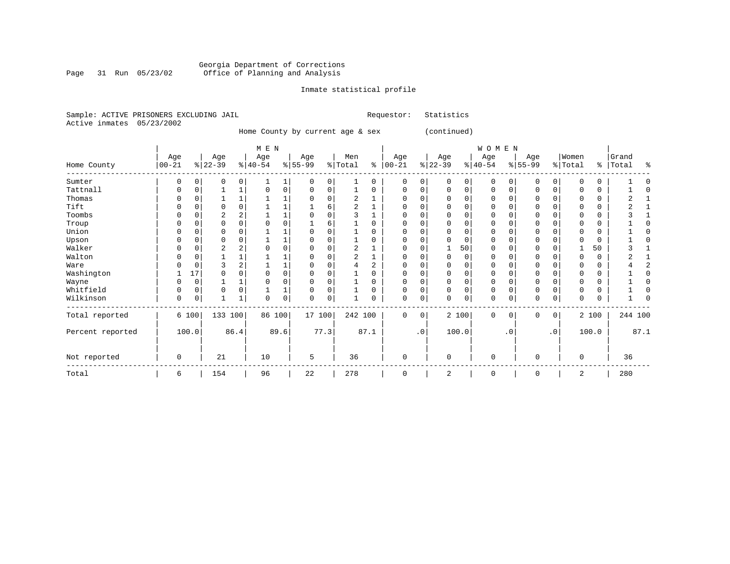Georgia Department of Corrections
Office of Planning and Analysis

Inmate statistical profile

Sample: ACTIVE PRISONERS EXCLUDING JAIL    Requestor: Statistics
Active inmates 05/23/2002

Home County by current age & sex (continued)

| Home County | MEN Age 00-21 | % | Age 22-39 | % | Age 40-54 | % | Age 55-99 | % | Men Total | % | WOMEN Age 00-21 | % | Age 22-39 | % | Age 40-54 | % | Age 55-99 | % | Women Total | % | Grand Total | % |
|---|---|---|---|---|---|---|---|---|---|---|---|---|---|---|---|---|---|---|---|---|---|---|
| Sumter | 0 | 0 | 0 | 0 | 1 | 1 | 0 | 0 | 1 | 0 | 0 | 0 | 0 | 0 | 0 | 0 | 0 | 0 | 0 | 0 | 1 | 0 |
| Tattnall | 0 | 0 | 1 | 1 | 0 | 0 | 0 | 0 | 1 | 0 | 0 | 0 | 0 | 0 | 0 | 0 | 0 | 0 | 0 | 0 | 1 | 0 |
| Thomas | 0 | 0 | 1 | 1 | 1 | 1 | 0 | 0 | 2 | 1 | 0 | 0 | 0 | 0 | 0 | 0 | 0 | 0 | 0 | 0 | 2 | 1 |
| Tift | 0 | 0 | 0 | 0 | 1 | 1 | 1 | 6 | 2 | 1 | 0 | 0 | 0 | 0 | 0 | 0 | 0 | 0 | 0 | 0 | 2 | 1 |
| Toombs | 0 | 0 | 2 | 2 | 1 | 1 | 0 | 0 | 3 | 1 | 0 | 0 | 0 | 0 | 0 | 0 | 0 | 0 | 0 | 0 | 3 | 1 |
| Troup | 0 | 0 | 0 | 0 | 0 | 0 | 1 | 6 | 1 | 0 | 0 | 0 | 0 | 0 | 0 | 0 | 0 | 0 | 0 | 0 | 1 | 0 |
| Union | 0 | 0 | 0 | 0 | 1 | 1 | 0 | 0 | 1 | 0 | 0 | 0 | 0 | 0 | 0 | 0 | 0 | 0 | 0 | 0 | 1 | 0 |
| Upson | 0 | 0 | 0 | 0 | 1 | 1 | 0 | 0 | 1 | 0 | 0 | 0 | 0 | 0 | 0 | 0 | 0 | 0 | 0 | 0 | 1 | 0 |
| Walker | 0 | 0 | 2 | 2 | 0 | 0 | 0 | 0 | 2 | 1 | 0 | 0 | 1 | 50 | 0 | 0 | 0 | 0 | 1 | 50 | 3 | 1 |
| Walton | 0 | 0 | 1 | 1 | 1 | 1 | 0 | 0 | 2 | 1 | 0 | 0 | 0 | 0 | 0 | 0 | 0 | 0 | 0 | 0 | 2 | 1 |
| Ware | 0 | 0 | 3 | 2 | 1 | 1 | 0 | 0 | 4 | 2 | 0 | 0 | 0 | 0 | 0 | 0 | 0 | 0 | 0 | 0 | 4 | 2 |
| Washington | 1 | 17 | 0 | 0 | 0 | 0 | 0 | 0 | 1 | 0 | 0 | 0 | 0 | 0 | 0 | 0 | 0 | 0 | 0 | 0 | 1 | 0 |
| Wayne | 0 | 0 | 1 | 1 | 0 | 0 | 0 | 0 | 1 | 0 | 0 | 0 | 0 | 0 | 0 | 0 | 0 | 0 | 0 | 0 | 1 | 0 |
| Whitfield | 0 | 0 | 0 | 0 | 1 | 1 | 0 | 0 | 1 | 0 | 0 | 0 | 0 | 0 | 0 | 0 | 0 | 0 | 0 | 0 | 1 | 0 |
| Wilkinson | 0 | 0 | 1 | 1 | 0 | 0 | 0 | 0 | 1 | 0 | 0 | 0 | 0 | 0 | 0 | 0 | 0 | 0 | 0 | 0 | 1 | 0 |
| Total reported | 6 | 100 | 133 | 100 | 86 | 100 | 17 | 100 | 242 | 100 | 0 | 0 | 2 | 100 | 0 | 0 | 0 | 0 | 2 | 100 | 244 | 100 |
| Percent reported | | 100.0 | | 86.4 | | 89.6 | | 77.3 | | 87.1 | | .0 | | 100.0 | | .0 | | .0 | | 100.0 | | 87.1 |
| Not reported | 0 | | 21 | | 10 | | 5 | | 36 | | 0 | | 0 | | 0 | | 0 | | 0 | | 36 | |
| Total | 6 | | 154 | | 96 | | 22 | | 278 | | 0 | | 2 | | 0 | | 0 | | 2 | | 280 | |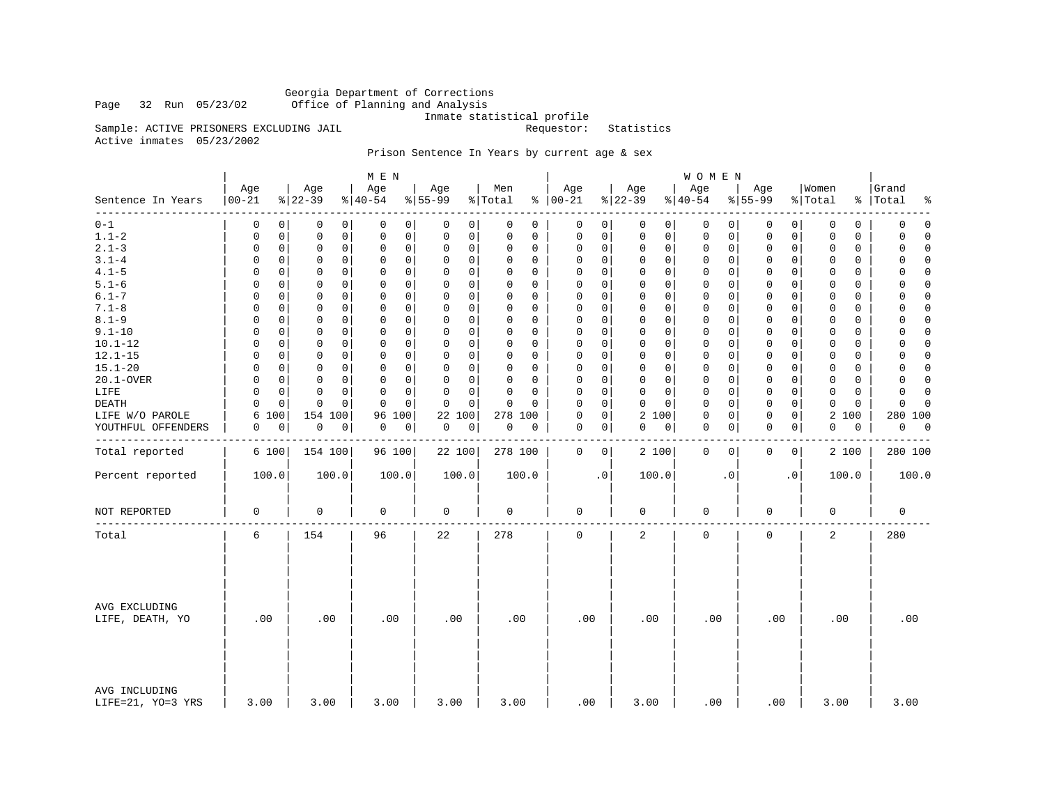Georgia Department of Corrections
Office of Planning and Analysis
Inmate statistical profile

Sample: ACTIVE PRISONERS EXCLUDING JAIL    Requestor: Statistics
Active inmates 05/23/2002

Prison Sentence In Years by current age & sex

| Sentence In Years | MEN Age 00-21 | % | Age 22-39 | % | Age 40-54 | % | Age 55-99 | % | Men Total | % | WOMEN Age 00-21 | % | Age 22-39 | % | Age 40-54 | % | Age 55-99 | % | Women Total | % | Grand Total | % |
|---|---|---|---|---|---|---|---|---|---|---|---|---|---|---|---|---|---|---|---|---|---|---|
| 0-1 | 0 | 0 | 0 | 0 | 0 | 0 | 0 | 0 | 0 | 0 | 0 | 0 | 0 | 0 | 0 | 0 | 0 | 0 | 0 | 0 | 0 | 0 |
| 1.1-2 | 0 | 0 | 0 | 0 | 0 | 0 | 0 | 0 | 0 | 0 | 0 | 0 | 0 | 0 | 0 | 0 | 0 | 0 | 0 | 0 | 0 | 0 |
| 2.1-3 | 0 | 0 | 0 | 0 | 0 | 0 | 0 | 0 | 0 | 0 | 0 | 0 | 0 | 0 | 0 | 0 | 0 | 0 | 0 | 0 | 0 | 0 |
| 3.1-4 | 0 | 0 | 0 | 0 | 0 | 0 | 0 | 0 | 0 | 0 | 0 | 0 | 0 | 0 | 0 | 0 | 0 | 0 | 0 | 0 | 0 | 0 |
| 4.1-5 | 0 | 0 | 0 | 0 | 0 | 0 | 0 | 0 | 0 | 0 | 0 | 0 | 0 | 0 | 0 | 0 | 0 | 0 | 0 | 0 | 0 | 0 |
| 5.1-6 | 0 | 0 | 0 | 0 | 0 | 0 | 0 | 0 | 0 | 0 | 0 | 0 | 0 | 0 | 0 | 0 | 0 | 0 | 0 | 0 | 0 | 0 |
| 6.1-7 | 0 | 0 | 0 | 0 | 0 | 0 | 0 | 0 | 0 | 0 | 0 | 0 | 0 | 0 | 0 | 0 | 0 | 0 | 0 | 0 | 0 | 0 |
| 7.1-8 | 0 | 0 | 0 | 0 | 0 | 0 | 0 | 0 | 0 | 0 | 0 | 0 | 0 | 0 | 0 | 0 | 0 | 0 | 0 | 0 | 0 | 0 |
| 8.1-9 | 0 | 0 | 0 | 0 | 0 | 0 | 0 | 0 | 0 | 0 | 0 | 0 | 0 | 0 | 0 | 0 | 0 | 0 | 0 | 0 | 0 | 0 |
| 9.1-10 | 0 | 0 | 0 | 0 | 0 | 0 | 0 | 0 | 0 | 0 | 0 | 0 | 0 | 0 | 0 | 0 | 0 | 0 | 0 | 0 | 0 | 0 |
| 10.1-12 | 0 | 0 | 0 | 0 | 0 | 0 | 0 | 0 | 0 | 0 | 0 | 0 | 0 | 0 | 0 | 0 | 0 | 0 | 0 | 0 | 0 | 0 |
| 12.1-15 | 0 | 0 | 0 | 0 | 0 | 0 | 0 | 0 | 0 | 0 | 0 | 0 | 0 | 0 | 0 | 0 | 0 | 0 | 0 | 0 | 0 | 0 |
| 15.1-20 | 0 | 0 | 0 | 0 | 0 | 0 | 0 | 0 | 0 | 0 | 0 | 0 | 0 | 0 | 0 | 0 | 0 | 0 | 0 | 0 | 0 | 0 |
| 20.1-OVER | 0 | 0 | 0 | 0 | 0 | 0 | 0 | 0 | 0 | 0 | 0 | 0 | 0 | 0 | 0 | 0 | 0 | 0 | 0 | 0 | 0 | 0 |
| LIFE | 0 | 0 | 0 | 0 | 0 | 0 | 0 | 0 | 0 | 0 | 0 | 0 | 0 | 0 | 0 | 0 | 0 | 0 | 0 | 0 | 0 | 0 |
| DEATH | 0 | 0 | 0 | 0 | 0 | 0 | 0 | 0 | 0 | 0 | 0 | 0 | 0 | 0 | 0 | 0 | 0 | 0 | 0 | 0 | 0 | 0 |
| LIFE W/O PAROLE | 6 | 100 | 154 | 100 | 96 | 100 | 22 | 100 | 278 | 100 | 0 | 0 | 2 | 100 | 0 | 0 | 0 | 0 | 2 | 100 | 280 | 100 |
| YOUTHFUL OFFENDERS | 0 | 0 | 0 | 0 | 0 | 0 | 0 | 0 | 0 | 0 | 0 | 0 | 0 | 0 | 0 | 0 | 0 | 0 | 0 | 0 | 0 | 0 |
| Total reported | 6 | 100 | 154 | 100 | 96 | 100 | 22 | 100 | 278 | 100 | 0 | 0 | 2 | 100 | 0 | 0 | 0 | 0 | 2 | 100 | 280 | 100 |
| Percent reported | 100.0 | | 100.0 | | 100.0 | | 100.0 | | 100.0 | | .0 | | 100.0 | | .0 | | .0 | | 100.0 | | 100.0 | |
| NOT REPORTED | 0 | | 0 | | 0 | | 0 | | 0 | | 0 | | 0 | | 0 | | 0 | | 0 | | 0 | |
| Total | 6 | | 154 | | 96 | | 22 | | 278 | | 0 | | 2 | | 0 | | 0 | | 2 | | 280 | |
| AVG EXCLUDING LIFE, DEATH, YO | .00 | | .00 | | .00 | | .00 | | .00 | | .00 | | .00 | | .00 | | .00 | | .00 | | .00 | |
| AVG INCLUDING LIFE=21, YO=3 YRS | 3.00 | | 3.00 | | 3.00 | | 3.00 | | 3.00 | | .00 | | 3.00 | | .00 | | .00 | | 3.00 | | 3.00 | |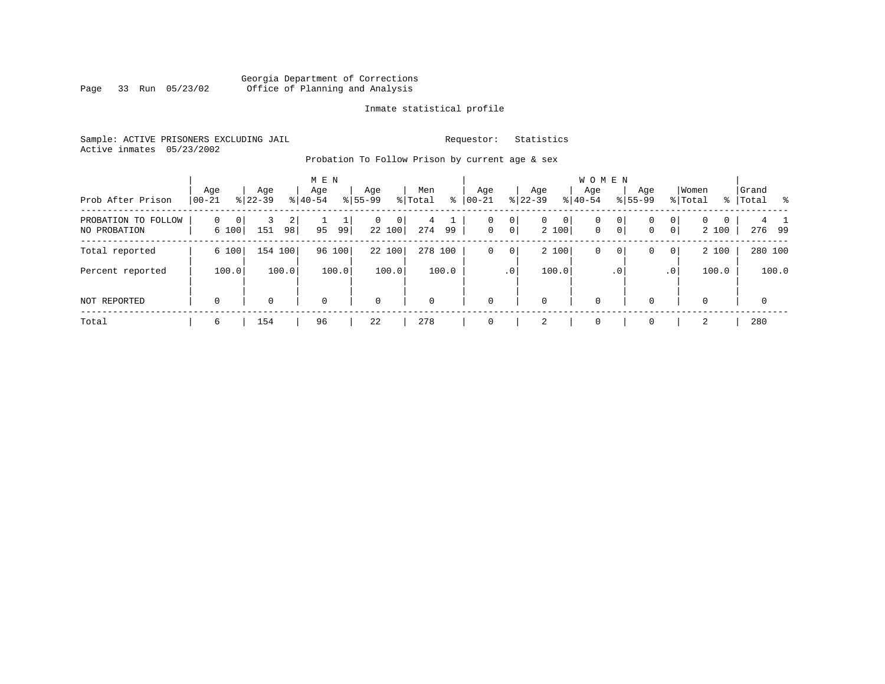Georgia Department of Corrections
Office of Planning and Analysis

Inmate statistical profile

Sample: ACTIVE PRISONERS EXCLUDING JAIL

Active inmates 05/23/2002

Requestor: Statistics

Probation To Follow Prison by current age & sex

| Prob After Prison | MEN Age 00-21 | % | Age 22-39 | % | Age 40-54 | % | Age 55-99 | % | Men Total | % | WOMEN Age 00-21 | % | Age 22-39 | % | Age 40-54 | % | Age 55-99 | % | Women Total | % | Grand Total | % |
|---|---|---|---|---|---|---|---|---|---|---|---|---|---|---|---|---|---|---|---|---|---|---|
| PROBATION TO FOLLOW | 0 | 0 | 3 | 2 | 1 | 1 | 0 | 0 | 4 | 1 | 0 | 0 | 0 | 0 | 0 | 0 | 0 | 0 | 0 | 0 | 4 | 1 |
| NO PROBATION | 6 | 100 | 151 | 98 | 95 | 99 | 22 | 100 | 274 | 99 | 0 | 0 | 2 | 100 | 0 | 0 | 0 | 0 | 2 | 100 | 276 | 99 |
| Total reported | 6 | 100 | 154 | 100 | 96 | 100 | 22 | 100 | 278 | 100 | 0 | 0 | 2 | 100 | 0 | 0 | 0 | 0 | 2 | 100 | 280 | 100 |
| Percent reported | | 100.0 | | 100.0 | | 100.0 | | 100.0 | | 100.0 | | .0 | | 100.0 | | .0 | | .0 | | 100.0 | | 100.0 |
| NOT REPORTED | 0 | | 0 | | 0 | | 0 | | 0 | | 0 | | 0 | | 0 | | 0 | | 0 | | 0 | |
| Total | 6 | | 154 | | 96 | | 22 | | 278 | | 0 | | 2 | | 0 | | 0 | | 2 | | 280 | |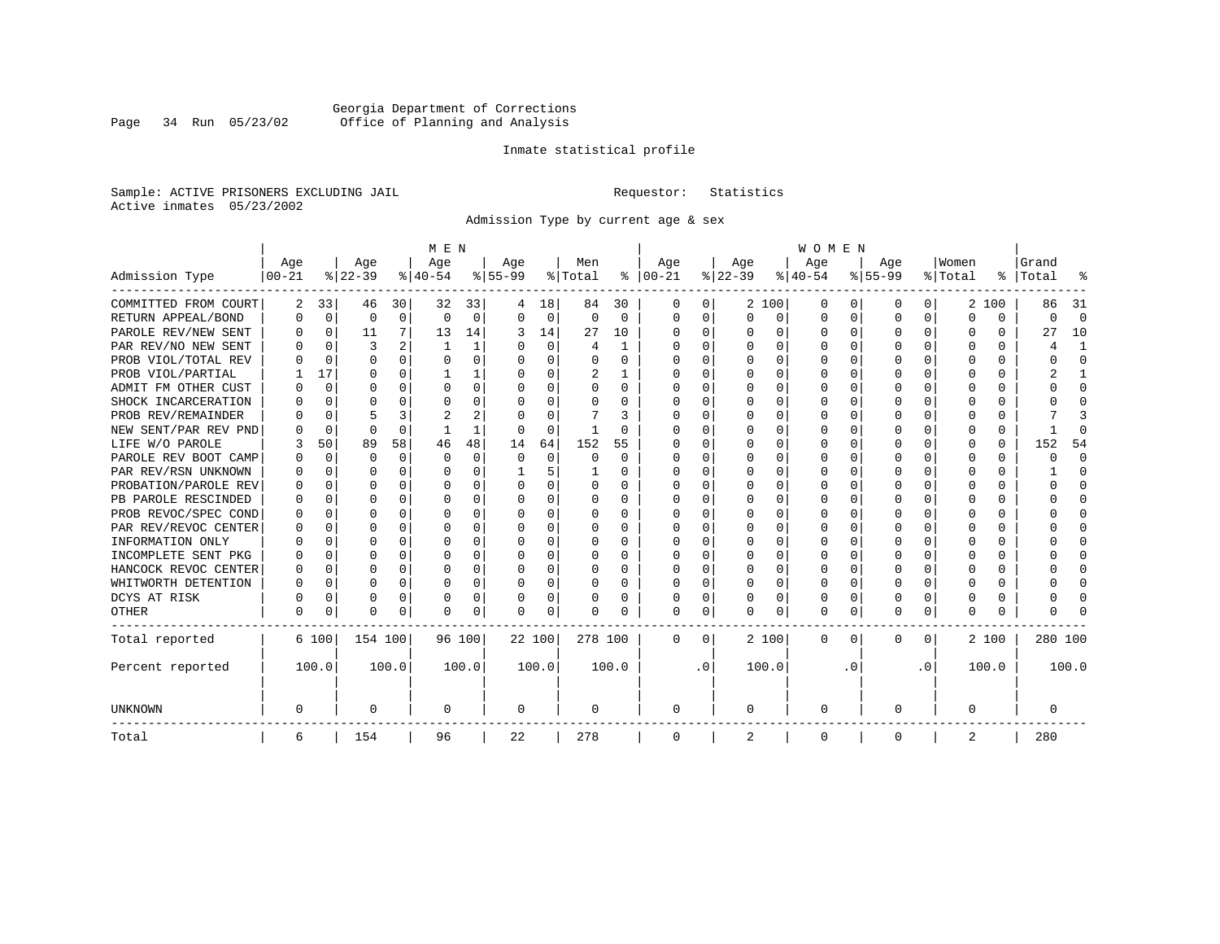Georgia Department of Corrections
Office of Planning and Analysis

Inmate statistical profile

Sample: ACTIVE PRISONERS EXCLUDING JAIL　　　Requestor: Statistics
Active inmates 05/23/2002

Admission Type by current age & sex

| Admission Type | MEN Age 00-21 | % | Age 22-39 | % | Age 40-54 | % | Age 55-99 | % | Men Total | % | WOMEN Age 00-21 | % | Age 22-39 | % | Age 40-54 | % | Age 55-99 | % | Women Total | % | Grand Total | % |
|---|---|---|---|---|---|---|---|---|---|---|---|---|---|---|---|---|---|---|---|---|---|---|
| COMMITTED FROM COURT | 2 | 33 | 46 | 30 | 32 | 33 | 4 | 18 | 84 | 30 | 0 | 0 | 2 | 100 | 0 | 0 | 0 | 0 | 2 | 100 | 86 | 31 |
| RETURN APPEAL/BOND | 0 | 0 | 0 | 0 | 0 | 0 | 0 | 0 | 0 | 0 | 0 | 0 | 0 | 0 | 0 | 0 | 0 | 0 | 0 | 0 | 0 | 0 |
| PAROLE REV/NEW SENT | 0 | 0 | 11 | 7 | 13 | 14 | 3 | 14 | 27 | 10 | 0 | 0 | 0 | 0 | 0 | 0 | 0 | 0 | 0 | 0 | 27 | 10 |
| PAR REV/NO NEW SENT | 0 | 0 | 3 | 2 | 1 | 1 | 0 | 0 | 4 | 1 | 0 | 0 | 0 | 0 | 0 | 0 | 0 | 0 | 0 | 0 | 4 | 1 |
| PROB VIOL/TOTAL REV | 0 | 0 | 0 | 0 | 0 | 0 | 0 | 0 | 0 | 0 | 0 | 0 | 0 | 0 | 0 | 0 | 0 | 0 | 0 | 0 | 0 | 0 |
| PROB VIOL/PARTIAL | 1 | 17 | 0 | 0 | 1 | 1 | 0 | 0 | 2 | 1 | 0 | 0 | 0 | 0 | 0 | 0 | 0 | 0 | 0 | 0 | 2 | 1 |
| ADMIT FM OTHER CUST | 0 | 0 | 0 | 0 | 0 | 0 | 0 | 0 | 0 | 0 | 0 | 0 | 0 | 0 | 0 | 0 | 0 | 0 | 0 | 0 | 0 | 0 |
| SHOCK INCARCERATION | 0 | 0 | 0 | 0 | 0 | 0 | 0 | 0 | 0 | 0 | 0 | 0 | 0 | 0 | 0 | 0 | 0 | 0 | 0 | 0 | 0 | 0 |
| PROB REV/REMAINDER | 0 | 0 | 5 | 3 | 2 | 2 | 0 | 0 | 7 | 3 | 0 | 0 | 0 | 0 | 0 | 0 | 0 | 0 | 0 | 0 | 7 | 3 |
| NEW SENT/PAR REV PND | 0 | 0 | 0 | 0 | 1 | 1 | 0 | 0 | 1 | 0 | 0 | 0 | 0 | 0 | 0 | 0 | 0 | 0 | 0 | 0 | 1 | 0 |
| LIFE W/O PAROLE | 3 | 50 | 89 | 58 | 46 | 48 | 14 | 64 | 152 | 55 | 0 | 0 | 0 | 0 | 0 | 0 | 0 | 0 | 0 | 0 | 152 | 54 |
| PAROLE REV BOOT CAMP | 0 | 0 | 0 | 0 | 0 | 0 | 0 | 0 | 0 | 0 | 0 | 0 | 0 | 0 | 0 | 0 | 0 | 0 | 0 | 0 | 0 | 0 |
| PAR REV/RSN UNKNOWN | 0 | 0 | 0 | 0 | 0 | 0 | 1 | 5 | 1 | 0 | 0 | 0 | 0 | 0 | 0 | 0 | 0 | 0 | 0 | 0 | 1 | 0 |
| PROBATION/PAROLE REV | 0 | 0 | 0 | 0 | 0 | 0 | 0 | 0 | 0 | 0 | 0 | 0 | 0 | 0 | 0 | 0 | 0 | 0 | 0 | 0 | 0 | 0 |
| PB PAROLE RESCINDED | 0 | 0 | 0 | 0 | 0 | 0 | 0 | 0 | 0 | 0 | 0 | 0 | 0 | 0 | 0 | 0 | 0 | 0 | 0 | 0 | 0 | 0 |
| PROB REVOC/SPEC COND | 0 | 0 | 0 | 0 | 0 | 0 | 0 | 0 | 0 | 0 | 0 | 0 | 0 | 0 | 0 | 0 | 0 | 0 | 0 | 0 | 0 | 0 |
| PAR REV/REVOC CENTER | 0 | 0 | 0 | 0 | 0 | 0 | 0 | 0 | 0 | 0 | 0 | 0 | 0 | 0 | 0 | 0 | 0 | 0 | 0 | 0 | 0 | 0 |
| INFORMATION ONLY | 0 | 0 | 0 | 0 | 0 | 0 | 0 | 0 | 0 | 0 | 0 | 0 | 0 | 0 | 0 | 0 | 0 | 0 | 0 | 0 | 0 | 0 |
| INCOMPLETE SENT PKG | 0 | 0 | 0 | 0 | 0 | 0 | 0 | 0 | 0 | 0 | 0 | 0 | 0 | 0 | 0 | 0 | 0 | 0 | 0 | 0 | 0 | 0 |
| HANCOCK REVOC CENTER | 0 | 0 | 0 | 0 | 0 | 0 | 0 | 0 | 0 | 0 | 0 | 0 | 0 | 0 | 0 | 0 | 0 | 0 | 0 | 0 | 0 | 0 |
| WHITWORTH DETENTION | 0 | 0 | 0 | 0 | 0 | 0 | 0 | 0 | 0 | 0 | 0 | 0 | 0 | 0 | 0 | 0 | 0 | 0 | 0 | 0 | 0 | 0 |
| DCYS AT RISK | 0 | 0 | 0 | 0 | 0 | 0 | 0 | 0 | 0 | 0 | 0 | 0 | 0 | 0 | 0 | 0 | 0 | 0 | 0 | 0 | 0 | 0 |
| OTHER | 0 | 0 | 0 | 0 | 0 | 0 | 0 | 0 | 0 | 0 | 0 | 0 | 0 | 0 | 0 | 0 | 0 | 0 | 0 | 0 | 0 | 0 |
| Total reported | 6 | 100 | 154 | 100 | 96 | 100 | 22 | 100 | 278 | 100 | 0 | 0 | 2 | 100 | 0 | 0 | 0 | 0 | 2 | 100 | 280 | 100 |
| Percent reported | | 100.0 | | 100.0 | | 100.0 | | 100.0 | | 100.0 | | .0 | | 100.0 | | .0 | | .0 | | 100.0 | | 100.0 |
| UNKNOWN | 0 | | 0 | | 0 | | 0 | | 0 | | 0 | | 0 | | 0 | | 0 | | 0 | | 0 | |
| Total | 6 | | 154 | | 96 | | 22 | | 278 | | 0 | | 2 | | 0 | | 0 | | 2 | | 280 | |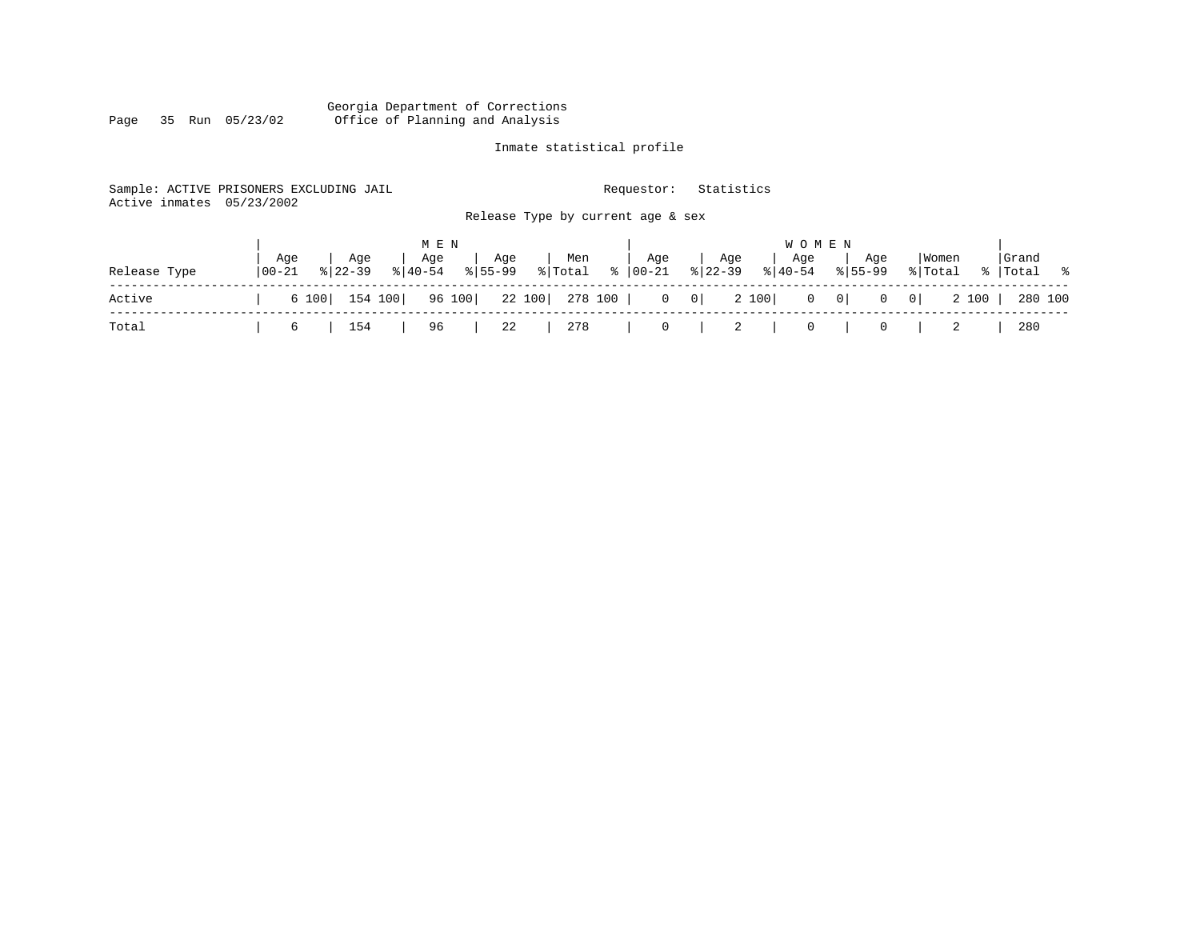Georgia Department of Corrections
Office of Planning and Analysis

Inmate statistical profile

Sample: ACTIVE PRISONERS EXCLUDING JAIL    Requestor: Statistics
Active inmates 05/23/2002

Release Type by current age & sex

| Release Type | MEN Age 00-21 | % | Age 22-39 | % | Age 40-54 | % | Age 55-99 | % | Men Total | % | WOMEN Age 00-21 | % | Age 22-39 | % | Age 40-54 | % | Age 55-99 | % | Women Total | % | Grand Total | % |
|---|---|---|---|---|---|---|---|---|---|---|---|---|---|---|---|---|---|---|---|---|---|---|
| Active | 6 | 100 | 154 | 100 | 96 | 100 | 22 | 100 | 278 | 100 | 0 | 0 | 2 | 100 | 0 | 0 | 0 | 0 | 2 | 100 | 280 | 100 |
| Total | 6 | | 154 | | 96 | | 22 | | 278 | | 0 | | 2 | | 0 | | 0 | | 2 | | 280 | |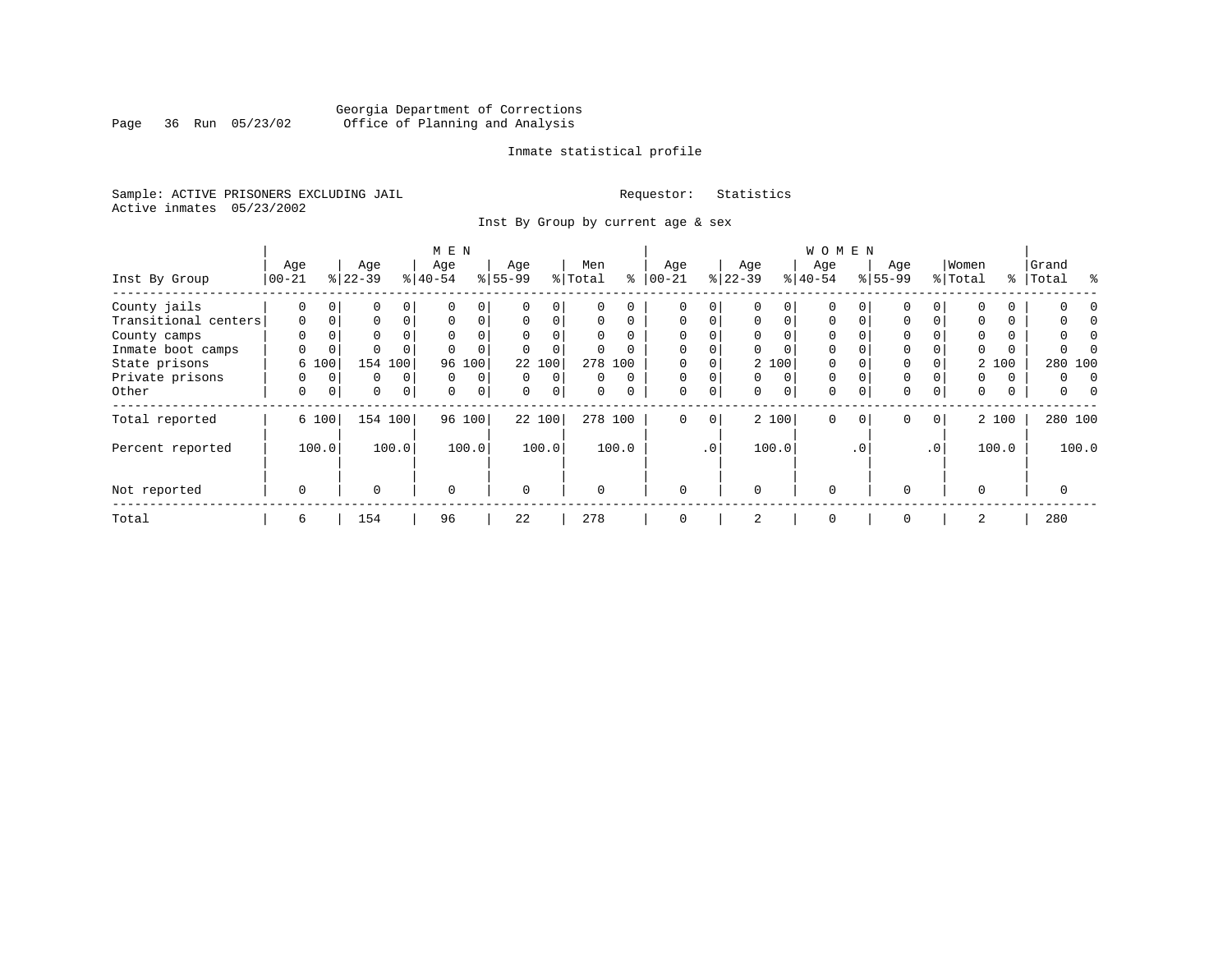Georgia Department of Corrections
Office of Planning and Analysis

Inmate statistical profile

Sample: ACTIVE PRISONERS EXCLUDING JAIL

Requestor: Statistics

Active inmates 05/23/2002

Inst By Group by current age & sex

| Inst By Group | MEN Age 00-21 | % | Age 22-39 | % | Age 40-54 | % | Age 55-99 | % | Men Total | % | WOMEN Age 00-21 | % | Age 22-39 | % | Age 40-54 | % | Age 55-99 | % | Women Total | % | Grand Total | % |
|---|---|---|---|---|---|---|---|---|---|---|---|---|---|---|---|---|---|---|---|---|---|---|
| County jails | 0 | 0 | 0 | 0 | 0 | 0 | 0 | 0 | 0 | 0 | 0 | 0 | 0 | 0 | 0 | 0 | 0 | 0 | 0 | 0 | 0 | 0 |
| Transitional centers | 0 | 0 | 0 | 0 | 0 | 0 | 0 | 0 | 0 | 0 | 0 | 0 | 0 | 0 | 0 | 0 | 0 | 0 | 0 | 0 | 0 | 0 |
| County camps | 0 | 0 | 0 | 0 | 0 | 0 | 0 | 0 | 0 | 0 | 0 | 0 | 0 | 0 | 0 | 0 | 0 | 0 | 0 | 0 | 0 | 0 |
| Inmate boot camps | 0 | 0 | 0 | 0 | 0 | 0 | 0 | 0 | 0 | 0 | 0 | 0 | 0 | 0 | 0 | 0 | 0 | 0 | 0 | 0 | 0 | 0 |
| State prisons | 6 | 100 | 154 | 100 | 96 | 100 | 22 | 100 | 278 | 100 | 0 | 0 | 2 | 100 | 0 | 0 | 0 | 0 | 2 | 100 | 280 | 100 |
| Private prisons | 0 | 0 | 0 | 0 | 0 | 0 | 0 | 0 | 0 | 0 | 0 | 0 | 0 | 0 | 0 | 0 | 0 | 0 | 0 | 0 | 0 | 0 |
| Other | 0 | 0 | 0 | 0 | 0 | 0 | 0 | 0 | 0 | 0 | 0 | 0 | 0 | 0 | 0 | 0 | 0 | 0 | 0 | 0 | 0 | 0 |
| Total reported | 6 | 100 | 154 | 100 | 96 | 100 | 22 | 100 | 278 | 100 | 0 | 0 | 2 | 100 | 0 | 0 | 0 | 0 | 2 | 100 | 280 | 100 |
| Percent reported | | 100.0 | | 100.0 | | 100.0 | | 100.0 | | 100.0 | | .0 | | 100.0 | | .0 | | .0 | | 100.0 | | 100.0 |
| Not reported | 0 | | 0 | | 0 | | 0 | | 0 | | 0 | | 0 | | 0 | | 0 | | 0 | | 0 | |
| Total | 6 | | 154 | | 96 | | 22 | | 278 | | 0 | | 2 | | 0 | | 0 | | 2 | | 280 | |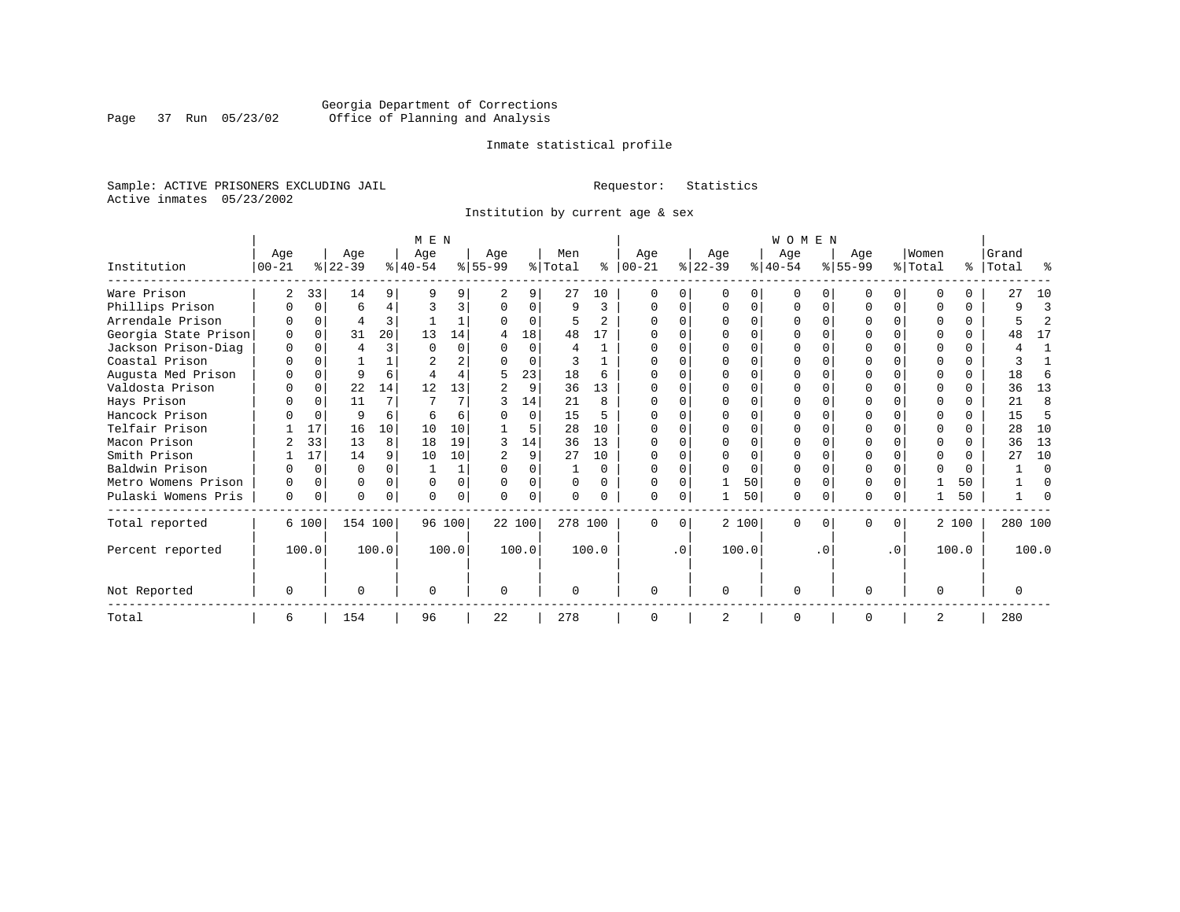Georgia Department of Corrections
Office of Planning and Analysis

Inmate statistical profile

Sample: ACTIVE PRISONERS EXCLUDING JAIL

Requestor: Statistics

Active inmates 05/23/2002

Institution by current age & sex

| Institution | MEN Age 00-21 | % | Age 22-39 | % | Age 40-54 | % | Age 55-99 | % | Men Total | % | WOMEN Age 00-21 | % | Age 22-39 | % | Age 40-54 | % | Age 55-99 | % | Women Total | % | Grand Total | % |
|---|---|---|---|---|---|---|---|---|---|---|---|---|---|---|---|---|---|---|---|---|---|---|
| Ware Prison | 2 | 33 | 14 | 9 | 9 | 9 | 2 | 9 | 27 | 10 | 0 | 0 | 0 | 0 | 0 | 0 | 0 | 0 | 0 | 0 | 27 | 10 |
| Phillips Prison | 0 | 0 | 6 | 4 | 3 | 3 | 0 | 0 | 9 | 3 | 0 | 0 | 0 | 0 | 0 | 0 | 0 | 0 | 0 | 0 | 9 | 3 |
| Arrendale Prison | 0 | 0 | 4 | 3 | 1 | 1 | 0 | 0 | 5 | 2 | 0 | 0 | 0 | 0 | 0 | 0 | 0 | 0 | 0 | 0 | 5 | 2 |
| Georgia State Prison | 0 | 0 | 31 | 20 | 13 | 14 | 4 | 18 | 48 | 17 | 0 | 0 | 0 | 0 | 0 | 0 | 0 | 0 | 0 | 0 | 48 | 17 |
| Jackson Prison-Diag | 0 | 0 | 4 | 3 | 0 | 0 | 0 | 0 | 4 | 1 | 0 | 0 | 0 | 0 | 0 | 0 | 0 | 0 | 0 | 0 | 4 | 1 |
| Coastal Prison | 0 | 0 | 1 | 1 | 2 | 2 | 0 | 0 | 3 | 1 | 0 | 0 | 0 | 0 | 0 | 0 | 0 | 0 | 0 | 0 | 3 | 1 |
| Augusta Med Prison | 0 | 0 | 9 | 6 | 4 | 4 | 5 | 23 | 18 | 6 | 0 | 0 | 0 | 0 | 0 | 0 | 0 | 0 | 0 | 0 | 18 | 6 |
| Valdosta Prison | 0 | 0 | 22 | 14 | 12 | 13 | 2 | 9 | 36 | 13 | 0 | 0 | 0 | 0 | 0 | 0 | 0 | 0 | 0 | 0 | 36 | 13 |
| Hays Prison | 0 | 0 | 11 | 7 | 7 | 7 | 3 | 14 | 21 | 8 | 0 | 0 | 0 | 0 | 0 | 0 | 0 | 0 | 0 | 0 | 21 | 8 |
| Hancock Prison | 0 | 0 | 9 | 6 | 6 | 6 | 0 | 0 | 15 | 5 | 0 | 0 | 0 | 0 | 0 | 0 | 0 | 0 | 0 | 0 | 15 | 5 |
| Telfair Prison | 1 | 17 | 16 | 10 | 10 | 10 | 1 | 5 | 28 | 10 | 0 | 0 | 0 | 0 | 0 | 0 | 0 | 0 | 0 | 0 | 28 | 10 |
| Macon Prison | 2 | 33 | 13 | 8 | 18 | 19 | 3 | 14 | 36 | 13 | 0 | 0 | 0 | 0 | 0 | 0 | 0 | 0 | 0 | 0 | 36 | 13 |
| Smith Prison | 1 | 17 | 14 | 9 | 10 | 10 | 2 | 9 | 27 | 10 | 0 | 0 | 0 | 0 | 0 | 0 | 0 | 0 | 0 | 0 | 27 | 10 |
| Baldwin Prison | 0 | 0 | 0 | 0 | 1 | 1 | 0 | 0 | 1 | 0 | 0 | 0 | 0 | 0 | 0 | 0 | 0 | 0 | 0 | 0 | 1 | 0 |
| Metro Womens Prison | 0 | 0 | 0 | 0 | 0 | 0 | 0 | 0 | 0 | 0 | 0 | 0 | 1 | 50 | 0 | 0 | 0 | 0 | 1 | 50 | 1 | 0 |
| Pulaski Womens Pris | 0 | 0 | 0 | 0 | 0 | 0 | 0 | 0 | 0 | 0 | 0 | 0 | 1 | 50 | 0 | 0 | 0 | 0 | 1 | 50 | 1 | 0 |
| Total reported | 6 | 100 | 154 | 100 | 96 | 100 | 22 | 100 | 278 | 100 | 0 | 0 | 2 | 100 | 0 | 0 | 0 | 0 | 2 | 100 | 280 | 100 |
| Percent reported | | 100.0 | | 100.0 | | 100.0 | | 100.0 | | 100.0 | | .0 | | 100.0 | | .0 | | .0 | | 100.0 | | 100.0 |
| Not Reported | 0 | | 0 | | 0 | | 0 | | 0 | | 0 | | 0 | | 0 | | 0 | | 0 | | 0 | |
| Total | 6 | | 154 | | 96 | | 22 | | 278 | | 0 | | 2 | | 0 | | 0 | | 2 | | 280 | |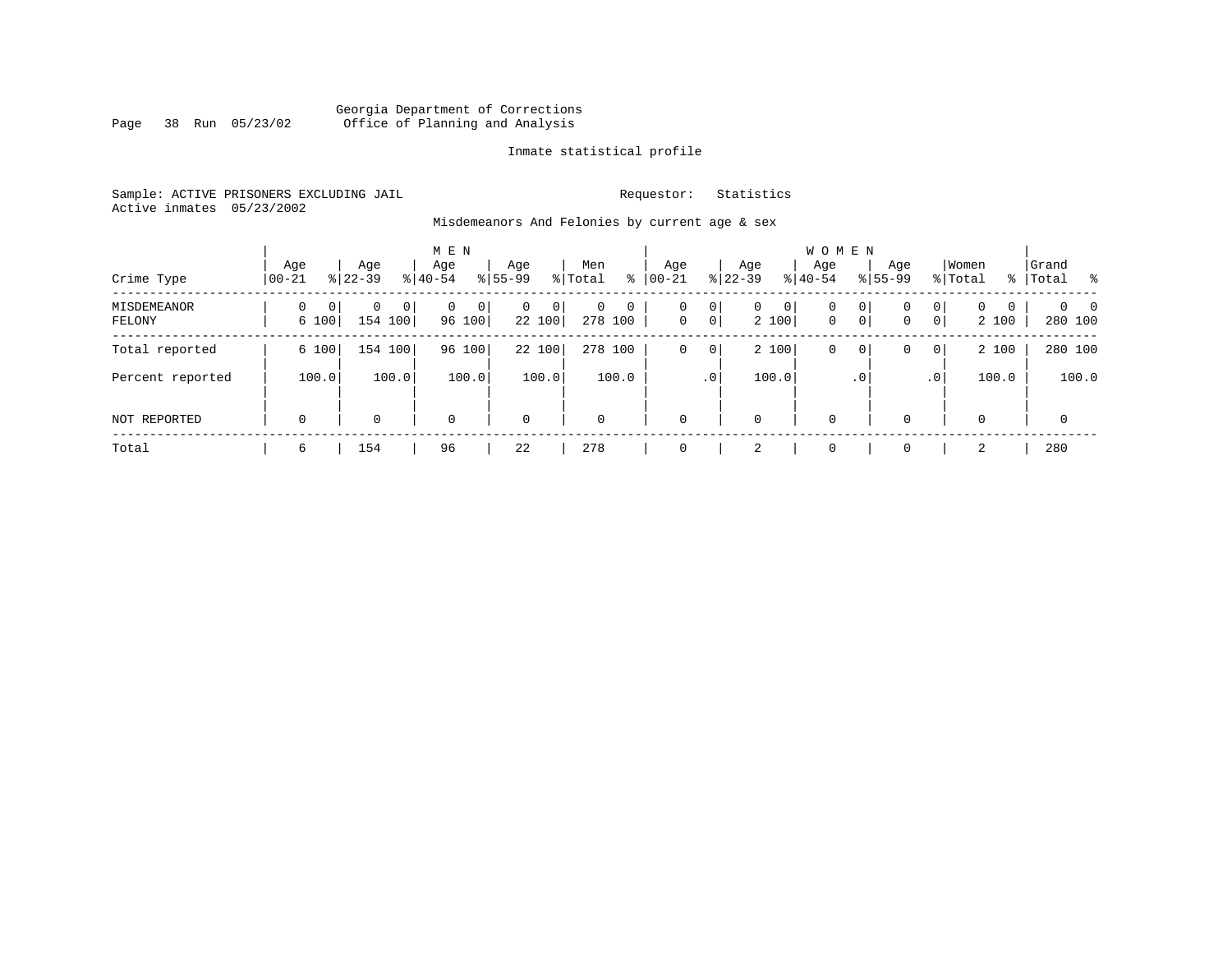Georgia Department of Corrections
Office of Planning and Analysis

Inmate statistical profile

Sample: ACTIVE PRISONERS EXCLUDING JAIL

Requestor: Statistics

Active inmates 05/23/2002

Misdemeanors And Felonies by current age & sex

| Crime Type | MEN Age 00-21 | % | Age 22-39 | % | Age 40-54 | % | Age 55-99 | % | Men Total | % | WOMEN Age 00-21 | % | Age 22-39 | % | Age 40-54 | % | Age 55-99 | % | Women Total | % | Grand Total | % |
|---|---|---|---|---|---|---|---|---|---|---|---|---|---|---|---|---|---|---|---|---|---|---|
| MISDEMEANOR | 0 | 0 | 0 | 0 | 0 | 0 | 0 | 0 | 0 | 0 | 0 | 0 | 0 | 0 | 0 | 0 | 0 | 0 | 0 | 0 | 0 | 0 |
| FELONY | 6 | 100 | 154 | 100 | 96 | 100 | 22 | 100 | 278 | 100 | 0 | 0 | 2 | 100 | 0 | 0 | 0 | 0 | 2 | 100 | 280 | 100 |
| Total reported | 6 | 100 | 154 | 100 | 96 | 100 | 22 | 100 | 278 | 100 | 0 | 0 | 2 | 100 | 0 | 0 | 0 | 0 | 2 | 100 | 280 | 100 |
| Percent reported | | 100.0 | | 100.0 | | 100.0 | | 100.0 | | 100.0 | | .0 | | 100.0 | | .0 | | .0 | | 100.0 | | 100.0 |
| NOT REPORTED | 0 | | 0 | | 0 | | 0 | | 0 | | 0 | | 0 | | 0 | | 0 | | 0 | | 0 | |
| Total | 6 | | 154 | | 96 | | 22 | | 278 | | 0 | | 2 | | 0 | | 0 | | 2 | | 280 | |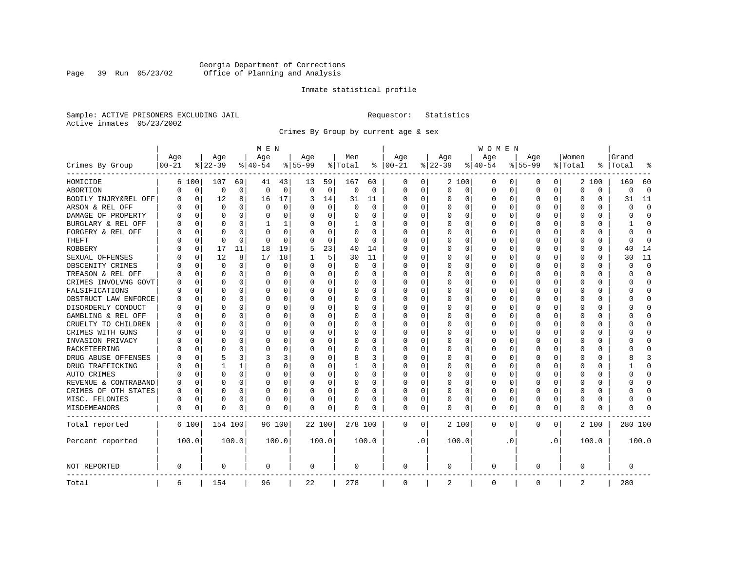Georgia Department of Corrections
Office of Planning and Analysis

Inmate statistical profile

Sample: ACTIVE PRISONERS EXCLUDING JAIL    Requestor: Statistics
Active inmates 05/23/2002

Crimes By Group by current age & sex

| Crimes By Group | MEN Age 00-21 | % | Age 22-39 | % | Age 40-54 | % | Age 55-99 | % | Men Total | % | WOMEN Age 00-21 | % | Age 22-39 | % | Age 40-54 | % | Age 55-99 | % | Women Total | % | Grand Total | % |
|---|---|---|---|---|---|---|---|---|---|---|---|---|---|---|---|---|---|---|---|---|---|---|
| HOMICIDE | 6 | 100 | 107 | 69 | 41 | 43 | 13 | 59 | 167 | 60 | 0 | 0 | 2 | 100 | 0 | 0 | 0 | 0 | 2 | 100 | 169 | 60 |
| ABORTION | 0 | 0 | 0 | 0 | 0 | 0 | 0 | 0 | 0 | 0 | 0 | 0 | 0 | 0 | 0 | 0 | 0 | 0 | 0 | 0 | 0 | 0 |
| BODILY INJRY&REL OFF | 0 | 0 | 12 | 8 | 16 | 17 | 3 | 14 | 31 | 11 | 0 | 0 | 0 | 0 | 0 | 0 | 0 | 0 | 0 | 0 | 31 | 11 |
| ARSON & REL OFF | 0 | 0 | 0 | 0 | 0 | 0 | 0 | 0 | 0 | 0 | 0 | 0 | 0 | 0 | 0 | 0 | 0 | 0 | 0 | 0 | 0 | 0 |
| DAMAGE OF PROPERTY | 0 | 0 | 0 | 0 | 0 | 0 | 0 | 0 | 0 | 0 | 0 | 0 | 0 | 0 | 0 | 0 | 0 | 0 | 0 | 0 | 0 | 0 |
| BURGLARY & REL OFF | 0 | 0 | 0 | 0 | 1 | 1 | 0 | 0 | 1 | 0 | 0 | 0 | 0 | 0 | 0 | 0 | 0 | 0 | 0 | 0 | 1 | 0 |
| FORGERY & REL OFF | 0 | 0 | 0 | 0 | 0 | 0 | 0 | 0 | 0 | 0 | 0 | 0 | 0 | 0 | 0 | 0 | 0 | 0 | 0 | 0 | 0 | 0 |
| THEFT | 0 | 0 | 0 | 0 | 0 | 0 | 0 | 0 | 0 | 0 | 0 | 0 | 0 | 0 | 0 | 0 | 0 | 0 | 0 | 0 | 0 | 0 |
| ROBBERY | 0 | 0 | 17 | 11 | 18 | 19 | 5 | 23 | 40 | 14 | 0 | 0 | 0 | 0 | 0 | 0 | 0 | 0 | 0 | 0 | 40 | 14 |
| SEXUAL OFFENSES | 0 | 0 | 12 | 8 | 17 | 18 | 1 | 5 | 30 | 11 | 0 | 0 | 0 | 0 | 0 | 0 | 0 | 0 | 0 | 0 | 30 | 11 |
| OBSCENITY CRIMES | 0 | 0 | 0 | 0 | 0 | 0 | 0 | 0 | 0 | 0 | 0 | 0 | 0 | 0 | 0 | 0 | 0 | 0 | 0 | 0 | 0 | 0 |
| TREASON & REL OFF | 0 | 0 | 0 | 0 | 0 | 0 | 0 | 0 | 0 | 0 | 0 | 0 | 0 | 0 | 0 | 0 | 0 | 0 | 0 | 0 | 0 | 0 |
| CRIMES INVOLVNG GOVT | 0 | 0 | 0 | 0 | 0 | 0 | 0 | 0 | 0 | 0 | 0 | 0 | 0 | 0 | 0 | 0 | 0 | 0 | 0 | 0 | 0 | 0 |
| FALSIFICATIONS | 0 | 0 | 0 | 0 | 0 | 0 | 0 | 0 | 0 | 0 | 0 | 0 | 0 | 0 | 0 | 0 | 0 | 0 | 0 | 0 | 0 | 0 |
| OBSTRUCT LAW ENFORCE | 0 | 0 | 0 | 0 | 0 | 0 | 0 | 0 | 0 | 0 | 0 | 0 | 0 | 0 | 0 | 0 | 0 | 0 | 0 | 0 | 0 | 0 |
| DISORDERLY CONDUCT | 0 | 0 | 0 | 0 | 0 | 0 | 0 | 0 | 0 | 0 | 0 | 0 | 0 | 0 | 0 | 0 | 0 | 0 | 0 | 0 | 0 | 0 |
| GAMBLING & REL OFF | 0 | 0 | 0 | 0 | 0 | 0 | 0 | 0 | 0 | 0 | 0 | 0 | 0 | 0 | 0 | 0 | 0 | 0 | 0 | 0 | 0 | 0 |
| CRUELTY TO CHILDREN | 0 | 0 | 0 | 0 | 0 | 0 | 0 | 0 | 0 | 0 | 0 | 0 | 0 | 0 | 0 | 0 | 0 | 0 | 0 | 0 | 0 | 0 |
| CRIMES WITH GUNS | 0 | 0 | 0 | 0 | 0 | 0 | 0 | 0 | 0 | 0 | 0 | 0 | 0 | 0 | 0 | 0 | 0 | 0 | 0 | 0 | 0 | 0 |
| INVASION PRIVACY | 0 | 0 | 0 | 0 | 0 | 0 | 0 | 0 | 0 | 0 | 0 | 0 | 0 | 0 | 0 | 0 | 0 | 0 | 0 | 0 | 0 | 0 |
| RACKETEERING | 0 | 0 | 0 | 0 | 0 | 0 | 0 | 0 | 0 | 0 | 0 | 0 | 0 | 0 | 0 | 0 | 0 | 0 | 0 | 0 | 0 | 0 |
| DRUG ABUSE OFFENSES | 0 | 0 | 5 | 3 | 3 | 3 | 0 | 0 | 8 | 3 | 0 | 0 | 0 | 0 | 0 | 0 | 0 | 0 | 0 | 0 | 8 | 3 |
| DRUG TRAFFICKING | 0 | 0 | 1 | 1 | 0 | 0 | 0 | 0 | 1 | 0 | 0 | 0 | 0 | 0 | 0 | 0 | 0 | 0 | 0 | 0 | 1 | 0 |
| AUTO CRIMES | 0 | 0 | 0 | 0 | 0 | 0 | 0 | 0 | 0 | 0 | 0 | 0 | 0 | 0 | 0 | 0 | 0 | 0 | 0 | 0 | 0 | 0 |
| REVENUE & CONTRABAND | 0 | 0 | 0 | 0 | 0 | 0 | 0 | 0 | 0 | 0 | 0 | 0 | 0 | 0 | 0 | 0 | 0 | 0 | 0 | 0 | 0 | 0 |
| CRIMES OF OTH STATES | 0 | 0 | 0 | 0 | 0 | 0 | 0 | 0 | 0 | 0 | 0 | 0 | 0 | 0 | 0 | 0 | 0 | 0 | 0 | 0 | 0 | 0 |
| MISC. FELONIES | 0 | 0 | 0 | 0 | 0 | 0 | 0 | 0 | 0 | 0 | 0 | 0 | 0 | 0 | 0 | 0 | 0 | 0 | 0 | 0 | 0 | 0 |
| MISDEMEANORS | 0 | 0 | 0 | 0 | 0 | 0 | 0 | 0 | 0 | 0 | 0 | 0 | 0 | 0 | 0 | 0 | 0 | 0 | 0 | 0 | 0 | 0 |
| Total reported | 6 | 100 | 154 | 100 | 96 | 100 | 22 | 100 | 278 | 100 | 0 | 0 | 2 | 100 | 0 | 0 | 0 | 0 | 2 | 100 | 280 | 100 |
| Percent reported | | 100.0 | | 100.0 | | 100.0 | | 100.0 | | 100.0 | | .0 | | 100.0 | | .0 | | .0 | | 100.0 | | 100.0 |
| NOT REPORTED | 0 | | 0 | | 0 | | 0 | | 0 | | 0 | | 0 | | 0 | | 0 | | 0 | | 0 | |
| Total | 6 | | 154 | | 96 | | 22 | | 278 | | 0 | | 2 | | 0 | | 0 | | 2 | | 280 | |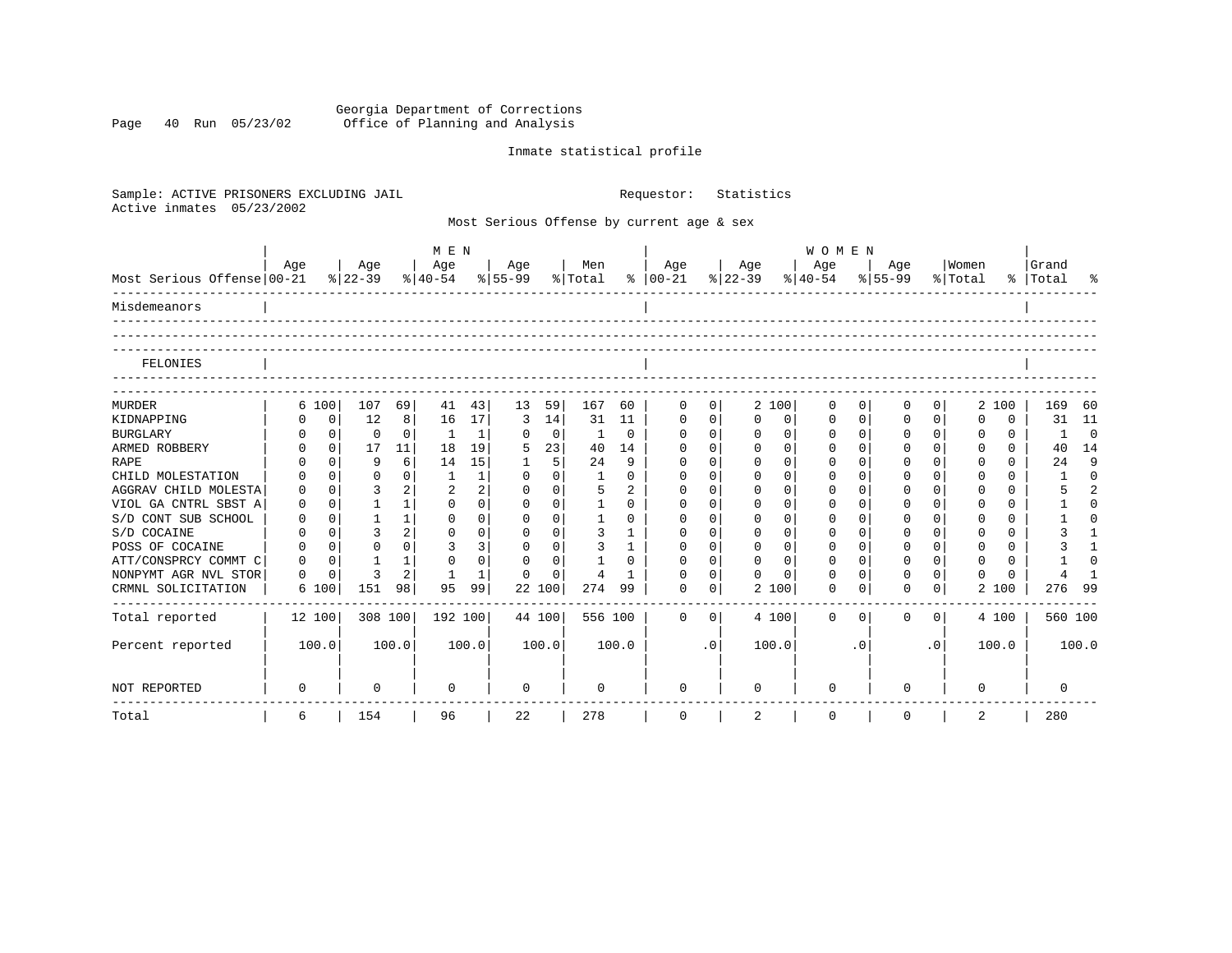Georgia Department of Corrections
Office of Planning and Analysis

Inmate statistical profile

Sample: ACTIVE PRISONERS EXCLUDING JAIL    Requestor: Statistics
Active inmates 05/23/2002

Most Serious Offense by current age & sex

| Most Serious Offense | MEN Age 00-21 | % | Age 22-39 | % | Age 40-54 | % | Age 55-99 | % | Men Total | % | WOMEN Age 00-21 | % | Age 22-39 | % | Age 40-54 | % | Age 55-99 | % | Women Total | % | Grand Total | % |
|---|---|---|---|---|---|---|---|---|---|---|---|---|---|---|---|---|---|---|---|---|---|---|
| Misdemeanors | | | | | | | | | | | | | | | | | | | | | | |
| FELONIES | | | | | | | | | | | | | | | | | | | | | | |
| MURDER | 6 | 100 | 107 | 69 | 41 | 43 | 13 | 59 | 167 | 60 | 0 | 0 | 2 | 100 | 0 | 0 | 0 | 0 | 2 | 100 | 169 | 60 |
| KIDNAPPING | 0 | 0 | 12 | 8 | 16 | 17 | 3 | 14 | 31 | 11 | 0 | 0 | 0 | 0 | 0 | 0 | 0 | 0 | 0 | 0 | 31 | 11 |
| BURGLARY | 0 | 0 | 0 | 0 | 1 | 1 | 0 | 0 | 1 | 0 | 0 | 0 | 0 | 0 | 0 | 0 | 0 | 0 | 0 | 0 | 1 | 0 |
| ARMED ROBBERY | 0 | 0 | 17 | 11 | 18 | 19 | 5 | 23 | 40 | 14 | 0 | 0 | 0 | 0 | 0 | 0 | 0 | 0 | 0 | 0 | 40 | 14 |
| RAPE | 0 | 0 | 9 | 6 | 14 | 15 | 1 | 5 | 24 | 9 | 0 | 0 | 0 | 0 | 0 | 0 | 0 | 0 | 0 | 0 | 24 | 9 |
| CHILD MOLESTATION | 0 | 0 | 0 | 0 | 1 | 1 | 0 | 0 | 1 | 0 | 0 | 0 | 0 | 0 | 0 | 0 | 0 | 0 | 0 | 0 | 1 | 0 |
| AGGRAV CHILD MOLESTA | 0 | 0 | 3 | 2 | 2 | 2 | 0 | 0 | 5 | 2 | 0 | 0 | 0 | 0 | 0 | 0 | 0 | 0 | 0 | 0 | 5 | 2 |
| VIOL GA CNTRL SBST A | 0 | 0 | 1 | 1 | 0 | 0 | 0 | 0 | 1 | 0 | 0 | 0 | 0 | 0 | 0 | 0 | 0 | 0 | 0 | 0 | 1 | 0 |
| S/D CONT SUB SCHOOL | 0 | 0 | 1 | 1 | 0 | 0 | 0 | 0 | 1 | 0 | 0 | 0 | 0 | 0 | 0 | 0 | 0 | 0 | 0 | 0 | 1 | 0 |
| S/D COCAINE | 0 | 0 | 3 | 2 | 0 | 0 | 0 | 0 | 3 | 1 | 0 | 0 | 0 | 0 | 0 | 0 | 0 | 0 | 0 | 0 | 3 | 1 |
| POSS OF COCAINE | 0 | 0 | 0 | 0 | 3 | 3 | 0 | 0 | 3 | 1 | 0 | 0 | 0 | 0 | 0 | 0 | 0 | 0 | 0 | 0 | 3 | 1 |
| ATT/CONSPRCY COMMT C | 0 | 0 | 1 | 1 | 0 | 0 | 0 | 0 | 1 | 0 | 0 | 0 | 0 | 0 | 0 | 0 | 0 | 0 | 0 | 0 | 1 | 0 |
| NONPYMT AGR NVL STOR | 0 | 0 | 3 | 2 | 1 | 1 | 0 | 0 | 4 | 1 | 0 | 0 | 0 | 0 | 0 | 0 | 0 | 0 | 0 | 0 | 4 | 1 |
| CRMNL SOLICITATION | 6 | 100 | 151 | 98 | 95 | 99 | 22 | 100 | 274 | 99 | 0 | 0 | 2 | 100 | 0 | 0 | 0 | 0 | 2 | 100 | 276 | 99 |
| Total reported | 12 | 100 | 308 | 100 | 192 | 100 | 44 | 100 | 556 | 100 | 0 | 0 | 4 | 100 | 0 | 0 | 0 | 0 | 4 | 100 | 560 | 100 |
| Percent reported | | 100.0 | | 100.0 | | 100.0 | | 100.0 | | 100.0 | | .0 | | 100.0 | | .0 | | .0 | | 100.0 | | 100.0 |
| NOT REPORTED | 0 | | 0 | | 0 | | 0 | | 0 | | 0 | | 0 | | 0 | | 0 | | 0 | | 0 | |
| Total | 6 | | 154 | | 96 | | 22 | | 278 | | 0 | | 2 | | 0 | | 0 | | 2 | | 280 | |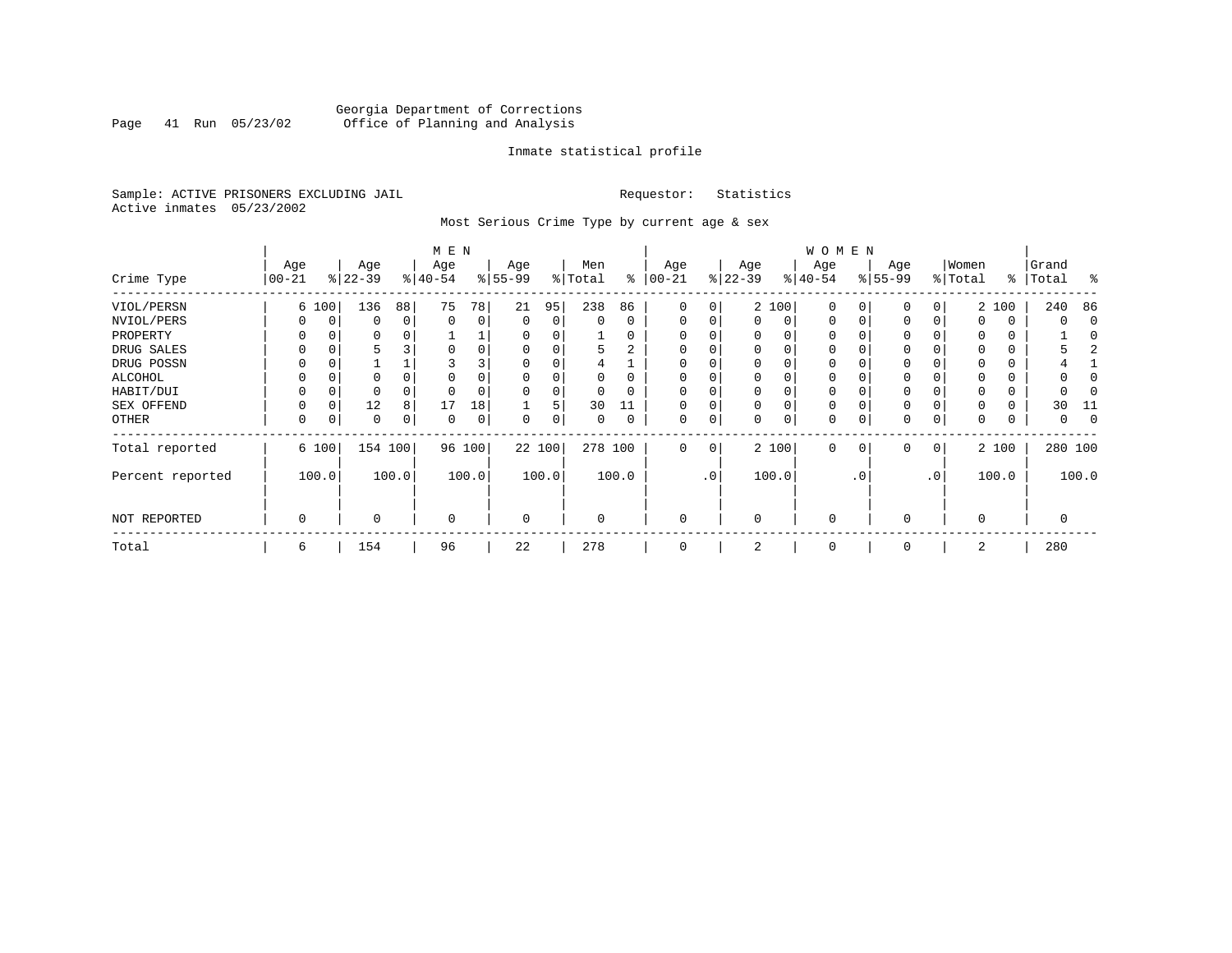Georgia Department of Corrections
Office of Planning and Analysis

Inmate statistical profile

Sample: ACTIVE PRISONERS EXCLUDING JAIL
Active inmates 05/23/2002

Requestor: Statistics

Most Serious Crime Type by current age & sex

| | MEN | | | | | | | | | | WOMEN | | | | | | | | | | | |
|---|---|---|---|---|---|---|---|---|---|---|---|---|---|---|---|---|---|---|---|---|---|---|
| Crime Type | Age 00-21 | % | Age 22-39 | % | Age 40-54 | % | Age 55-99 | % | Men Total | % | Age 00-21 | % | Age 22-39 | % | Age 40-54 | % | Age 55-99 | % | Women Total | % | Grand Total | % |
| VIOL/PERSN | 6 | 100 | 136 | 88 | 75 | 78 | 21 | 95 | 238 | 86 | 0 | 0 | 2 | 100 | 0 | 0 | 0 | 0 | 2 | 100 | 240 | 86 |
| NVIOL/PERS | 0 | 0 | 0 | 0 | 0 | 0 | 0 | 0 | 0 | 0 | 0 | 0 | 0 | 0 | 0 | 0 | 0 | 0 | 0 | 0 | 0 | 0 |
| PROPERTY | 0 | 0 | 0 | 0 | 1 | 1 | 0 | 0 | 1 | 0 | 0 | 0 | 0 | 0 | 0 | 0 | 0 | 0 | 0 | 0 | 1 | 0 |
| DRUG SALES | 0 | 0 | 5 | 3 | 0 | 0 | 0 | 0 | 5 | 2 | 0 | 0 | 0 | 0 | 0 | 0 | 0 | 0 | 0 | 0 | 5 | 2 |
| DRUG POSSN | 0 | 0 | 1 | 1 | 3 | 3 | 0 | 0 | 4 | 1 | 0 | 0 | 0 | 0 | 0 | 0 | 0 | 0 | 0 | 0 | 4 | 1 |
| ALCOHOL | 0 | 0 | 0 | 0 | 0 | 0 | 0 | 0 | 0 | 0 | 0 | 0 | 0 | 0 | 0 | 0 | 0 | 0 | 0 | 0 | 0 | 0 |
| HABIT/DUI | 0 | 0 | 0 | 0 | 0 | 0 | 0 | 0 | 0 | 0 | 0 | 0 | 0 | 0 | 0 | 0 | 0 | 0 | 0 | 0 | 0 | 0 |
| SEX OFFEND | 0 | 0 | 12 | 8 | 17 | 18 | 1 | 5 | 30 | 11 | 0 | 0 | 0 | 0 | 0 | 0 | 0 | 0 | 0 | 0 | 30 | 11 |
| OTHER | 0 | 0 | 0 | 0 | 0 | 0 | 0 | 0 | 0 | 0 | 0 | 0 | 0 | 0 | 0 | 0 | 0 | 0 | 0 | 0 | 0 | 0 |
| Total reported | 6 | 100 | 154 | 100 | 96 | 100 | 22 | 100 | 278 | 100 | 0 | 0 | 2 | 100 | 0 | 0 | 0 | 0 | 2 | 100 | 280 | 100 |
| Percent reported | | 100.0 | | 100.0 | | 100.0 | | 100.0 | | 100.0 | | .0 | | 100.0 | | .0 | | .0 | | 100.0 | | 100.0 |
| NOT REPORTED | 0 | | 0 | | 0 | | 0 | | 0 | | 0 | | 0 | | 0 | | 0 | | 0 | | 0 | |
| Total | 6 | | 154 | | 96 | | 22 | | 278 | | 0 | | 2 | | 0 | | 0 | | 2 | | 280 | |